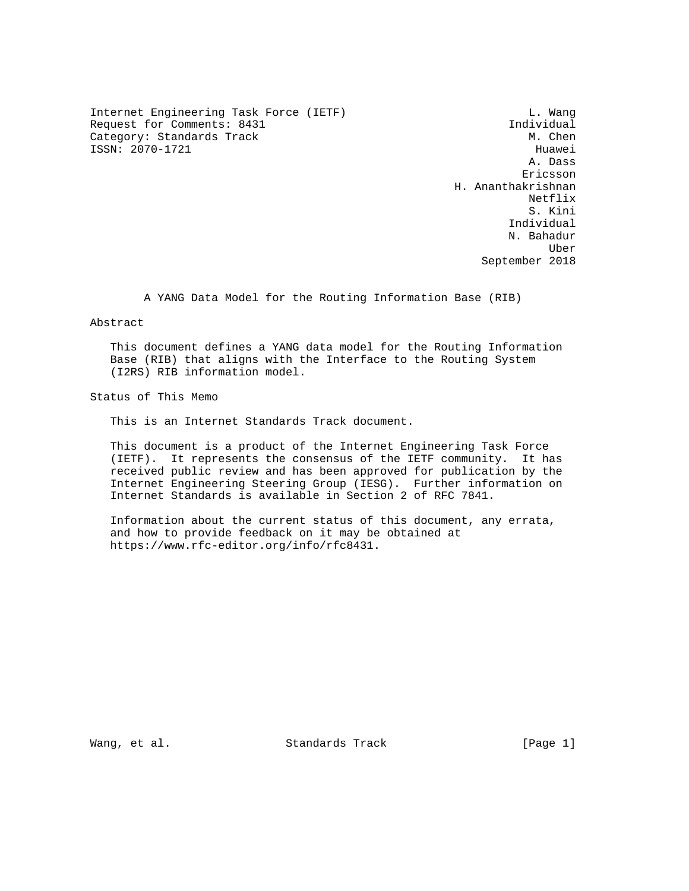Internet Engineering Task Force (IETF)                          L. Wang
Request for Comments: 8431                                   Individual
Category: Standards Track                                       M. Chen
ISSN: 2070-1721                                                  Huawei
                                                                A. Dass
                                                               Ericsson
                                                     H. Ananthakrishnan
                                                                Netflix
                                                                S. Kini
                                                             Individual
                                                             N. Bahadur
                                                                   Uber
                                                         September 2018

# A YANG Data Model for the Routing Information Base (RIB)

## Abstract

This document defines a YANG data model for the Routing Information Base (RIB) that aligns with the Interface to the Routing System (I2RS) RIB information model.

## Status of This Memo

This is an Internet Standards Track document.

This document is a product of the Internet Engineering Task Force (IETF). It represents the consensus of the IETF community. It has received public review and has been approved for publication by the Internet Engineering Steering Group (IESG). Further information on Internet Standards is available in Section 2 of RFC 7841.

Information about the current status of this document, any errata, and how to provide feedback on it may be obtained at https://www.rfc-editor.org/info/rfc8431.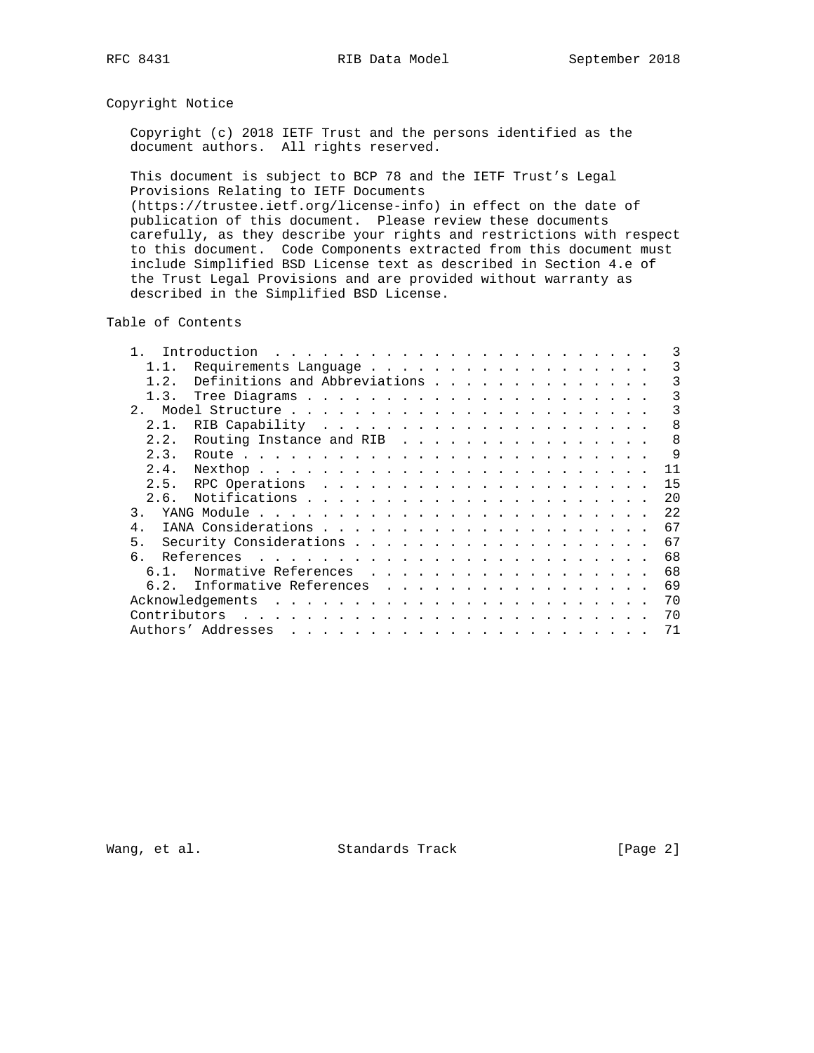## Copyright Notice

Copyright (c) 2018 IETF Trust and the persons identified as the document authors. All rights reserved.

This document is subject to BCP 78 and the IETF Trust's Legal Provisions Relating to IETF Documents (https://trustee.ietf.org/license-info) in effect on the date of publication of this document. Please review these documents carefully, as they describe your rights and restrictions with respect to this document. Code Components extracted from this document must include Simplified BSD License text as described in Section 4.e of the Trust Legal Provisions and are provided without warranty as described in the Simplified BSD License.

## Table of Contents

```
   1.  Introduction . . . . . . . . . . . . . . . . . . . . . . . .   3
     1.1.  Requirements Language . . . . . . . . . . . . . . . . . .   3
     1.2.  Definitions and Abbreviations . . . . . . . . . . . . . .   3
     1.3.  Tree Diagrams . . . . . . . . . . . . . . . . . . . . . .   3
   2.  Model Structure . . . . . . . . . . . . . . . . . . . . . . .   3
     2.1.  RIB Capability  . . . . . . . . . . . . . . . . . . . . .   8
     2.2.  Routing Instance and RIB  . . . . . . . . . . . . . . . .   8
     2.3.  Route . . . . . . . . . . . . . . . . . . . . . . . . . .   9
     2.4.  Nexthop . . . . . . . . . . . . . . . . . . . . . . . . .  11
     2.5.  RPC Operations  . . . . . . . . . . . . . . . . . . . . .  15
     2.6.  Notifications . . . . . . . . . . . . . . . . . . . . . .  20
   3.  YANG Module . . . . . . . . . . . . . . . . . . . . . . . . .  22
   4.  IANA Considerations . . . . . . . . . . . . . . . . . . . . .  67
   5.  Security Considerations . . . . . . . . . . . . . . . . . . .  67
   6.  References  . . . . . . . . . . . . . . . . . . . . . . . . .  68
     6.1.  Normative References  . . . . . . . . . . . . . . . . . .  68
     6.2.  Informative References  . . . . . . . . . . . . . . . . .  69
   Acknowledgements  . . . . . . . . . . . . . . . . . . . . . . . .  70
   Contributors  . . . . . . . . . . . . . . . . . . . . . . . . . .  70
   Authors' Addresses  . . . . . . . . . . . . . . . . . . . . . . .  71
```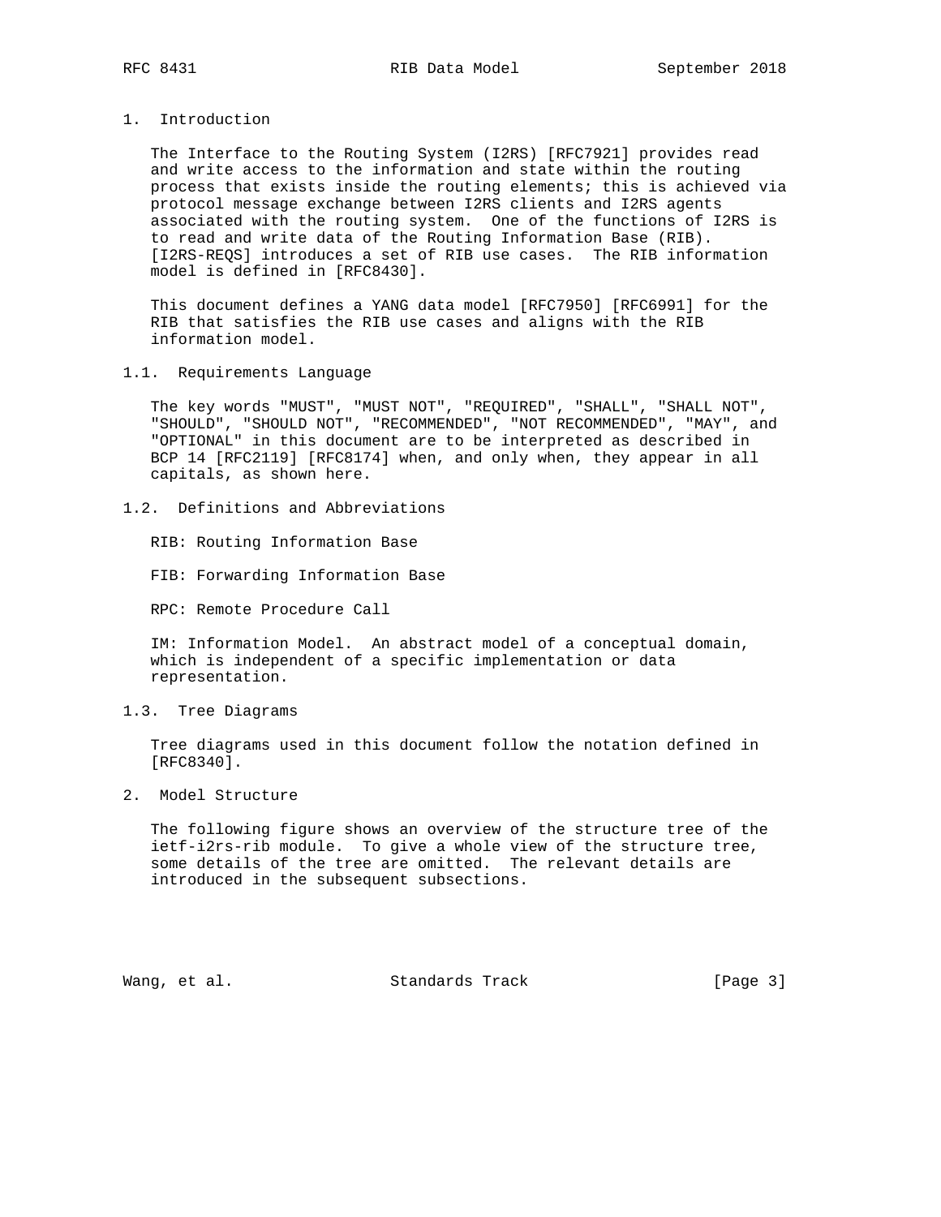## 1. Introduction

The Interface to the Routing System (I2RS) [RFC7921] provides read and write access to the information and state within the routing process that exists inside the routing elements; this is achieved via protocol message exchange between I2RS clients and I2RS agents associated with the routing system. One of the functions of I2RS is to read and write data of the Routing Information Base (RIB). [I2RS-REQS] introduces a set of RIB use cases. The RIB information model is defined in [RFC8430].

This document defines a YANG data model [RFC7950] [RFC6991] for the RIB that satisfies the RIB use cases and aligns with the RIB information model.

### 1.1. Requirements Language

The key words "MUST", "MUST NOT", "REQUIRED", "SHALL", "SHALL NOT", "SHOULD", "SHOULD NOT", "RECOMMENDED", "NOT RECOMMENDED", "MAY", and "OPTIONAL" in this document are to be interpreted as described in BCP 14 [RFC2119] [RFC8174] when, and only when, they appear in all capitals, as shown here.

### 1.2. Definitions and Abbreviations

RIB: Routing Information Base

FIB: Forwarding Information Base

RPC: Remote Procedure Call

IM: Information Model. An abstract model of a conceptual domain, which is independent of a specific implementation or data representation.

### 1.3. Tree Diagrams

Tree diagrams used in this document follow the notation defined in [RFC8340].

## 2. Model Structure

The following figure shows an overview of the structure tree of the ietf-i2rs-rib module. To give a whole view of the structure tree, some details of the tree are omitted. The relevant details are introduced in the subsequent subsections.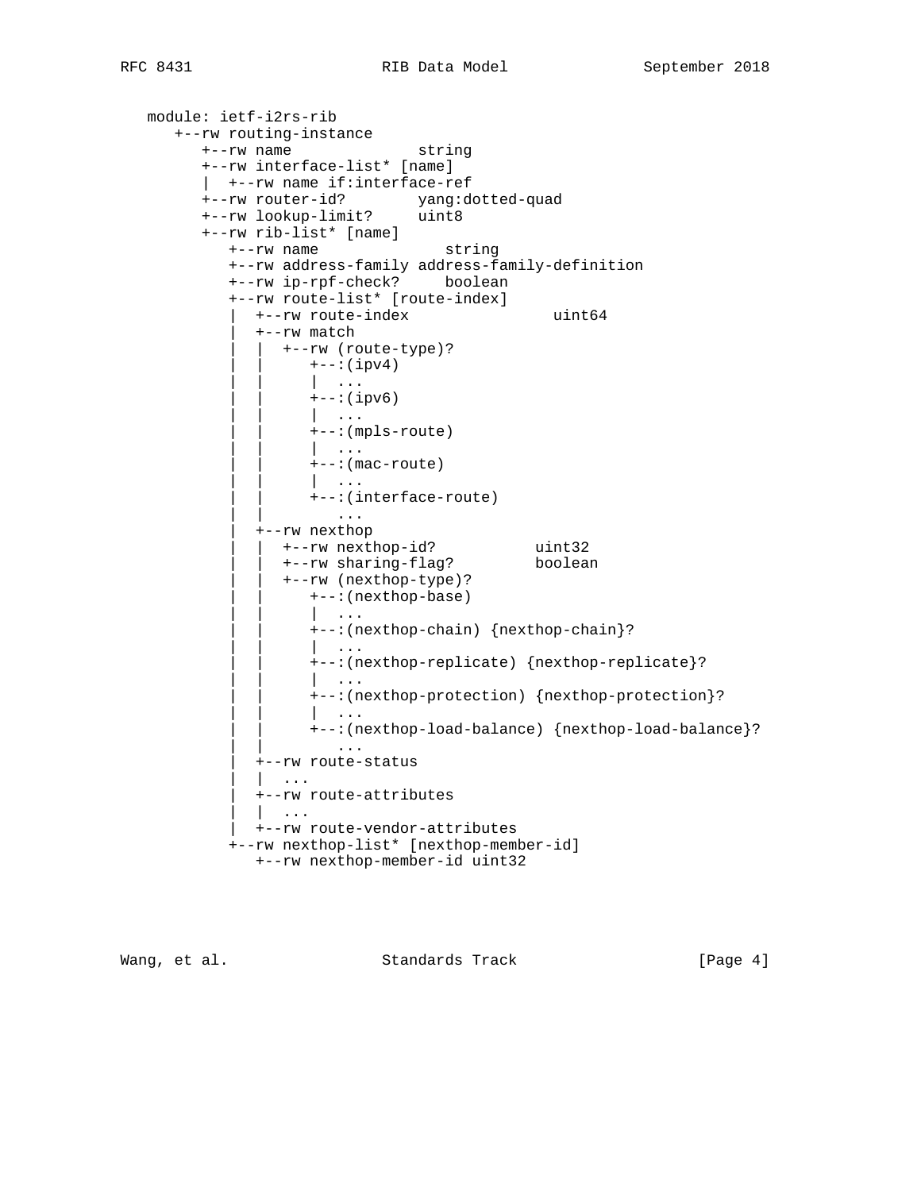```
module: ietf-i2rs-rib
   +--rw routing-instance
      +--rw name              string
      +--rw interface-list* [name]
      |  +--rw name if:interface-ref
      +--rw router-id?        yang:dotted-quad
      +--rw lookup-limit?     uint8
      +--rw rib-list* [name]
         +--rw name              string
         +--rw address-family address-family-definition
         +--rw ip-rpf-check?     boolean
         +--rw route-list* [route-index]
         |  +--rw route-index                uint64
         |  +--rw match
         |  |  +--rw (route-type)?
         |  |     +--:(ipv4)
         |  |     |  ...
         |  |     +--:(ipv6)
         |  |     |  ...
         |  |     +--:(mpls-route)
         |  |     |  ...
         |  |     +--:(mac-route)
         |  |     |  ...
         |  |     +--:(interface-route)
         |  |        ...
         |  +--rw nexthop
         |  |  +--rw nexthop-id?           uint32
         |  |  +--rw sharing-flag?         boolean
         |  |  +--rw (nexthop-type)?
         |  |     +--:(nexthop-base)
         |  |     |  ...
         |  |     +--:(nexthop-chain) {nexthop-chain}?
         |  |     |  ...
         |  |     +--:(nexthop-replicate) {nexthop-replicate}?
         |  |     |  ...
         |  |     +--:(nexthop-protection) {nexthop-protection}?
         |  |     |  ...
         |  |     +--:(nexthop-load-balance) {nexthop-load-balance}?
         |  |        ...
         |  +--rw route-status
         |  |  ...
         |  +--rw route-attributes
         |  |  ...
         |  +--rw route-vendor-attributes
         +--rw nexthop-list* [nexthop-member-id]
            +--rw nexthop-member-id uint32
```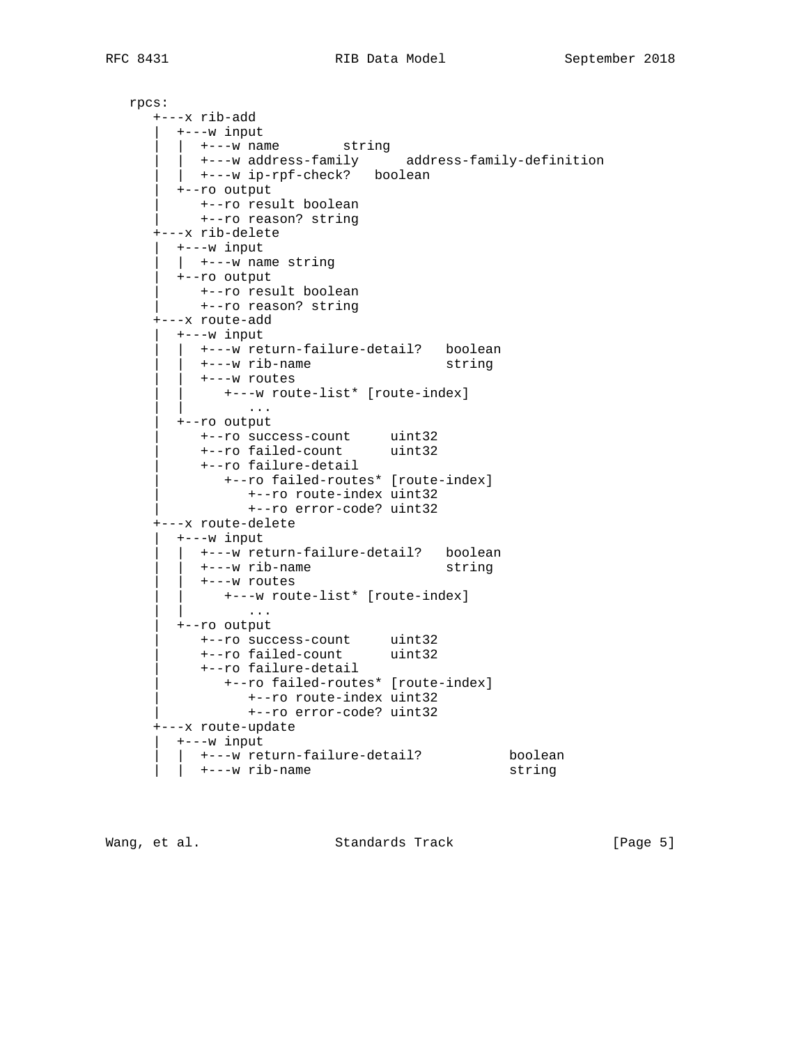```
   rpcs:
      +---x rib-add
      |  +---w input
      |  |  +---w name        string
      |  |  +---w address-family      address-family-definition
      |  |  +---w ip-rpf-check?   boolean
      |  +--ro output
      |     +--ro result boolean
      |     +--ro reason? string
      +---x rib-delete
      |  +---w input
      |  |  +---w name string
      |  +--ro output
      |     +--ro result boolean
      |     +--ro reason? string
      +---x route-add
      |  +---w input
      |  |  +---w return-failure-detail?   boolean
      |  |  +---w rib-name                 string
      |  |  +---w routes
      |  |     +---w route-list* [route-index]
      |  |        ...
      |  +--ro output
      |     +--ro success-count     uint32
      |     +--ro failed-count      uint32
      |     +--ro failure-detail
      |        +--ro failed-routes* [route-index]
      |           +--ro route-index uint32
      |           +--ro error-code? uint32
      +---x route-delete
      |  +---w input
      |  |  +---w return-failure-detail?   boolean
      |  |  +---w rib-name                 string
      |  |  +---w routes
      |  |     +---w route-list* [route-index]
      |  |        ...
      |  +--ro output
      |     +--ro success-count     uint32
      |     +--ro failed-count      uint32
      |     +--ro failure-detail
      |        +--ro failed-routes* [route-index]
      |           +--ro route-index uint32
      |           +--ro error-code? uint32
      +---x route-update
      |  +---w input
      |  |  +---w return-failure-detail?           boolean
      |  |  +---w rib-name                         string
```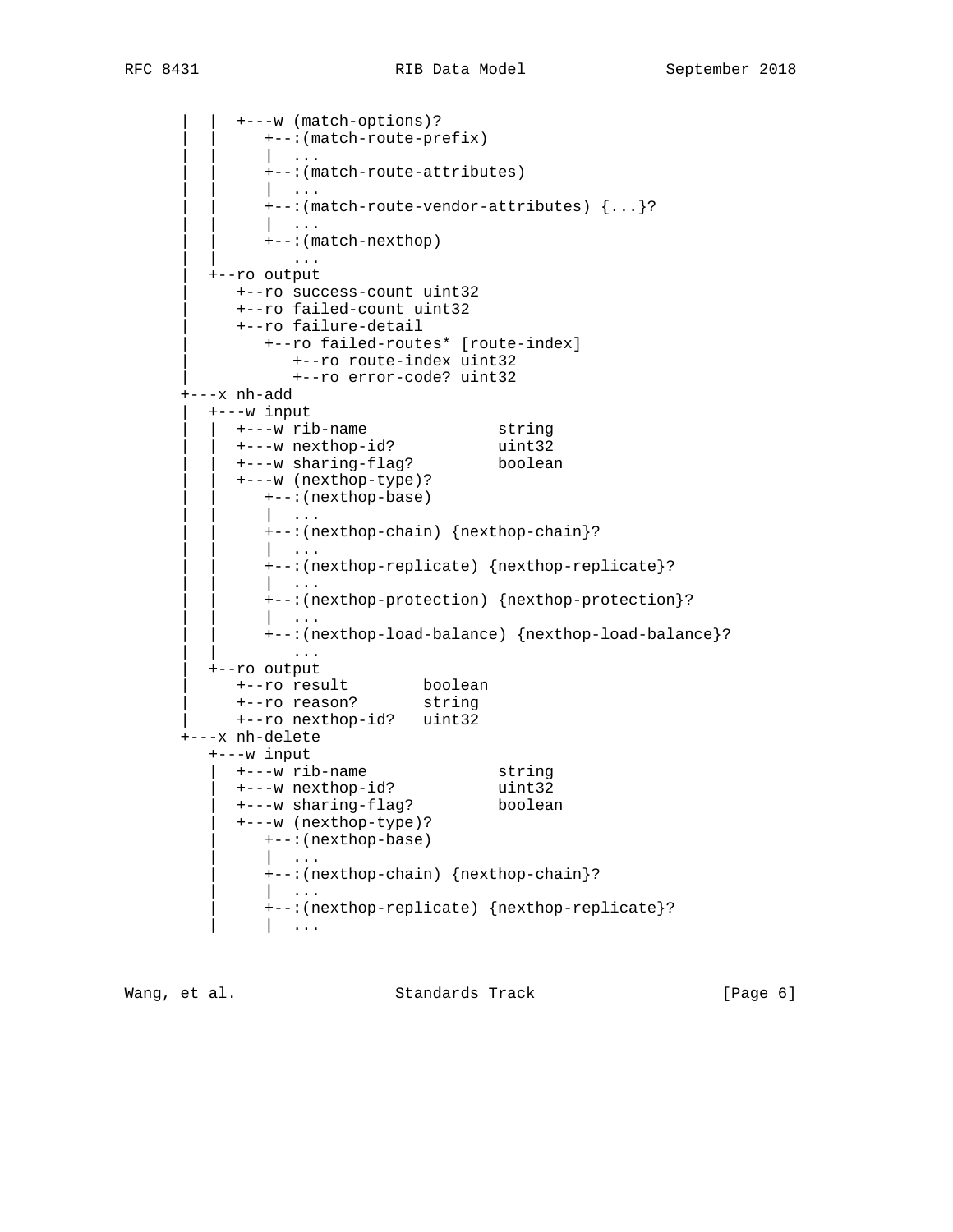```
      |  |  +---w (match-options)?
      |  |     +--:(match-route-prefix)
      |  |     |  ...
      |  |     +--:(match-route-attributes)
      |  |     |  ...
      |  |     +--:(match-route-vendor-attributes) {...}?
      |  |     |  ...
      |  |     +--:(match-nexthop)
      |  |        ...
      |  +--ro output
      |     +--ro success-count uint32
      |     +--ro failed-count uint32
      |     +--ro failure-detail
      |        +--ro failed-routes* [route-index]
      |           +--ro route-index uint32
      |           +--ro error-code? uint32
      +---x nh-add
      |  +---w input
      |  |  +---w rib-name              string
      |  |  +---w nexthop-id?           uint32
      |  |  +---w sharing-flag?         boolean
      |  |  +---w (nexthop-type)?
      |  |     +--:(nexthop-base)
      |  |     |  ...
      |  |     +--:(nexthop-chain) {nexthop-chain}?
      |  |     |  ...
      |  |     +--:(nexthop-replicate) {nexthop-replicate}?
      |  |     |  ...
      |  |     +--:(nexthop-protection) {nexthop-protection}?
      |  |     |  ...
      |  |     +--:(nexthop-load-balance) {nexthop-load-balance}?
      |  |        ...
      |  +--ro output
      |     +--ro result        boolean
      |     +--ro reason?       string
      |     +--ro nexthop-id?   uint32
      +---x nh-delete
         +---w input
         |  +---w rib-name              string
         |  +---w nexthop-id?           uint32
         |  +---w sharing-flag?         boolean
         |  +---w (nexthop-type)?
         |     +--:(nexthop-base)
         |     |  ...
         |     +--:(nexthop-chain) {nexthop-chain}?
         |     |  ...
         |     +--:(nexthop-replicate) {nexthop-replicate}?
         |     |  ...
```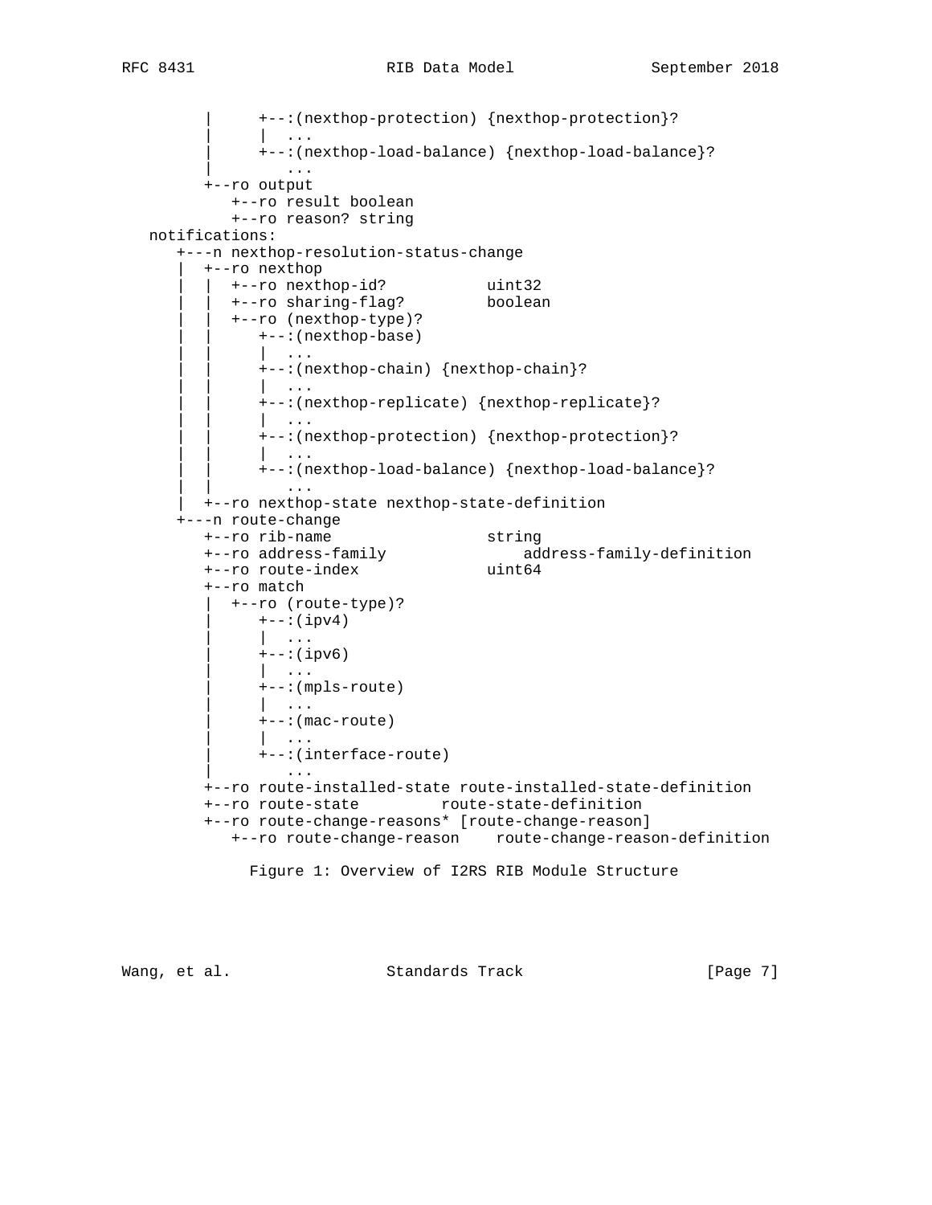```
         |     +--:(nexthop-protection) {nexthop-protection}?
         |     |  ...
         |     +--:(nexthop-load-balance) {nexthop-load-balance}?
         |        ...
         +--ro output
            +--ro result boolean
            +--ro reason? string
   notifications:
      +---n nexthop-resolution-status-change
      |  +--ro nexthop
      |  |  +--ro nexthop-id?           uint32
      |  |  +--ro sharing-flag?         boolean
      |  |  +--ro (nexthop-type)?
      |  |     +--:(nexthop-base)
      |  |     |  ...
      |  |     +--:(nexthop-chain) {nexthop-chain}?
      |  |     |  ...
      |  |     +--:(nexthop-replicate) {nexthop-replicate}?
      |  |     |  ...
      |  |     +--:(nexthop-protection) {nexthop-protection}?
      |  |     |  ...
      |  |     +--:(nexthop-load-balance) {nexthop-load-balance}?
      |  |        ...
      |  +--ro nexthop-state nexthop-state-definition
      +---n route-change
         +--ro rib-name                 string
         +--ro address-family               address-family-definition
         +--ro route-index              uint64
         +--ro match
         |  +--ro (route-type)?
         |     +--:(ipv4)
         |     |  ...
         |     +--:(ipv6)
         |     |  ...
         |     +--:(mpls-route)
         |     |  ...
         |     +--:(mac-route)
         |     |  ...
         |     +--:(interface-route)
         |        ...
         +--ro route-installed-state route-installed-state-definition
         +--ro route-state         route-state-definition
         +--ro route-change-reasons* [route-change-reason]
            +--ro route-change-reason    route-change-reason-definition
```

Figure 1: Overview of I2RS RIB Module Structure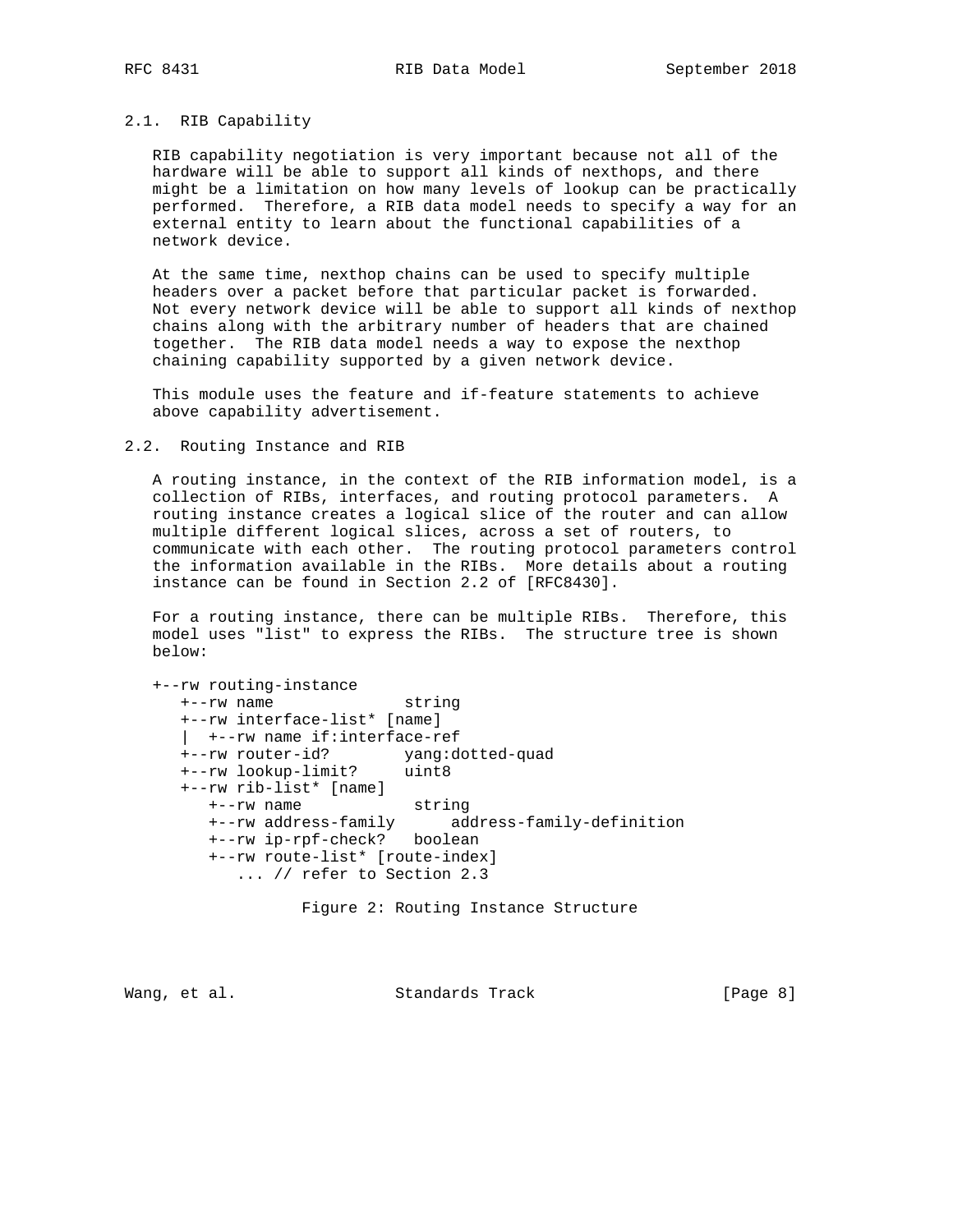### 2.1. RIB Capability

RIB capability negotiation is very important because not all of the hardware will be able to support all kinds of nexthops, and there might be a limitation on how many levels of lookup can be practically performed. Therefore, a RIB data model needs to specify a way for an external entity to learn about the functional capabilities of a network device.

At the same time, nexthop chains can be used to specify multiple headers over a packet before that particular packet is forwarded. Not every network device will be able to support all kinds of nexthop chains along with the arbitrary number of headers that are chained together. The RIB data model needs a way to expose the nexthop chaining capability supported by a given network device.

This module uses the feature and if-feature statements to achieve above capability advertisement.

### 2.2. Routing Instance and RIB

A routing instance, in the context of the RIB information model, is a collection of RIBs, interfaces, and routing protocol parameters. A routing instance creates a logical slice of the router and can allow multiple different logical slices, across a set of routers, to communicate with each other. The routing protocol parameters control the information available in the RIBs. More details about a routing instance can be found in Section 2.2 of [RFC8430].

For a routing instance, there can be multiple RIBs. Therefore, this model uses "list" to express the RIBs. The structure tree is shown below:

```
+--rw routing-instance
   +--rw name              string
   +--rw interface-list* [name]
   |  +--rw name if:interface-ref
   +--rw router-id?        yang:dotted-quad
   +--rw lookup-limit?     uint8
   +--rw rib-list* [name]
      +--rw name            string
      +--rw address-family      address-family-definition
      +--rw ip-rpf-check?   boolean
      +--rw route-list* [route-index]
         ... // refer to Section 2.3
```

Figure 2: Routing Instance Structure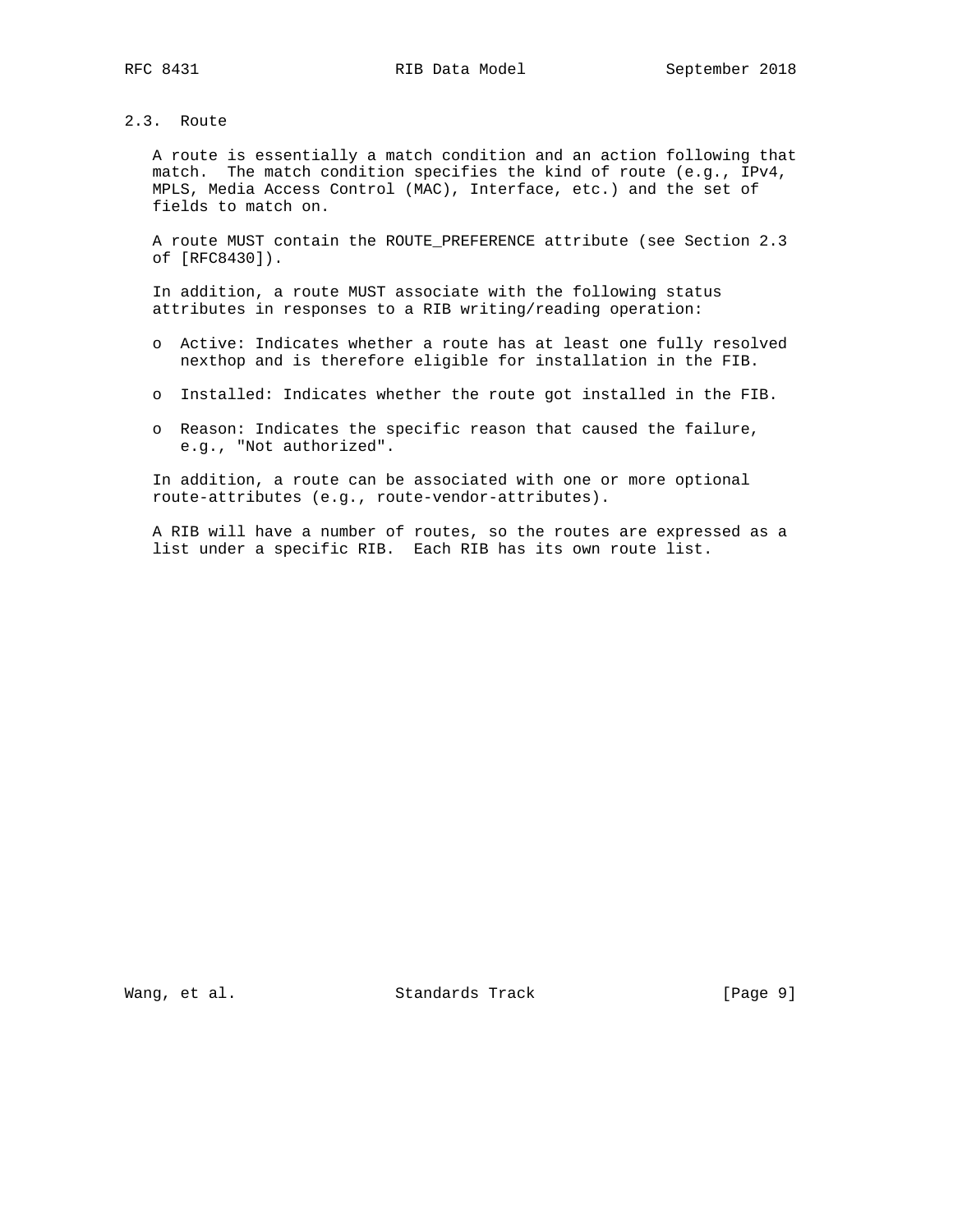### 2.3. Route

A route is essentially a match condition and an action following that match. The match condition specifies the kind of route (e.g., IPv4, MPLS, Media Access Control (MAC), Interface, etc.) and the set of fields to match on.

A route MUST contain the ROUTE_PREFERENCE attribute (see Section 2.3 of [RFC8430]).

In addition, a route MUST associate with the following status attributes in responses to a RIB writing/reading operation:

- Active: Indicates whether a route has at least one fully resolved nexthop and is therefore eligible for installation in the FIB.
- Installed: Indicates whether the route got installed in the FIB.
- Reason: Indicates the specific reason that caused the failure, e.g., "Not authorized".

In addition, a route can be associated with one or more optional route-attributes (e.g., route-vendor-attributes).

A RIB will have a number of routes, so the routes are expressed as a list under a specific RIB. Each RIB has its own route list.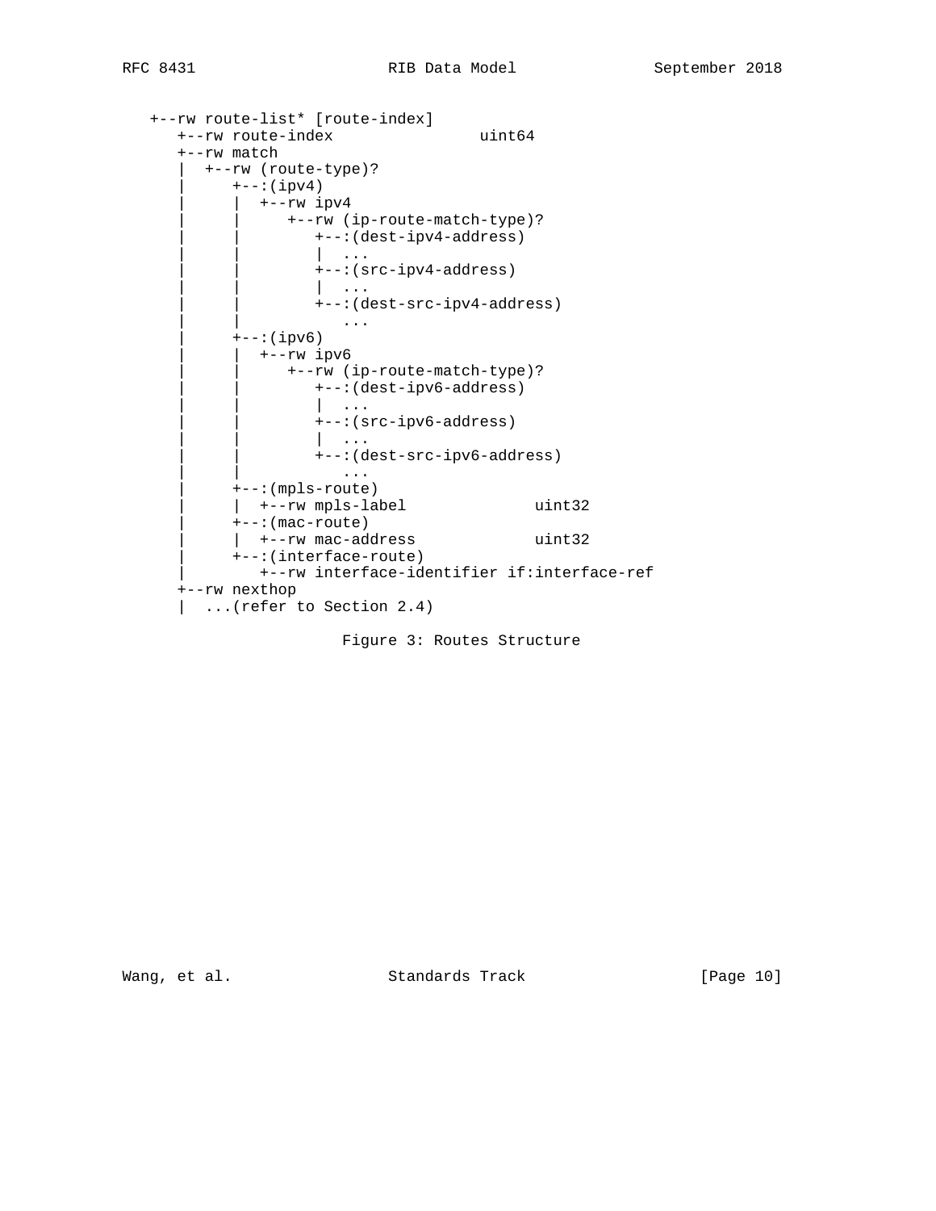```
   +--rw route-list* [route-index]
      +--rw route-index                uint64
      +--rw match
      |  +--rw (route-type)?
      |     +--:(ipv4)
      |     |  +--rw ipv4
      |     |     +--rw (ip-route-match-type)?
      |     |        +--:(dest-ipv4-address)
      |     |        |  ...
      |     |        +--:(src-ipv4-address)
      |     |        |  ...
      |     |        +--:(dest-src-ipv4-address)
      |     |           ...
      |     +--:(ipv6)
      |     |  +--rw ipv6
      |     |     +--rw (ip-route-match-type)?
      |     |        +--:(dest-ipv6-address)
      |     |        |  ...
      |     |        +--:(src-ipv6-address)
      |     |        |  ...
      |     |        +--:(dest-src-ipv6-address)
      |     |           ...
      |     +--:(mpls-route)
      |     |  +--rw mpls-label              uint32
      |     +--:(mac-route)
      |     |  +--rw mac-address             uint32
      |     +--:(interface-route)
      |        +--rw interface-identifier if:interface-ref
      +--rw nexthop
      |  ...(refer to Section 2.4)
```

Figure 3: Routes Structure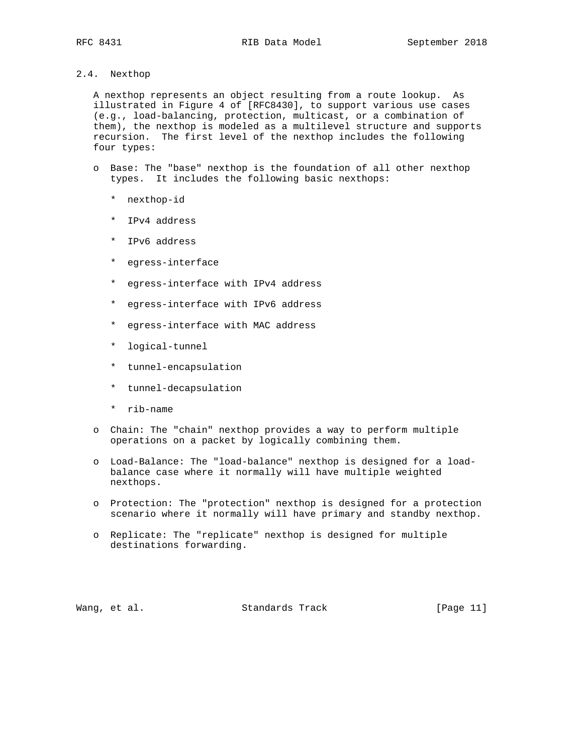## 2.4. Nexthop

A nexthop represents an object resulting from a route lookup. As illustrated in Figure 4 of [RFC8430], to support various use cases (e.g., load-balancing, protection, multicast, or a combination of them), the nexthop is modeled as a multilevel structure and supports recursion. The first level of the nexthop includes the following four types:

- Base: The "base" nexthop is the foundation of all other nexthop types. It includes the following basic nexthops:
  - nexthop-id
  - IPv4 address
  - IPv6 address
  - egress-interface
  - egress-interface with IPv4 address
  - egress-interface with IPv6 address
  - egress-interface with MAC address
  - logical-tunnel
  - tunnel-encapsulation
  - tunnel-decapsulation
  - rib-name
- Chain: The "chain" nexthop provides a way to perform multiple operations on a packet by logically combining them.
- Load-Balance: The "load-balance" nexthop is designed for a load-balance case where it normally will have multiple weighted nexthops.
- Protection: The "protection" nexthop is designed for a protection scenario where it normally will have primary and standby nexthop.
- Replicate: The "replicate" nexthop is designed for multiple destinations forwarding.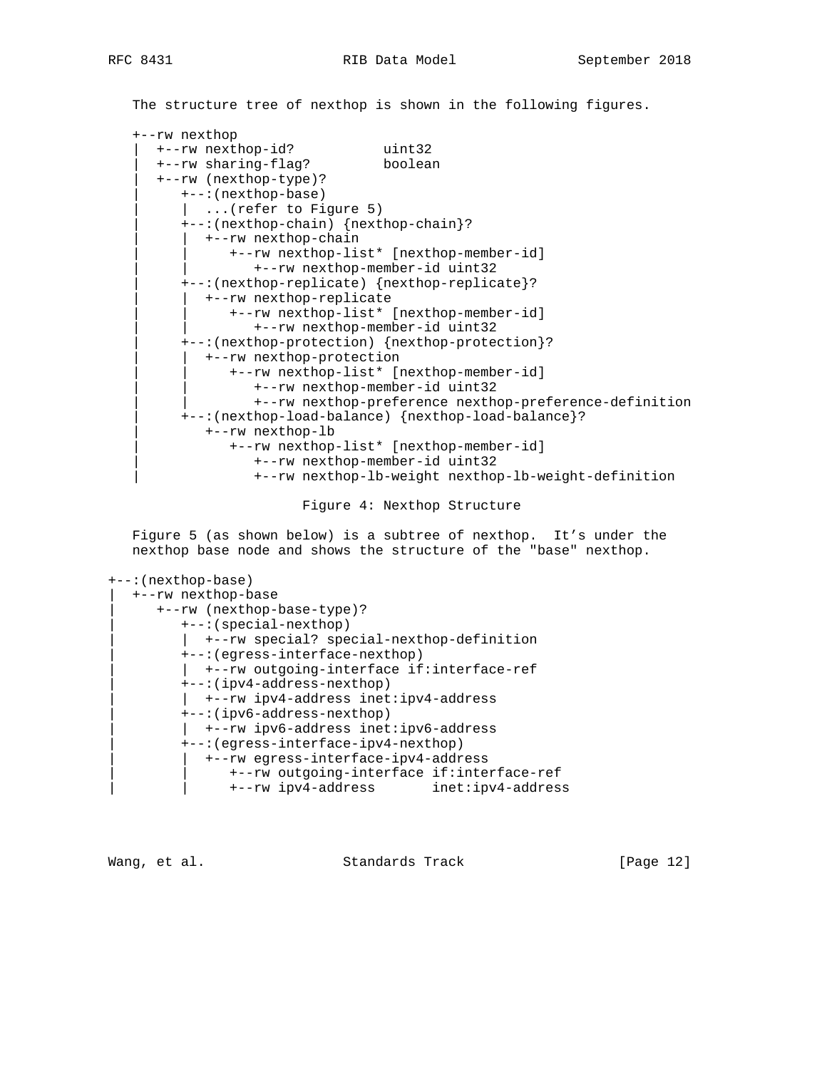The structure tree of nexthop is shown in the following figures.

```
+--rw nexthop
|  +--rw nexthop-id?           uint32
|  +--rw sharing-flag?         boolean
|  +--rw (nexthop-type)?
|     +--:(nexthop-base)
|     |  ...(refer to Figure 5)
|     +--:(nexthop-chain) {nexthop-chain}?
|     |  +--rw nexthop-chain
|     |     +--rw nexthop-list* [nexthop-member-id]
|     |        +--rw nexthop-member-id uint32
|     +--:(nexthop-replicate) {nexthop-replicate}?
|     |  +--rw nexthop-replicate
|     |     +--rw nexthop-list* [nexthop-member-id]
|     |        +--rw nexthop-member-id uint32
|     +--:(nexthop-protection) {nexthop-protection}?
|     |  +--rw nexthop-protection
|     |     +--rw nexthop-list* [nexthop-member-id]
|     |        +--rw nexthop-member-id uint32
|     |        +--rw nexthop-preference nexthop-preference-definition
|     +--:(nexthop-load-balance) {nexthop-load-balance}?
|        +--rw nexthop-lb
|           +--rw nexthop-list* [nexthop-member-id]
|              +--rw nexthop-member-id uint32
|              +--rw nexthop-lb-weight nexthop-lb-weight-definition
```

Figure 4: Nexthop Structure

Figure 5 (as shown below) is a subtree of nexthop. It's under the nexthop base node and shows the structure of the "base" nexthop.

```
+--:(nexthop-base)
|  +--rw nexthop-base
|     +--rw (nexthop-base-type)?
|        +--:(special-nexthop)
|        |  +--rw special? special-nexthop-definition
|        +--:(egress-interface-nexthop)
|        |  +--rw outgoing-interface if:interface-ref
|        +--:(ipv4-address-nexthop)
|        |  +--rw ipv4-address inet:ipv4-address
|        +--:(ipv6-address-nexthop)
|        |  +--rw ipv6-address inet:ipv6-address
|        +--:(egress-interface-ipv4-nexthop)
|        |  +--rw egress-interface-ipv4-address
|        |     +--rw outgoing-interface if:interface-ref
|        |     +--rw ipv4-address       inet:ipv4-address
```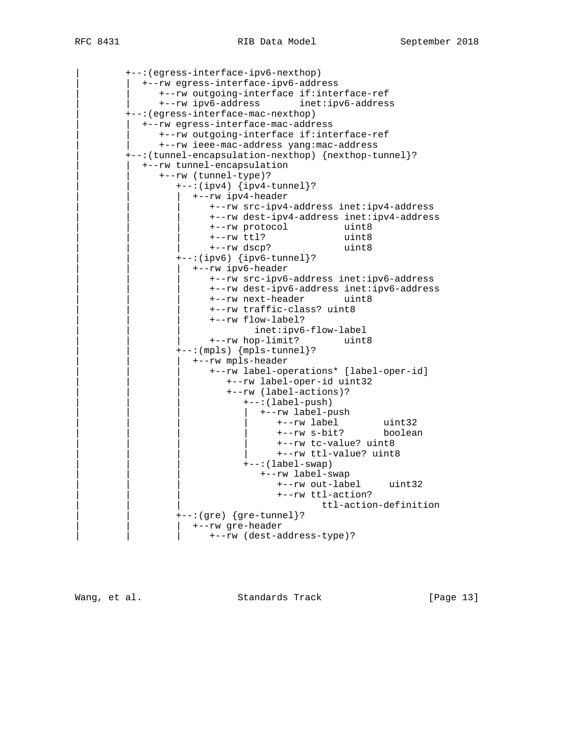```
|        +--:(egress-interface-ipv6-nexthop)
|        |  +--rw egress-interface-ipv6-address
|        |     +--rw outgoing-interface if:interface-ref
|        |     +--rw ipv6-address       inet:ipv6-address
|        +--:(egress-interface-mac-nexthop)
|        |  +--rw egress-interface-mac-address
|        |     +--rw outgoing-interface if:interface-ref
|        |     +--rw ieee-mac-address yang:mac-address
|        +--:(tunnel-encapsulation-nexthop) {nexthop-tunnel}?
|        |  +--rw tunnel-encapsulation
|        |     +--rw (tunnel-type)?
|        |        +--:(ipv4) {ipv4-tunnel}?
|        |        |  +--rw ipv4-header
|        |        |     +--rw src-ipv4-address inet:ipv4-address
|        |        |     +--rw dest-ipv4-address inet:ipv4-address
|        |        |     +--rw protocol          uint8
|        |        |     +--rw ttl?              uint8
|        |        |     +--rw dscp?             uint8
|        |        +--:(ipv6) {ipv6-tunnel}?
|        |        |  +--rw ipv6-header
|        |        |     +--rw src-ipv6-address inet:ipv6-address
|        |        |     +--rw dest-ipv6-address inet:ipv6-address
|        |        |     +--rw next-header       uint8
|        |        |     +--rw traffic-class? uint8
|        |        |     +--rw flow-label?
|        |        |             inet:ipv6-flow-label
|        |        |     +--rw hop-limit?        uint8
|        |        +--:(mpls) {mpls-tunnel}?
|        |        |  +--rw mpls-header
|        |        |     +--rw label-operations* [label-oper-id]
|        |        |        +--rw label-oper-id uint32
|        |        |        +--rw (label-actions)?
|        |        |           +--:(label-push)
|        |        |           |  +--rw label-push
|        |        |           |     +--rw label        uint32
|        |        |           |     +--rw s-bit?       boolean
|        |        |           |     +--rw tc-value? uint8
|        |        |           |     +--rw ttl-value? uint8
|        |        |           +--:(label-swap)
|        |        |              +--rw label-swap
|        |        |                 +--rw out-label     uint32
|        |        |                 +--rw ttl-action?
|        |        |                         ttl-action-definition
|        |        +--:(gre) {gre-tunnel}?
|        |        |  +--rw gre-header
|        |        |     +--rw (dest-address-type)?
```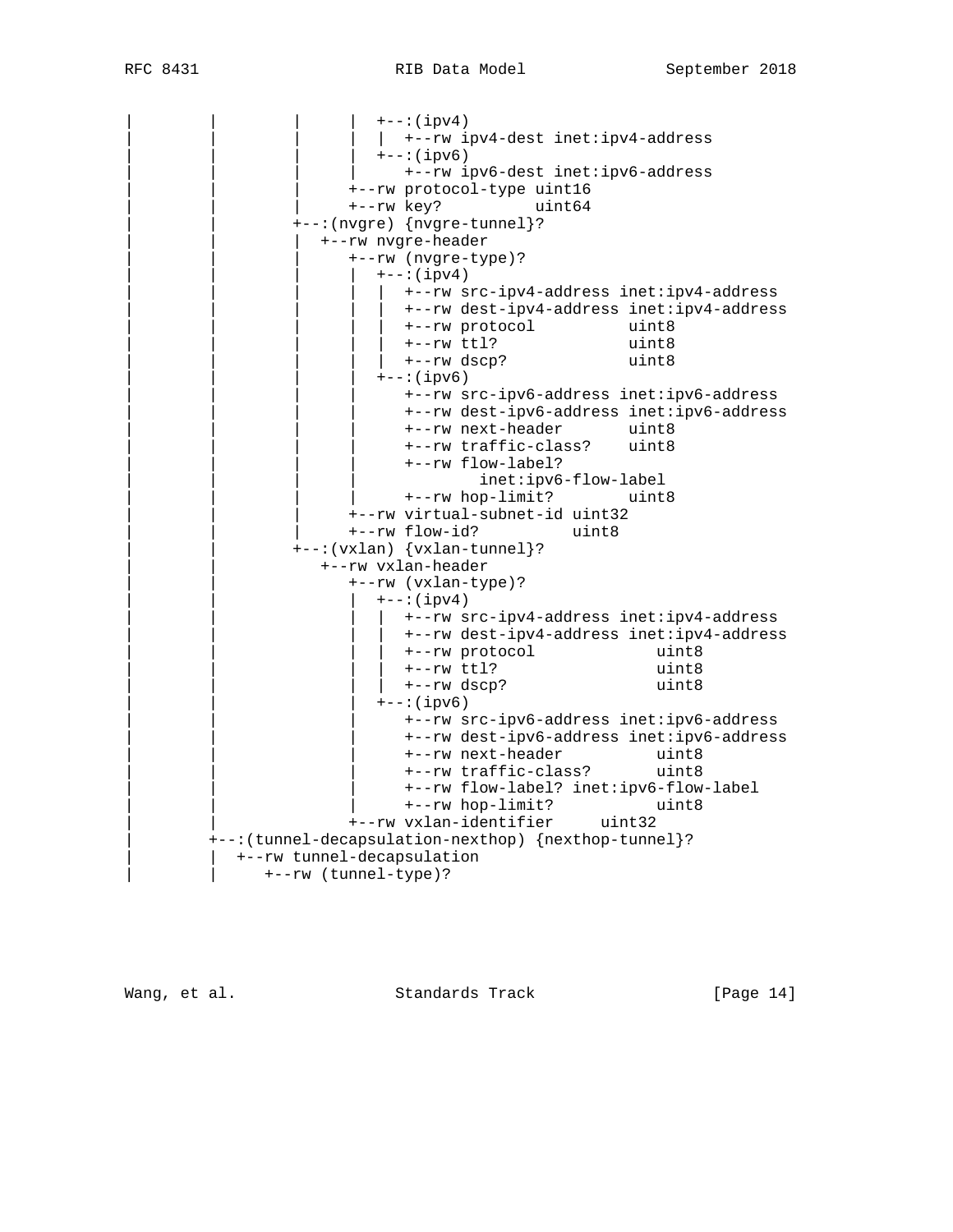```
|        |         |      |  +--:(ipv4)
|        |         |      |  |  +--rw ipv4-dest inet:ipv4-address
|        |         |      |  +--:(ipv6)
|        |         |      |     +--rw ipv6-dest inet:ipv6-address
|        |         |      +--rw protocol-type uint16
|        |         |      +--rw key?          uint64
|        |         +--:(nvgre) {nvgre-tunnel}?
|        |         |  +--rw nvgre-header
|        |         |     +--rw (nvgre-type)?
|        |         |     |  +--:(ipv4)
|        |         |     |  |  +--rw src-ipv4-address inet:ipv4-address
|        |         |     |  |  +--rw dest-ipv4-address inet:ipv4-address
|        |         |     |  |  +--rw protocol          uint8
|        |         |     |  |  +--rw ttl?              uint8
|        |         |     |  |  +--rw dscp?             uint8
|        |         |     |  +--:(ipv6)
|        |         |     |     +--rw src-ipv6-address inet:ipv6-address
|        |         |     |     +--rw dest-ipv6-address inet:ipv6-address
|        |         |     |     +--rw next-header       uint8
|        |         |     |     +--rw traffic-class?    uint8
|        |         |     |     +--rw flow-label?
|        |         |     |             inet:ipv6-flow-label
|        |         |     |     +--rw hop-limit?        uint8
|        |         |     +--rw virtual-subnet-id uint32
|        |         |     +--rw flow-id?          uint8
|        |         +--:(vxlan) {vxlan-tunnel}?
|        |            +--rw vxlan-header
|        |               +--rw (vxlan-type)?
|        |               |  +--:(ipv4)
|        |               |  |  +--rw src-ipv4-address inet:ipv4-address
|        |               |  |  +--rw dest-ipv4-address inet:ipv4-address
|        |               |  |  +--rw protocol             uint8
|        |               |  |  +--rw ttl?                 uint8
|        |               |  |  +--rw dscp?                uint8
|        |               |  +--:(ipv6)
|        |               |     +--rw src-ipv6-address inet:ipv6-address
|        |               |     +--rw dest-ipv6-address inet:ipv6-address
|        |               |     +--rw next-header          uint8
|        |               |     +--rw traffic-class?       uint8
|        |               |     +--rw flow-label? inet:ipv6-flow-label
|        |               |     +--rw hop-limit?           uint8
|        |               +--rw vxlan-identifier     uint32
|        +--:(tunnel-decapsulation-nexthop) {nexthop-tunnel}?
|        |  +--rw tunnel-decapsulation
|        |     +--rw (tunnel-type)?
```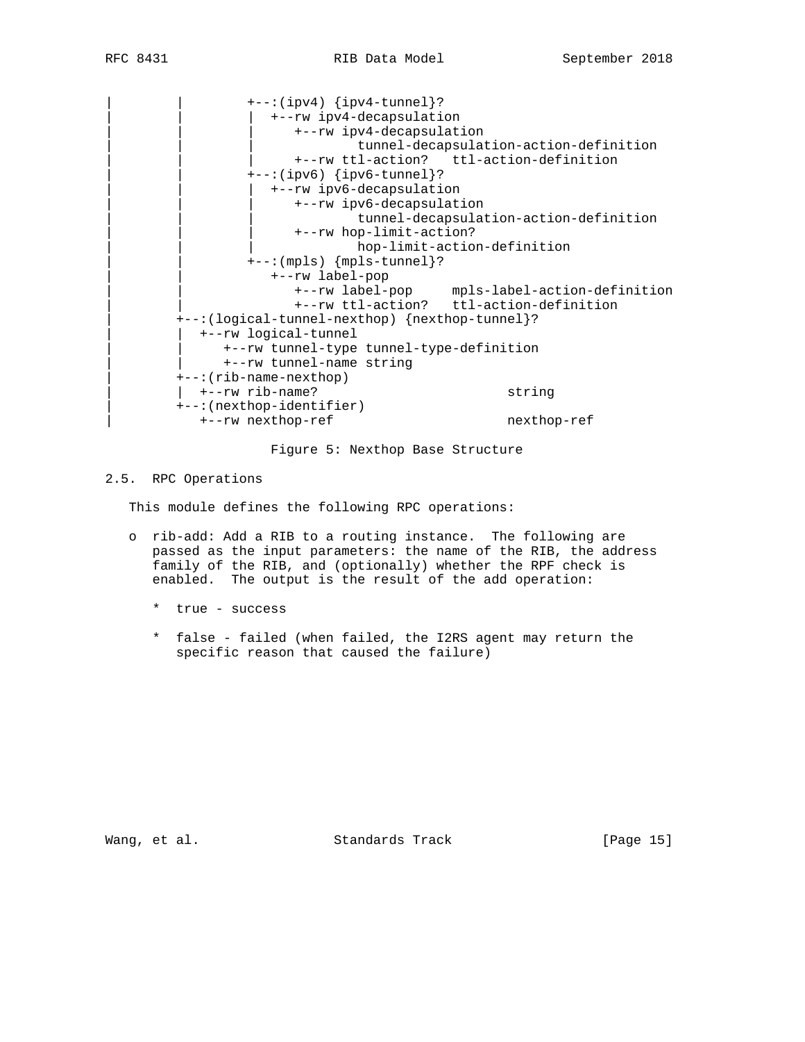```
|        |        +--:(ipv4) {ipv4-tunnel}?
|        |        |  +--rw ipv4-decapsulation
|        |        |     +--rw ipv4-decapsulation
|        |        |             tunnel-decapsulation-action-definition
|        |        |     +--rw ttl-action?   ttl-action-definition
|        |        +--:(ipv6) {ipv6-tunnel}?
|        |        |  +--rw ipv6-decapsulation
|        |        |     +--rw ipv6-decapsulation
|        |        |             tunnel-decapsulation-action-definition
|        |        |     +--rw hop-limit-action?
|        |        |             hop-limit-action-definition
|        |        +--:(mpls) {mpls-tunnel}?
|        |           +--rw label-pop
|        |              +--rw label-pop     mpls-label-action-definition
|        |              +--rw ttl-action?   ttl-action-definition
|        +--:(logical-tunnel-nexthop) {nexthop-tunnel}?
|        |  +--rw logical-tunnel
|        |     +--rw tunnel-type tunnel-type-definition
|        |     +--rw tunnel-name string
|        +--:(rib-name-nexthop)
|        |  +--rw rib-name?                       string
|        +--:(nexthop-identifier)
|           +--rw nexthop-ref                     nexthop-ref
```

Figure 5: Nexthop Base Structure

## 2.5. RPC Operations

This module defines the following RPC operations:

- rib-add: Add a RIB to a routing instance. The following are passed as the input parameters: the name of the RIB, the address family of the RIB, and (optionally) whether the RPF check is enabled. The output is the result of the add operation:

  - true - success

  - false - failed (when failed, the I2RS agent may return the specific reason that caused the failure)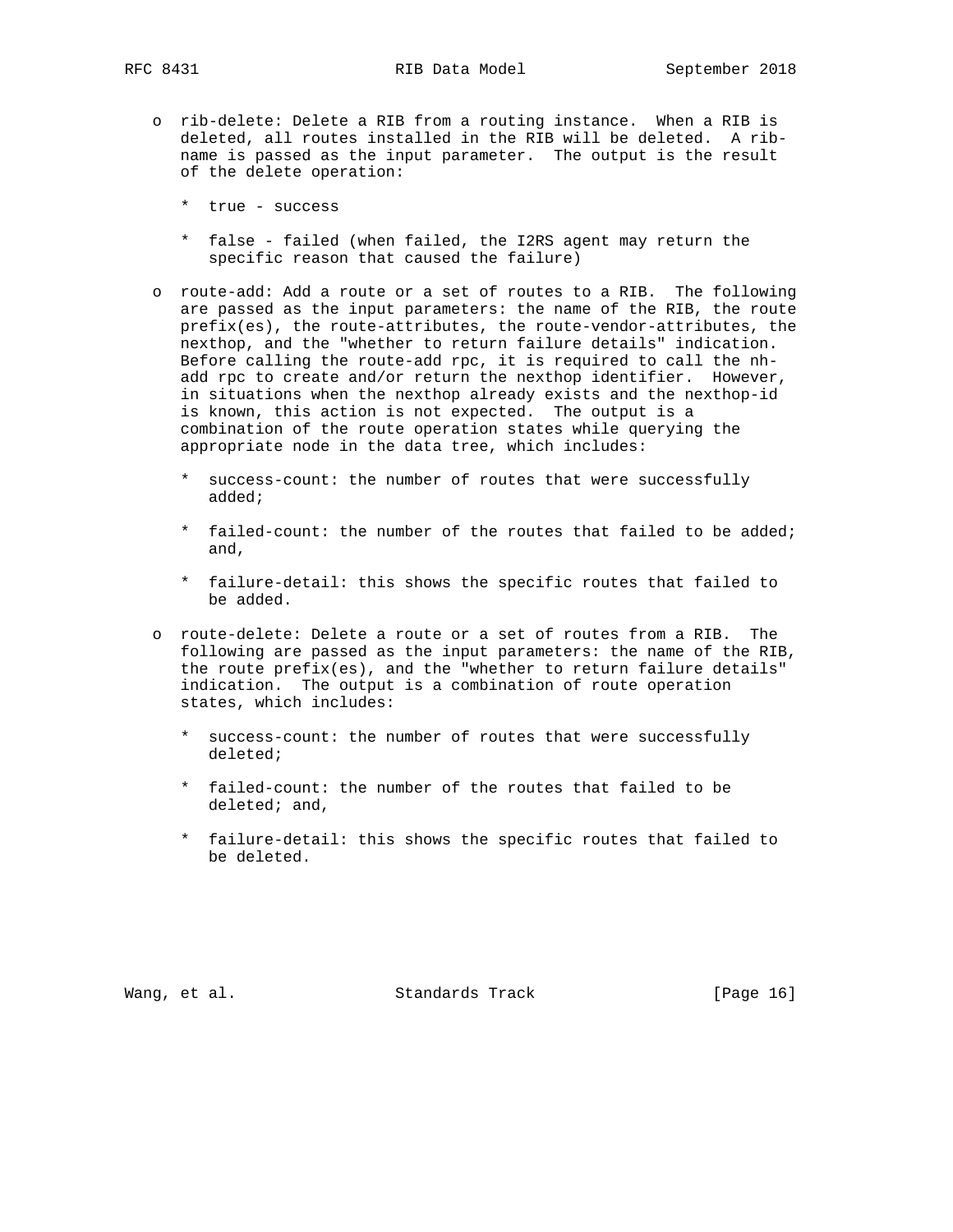- rib-delete: Delete a RIB from a routing instance. When a RIB is deleted, all routes installed in the RIB will be deleted. A rib-name is passed as the input parameter. The output is the result of the delete operation:

  * true - success

  * false - failed (when failed, the I2RS agent may return the specific reason that caused the failure)

- route-add: Add a route or a set of routes to a RIB. The following are passed as the input parameters: the name of the RIB, the route prefix(es), the route-attributes, the route-vendor-attributes, the nexthop, and the "whether to return failure details" indication. Before calling the route-add rpc, it is required to call the nh-add rpc to create and/or return the nexthop identifier. However, in situations when the nexthop already exists and the nexthop-id is known, this action is not expected. The output is a combination of the route operation states while querying the appropriate node in the data tree, which includes:

  * success-count: the number of routes that were successfully added;

  * failed-count: the number of the routes that failed to be added; and,

  * failure-detail: this shows the specific routes that failed to be added.

- route-delete: Delete a route or a set of routes from a RIB. The following are passed as the input parameters: the name of the RIB, the route prefix(es), and the "whether to return failure details" indication. The output is a combination of route operation states, which includes:

  * success-count: the number of routes that were successfully deleted;

  * failed-count: the number of the routes that failed to be deleted; and,

  * failure-detail: this shows the specific routes that failed to be deleted.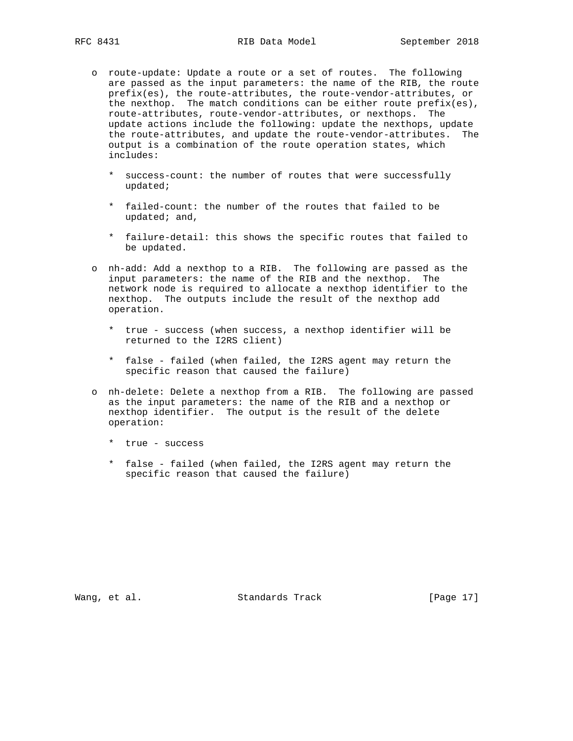- route-update: Update a route or a set of routes. The following are passed as the input parameters: the name of the RIB, the route prefix(es), the route-attributes, the route-vendor-attributes, or the nexthop. The match conditions can be either route prefix(es), route-attributes, route-vendor-attributes, or nexthops. The update actions include the following: update the nexthops, update the route-attributes, and update the route-vendor-attributes. The output is a combination of the route operation states, which includes:

  * success-count: the number of routes that were successfully updated;

  * failed-count: the number of the routes that failed to be updated; and,

  * failure-detail: this shows the specific routes that failed to be updated.

- nh-add: Add a nexthop to a RIB. The following are passed as the input parameters: the name of the RIB and the nexthop. The network node is required to allocate a nexthop identifier to the nexthop. The outputs include the result of the nexthop add operation.

  * true - success (when success, a nexthop identifier will be returned to the I2RS client)

  * false - failed (when failed, the I2RS agent may return the specific reason that caused the failure)

- nh-delete: Delete a nexthop from a RIB. The following are passed as the input parameters: the name of the RIB and a nexthop or nexthop identifier. The output is the result of the delete operation:

  * true - success

  * false - failed (when failed, the I2RS agent may return the specific reason that caused the failure)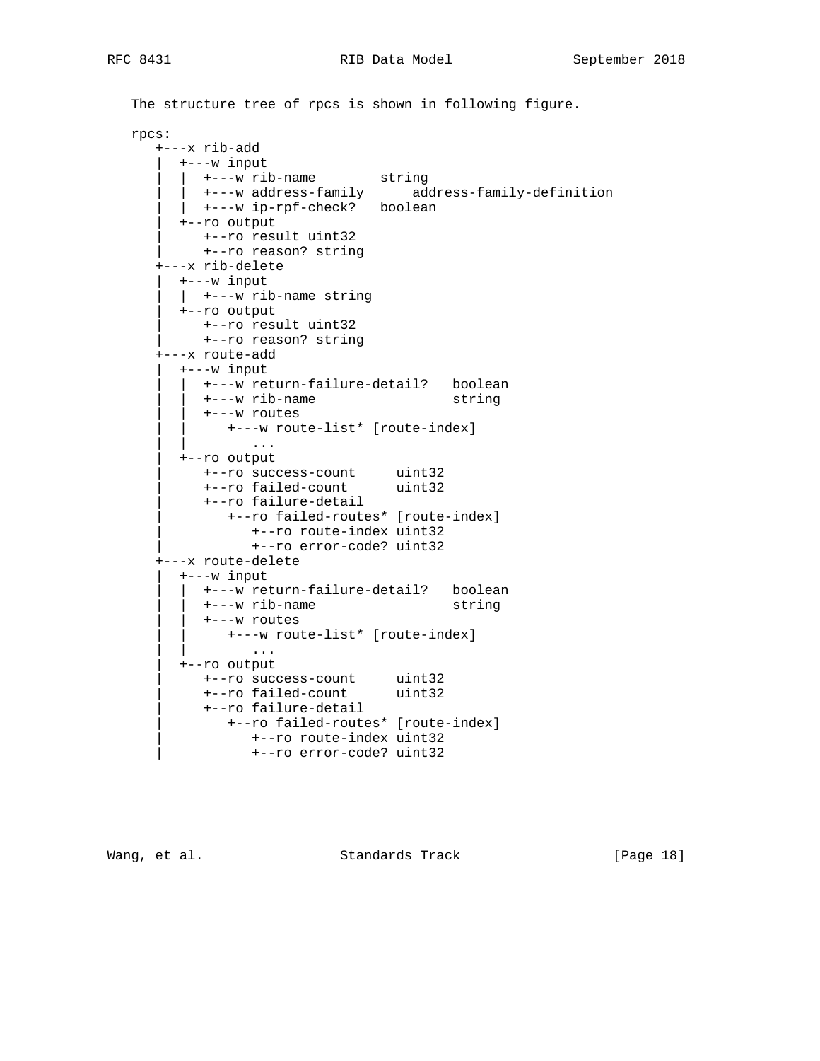The structure tree of rpcs is shown in following figure.

```
rpcs:
   +---x rib-add
   |  +---w input
   |  |  +---w rib-name        string
   |  |  +---w address-family      address-family-definition
   |  |  +---w ip-rpf-check?   boolean
   |  +--ro output
   |     +--ro result uint32
   |     +--ro reason? string
   +---x rib-delete
   |  +---w input
   |  |  +---w rib-name string
   |  +--ro output
   |     +--ro result uint32
   |     +--ro reason? string
   +---x route-add
   |  +---w input
   |  |  +---w return-failure-detail?   boolean
   |  |  +---w rib-name                 string
   |  |  +---w routes
   |  |     +---w route-list* [route-index]
   |  |        ...
   |  +--ro output
   |     +--ro success-count     uint32
   |     +--ro failed-count      uint32
   |     +--ro failure-detail
   |        +--ro failed-routes* [route-index]
   |           +--ro route-index uint32
   |           +--ro error-code? uint32
   +---x route-delete
   |  +---w input
   |  |  +---w return-failure-detail?   boolean
   |  |  +---w rib-name                 string
   |  |  +---w routes
   |  |     +---w route-list* [route-index]
   |  |        ...
   |  +--ro output
   |     +--ro success-count     uint32
   |     +--ro failed-count      uint32
   |     +--ro failure-detail
   |        +--ro failed-routes* [route-index]
   |           +--ro route-index uint32
   |           +--ro error-code? uint32
```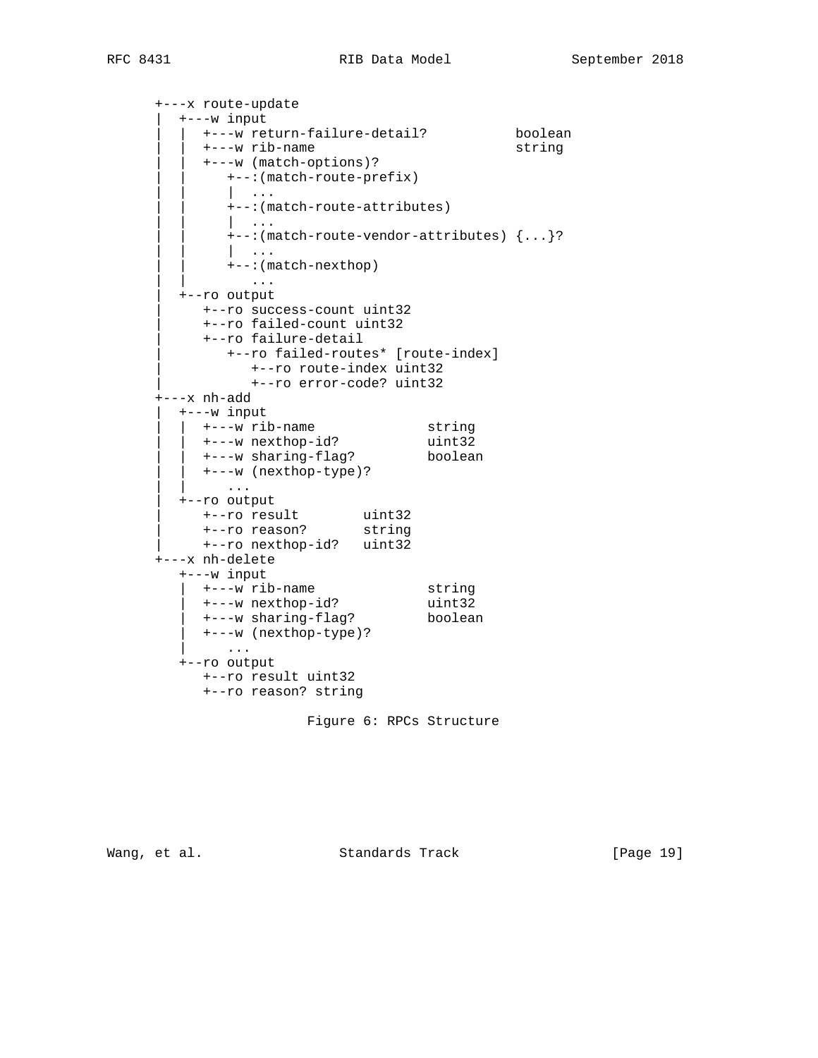```
   +---x route-update
   |  +---w input
   |  |  +---w return-failure-detail?           boolean
   |  |  +---w rib-name                         string
   |  |  +---w (match-options)?
   |  |     +--:(match-route-prefix)
   |  |     |  ...
   |  |     +--:(match-route-attributes)
   |  |     |  ...
   |  |     +--:(match-route-vendor-attributes) {...}?
   |  |     |  ...
   |  |     +--:(match-nexthop)
   |  |        ...
   |  +--ro output
   |     +--ro success-count uint32
   |     +--ro failed-count uint32
   |     +--ro failure-detail
   |        +--ro failed-routes* [route-index]
   |           +--ro route-index uint32
   |           +--ro error-code? uint32
   +---x nh-add
   |  +---w input
   |  |  +---w rib-name              string
   |  |  +---w nexthop-id?           uint32
   |  |  +---w sharing-flag?         boolean
   |  |  +---w (nexthop-type)?
   |  |     ...
   |  +--ro output
   |     +--ro result        uint32
   |     +--ro reason?       string
   |     +--ro nexthop-id?   uint32
   +---x nh-delete
      +---w input
      |  +---w rib-name              string
      |  +---w nexthop-id?           uint32
      |  +---w sharing-flag?         boolean
      |  +---w (nexthop-type)?
      |     ...
      +--ro output
         +--ro result uint32
         +--ro reason? string
```

Figure 6: RPCs Structure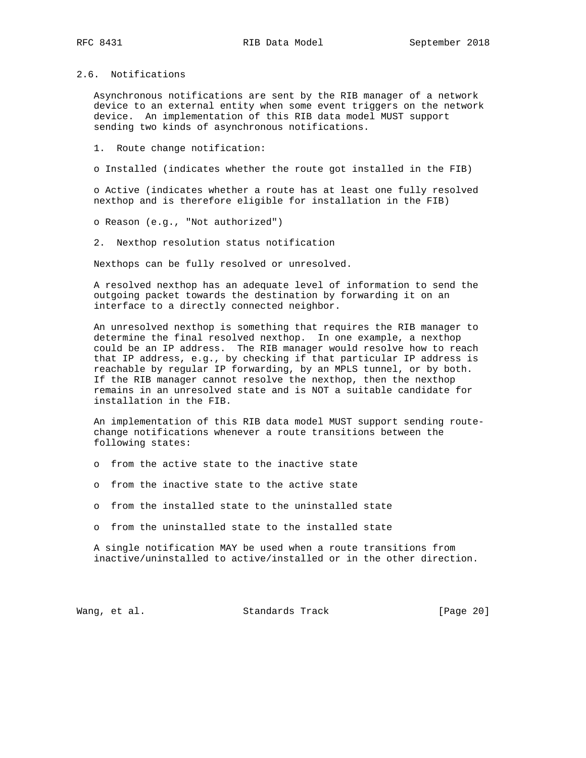## 2.6. Notifications

Asynchronous notifications are sent by the RIB manager of a network device to an external entity when some event triggers on the network device. An implementation of this RIB data model MUST support sending two kinds of asynchronous notifications.

1. Route change notification:

- Installed (indicates whether the route got installed in the FIB)
- Active (indicates whether a route has at least one fully resolved nexthop and is therefore eligible for installation in the FIB)
- Reason (e.g., "Not authorized")

2. Nexthop resolution status notification

Nexthops can be fully resolved or unresolved.

A resolved nexthop has an adequate level of information to send the outgoing packet towards the destination by forwarding it on an interface to a directly connected neighbor.

An unresolved nexthop is something that requires the RIB manager to determine the final resolved nexthop. In one example, a nexthop could be an IP address. The RIB manager would resolve how to reach that IP address, e.g., by checking if that particular IP address is reachable by regular IP forwarding, by an MPLS tunnel, or by both. If the RIB manager cannot resolve the nexthop, then the nexthop remains in an unresolved state and is NOT a suitable candidate for installation in the FIB.

An implementation of this RIB data model MUST support sending route-change notifications whenever a route transitions between the following states:

- from the active state to the inactive state
- from the inactive state to the active state
- from the installed state to the uninstalled state
- from the uninstalled state to the installed state

A single notification MAY be used when a route transitions from inactive/uninstalled to active/installed or in the other direction.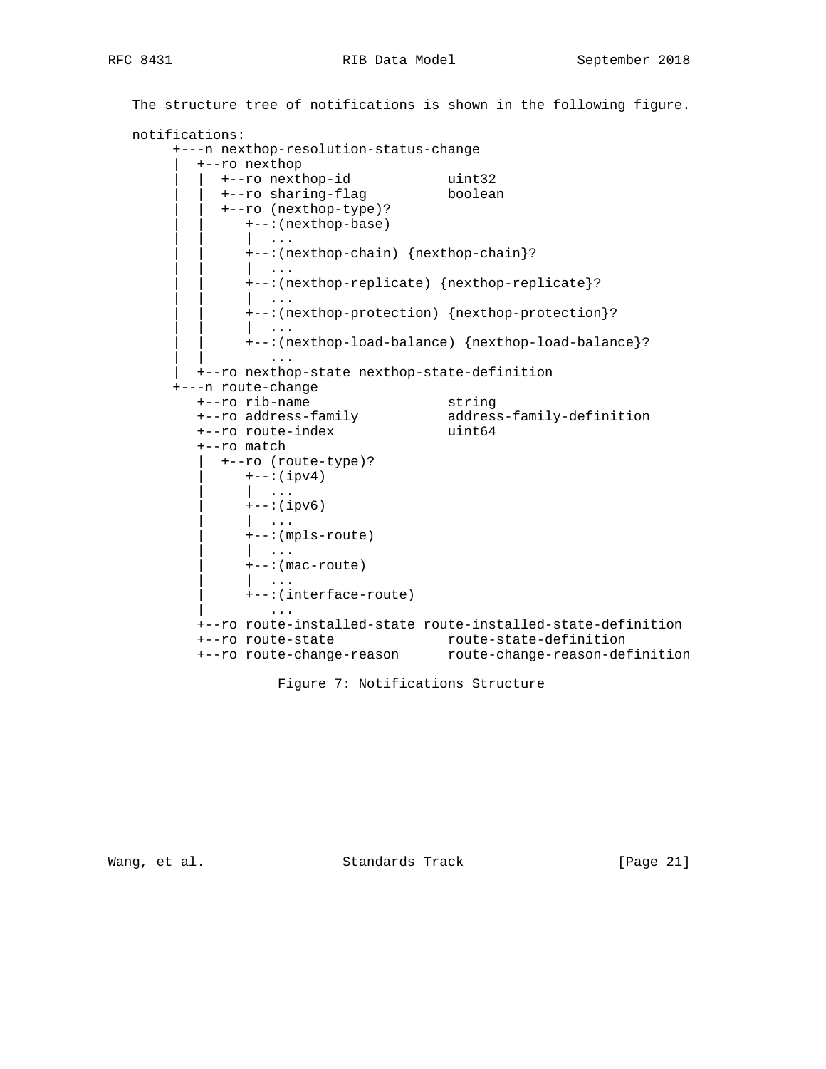The structure tree of notifications is shown in the following figure.

```
notifications:
     +---n nexthop-resolution-status-change
     |  +--ro nexthop
     |  |  +--ro nexthop-id            uint32
     |  |  +--ro sharing-flag          boolean
     |  |  +--ro (nexthop-type)?
     |  |     +--:(nexthop-base)
     |  |     |  ...
     |  |     +--:(nexthop-chain) {nexthop-chain}?
     |  |     |  ...
     |  |     +--:(nexthop-replicate) {nexthop-replicate}?
     |  |     |  ...
     |  |     +--:(nexthop-protection) {nexthop-protection}?
     |  |     |  ...
     |  |     +--:(nexthop-load-balance) {nexthop-load-balance}?
     |  |        ...
     |  +--ro nexthop-state nexthop-state-definition
     +---n route-change
        +--ro rib-name                string
        +--ro address-family          address-family-definition
        +--ro route-index             uint64
        +--ro match
        |  +--ro (route-type)?
        |     +--:(ipv4)
        |     |  ...
        |     +--:(ipv6)
        |     |  ...
        |     +--:(mpls-route)
        |     |  ...
        |     +--:(mac-route)
        |     |  ...
        |     +--:(interface-route)
        |        ...
        +--ro route-installed-state route-installed-state-definition
        +--ro route-state             route-state-definition
        +--ro route-change-reason     route-change-reason-definition
```

Figure 7: Notifications Structure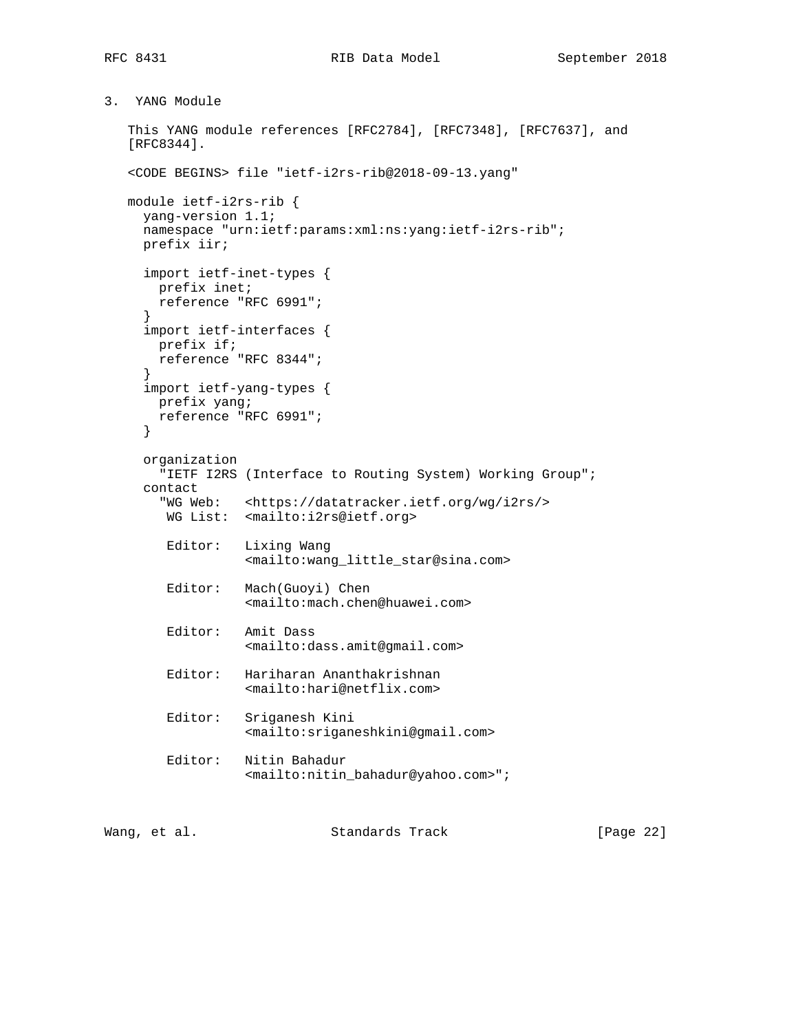## 3. YANG Module

This YANG module references [RFC2784], [RFC7348], [RFC7637], and [RFC8344].

<CODE BEGINS> file "ietf-i2rs-rib@2018-09-13.yang"

```
module ietf-i2rs-rib {
  yang-version 1.1;
  namespace "urn:ietf:params:xml:ns:yang:ietf-i2rs-rib";
  prefix iir;

  import ietf-inet-types {
    prefix inet;
    reference "RFC 6991";
  }
  import ietf-interfaces {
    prefix if;
    reference "RFC 8344";
  }
  import ietf-yang-types {
    prefix yang;
    reference "RFC 6991";
  }

  organization
    "IETF I2RS (Interface to Routing System) Working Group";
  contact
    "WG Web:   <https://datatracker.ietf.org/wg/i2rs/>
     WG List:  <mailto:i2rs@ietf.org>

     Editor:   Lixing Wang
               <mailto:wang_little_star@sina.com>

     Editor:   Mach(Guoyi) Chen
               <mailto:mach.chen@huawei.com>

     Editor:   Amit Dass
               <mailto:dass.amit@gmail.com>

     Editor:   Hariharan Ananthakrishnan
               <mailto:hari@netflix.com>

     Editor:   Sriganesh Kini
               <mailto:sriganeshkini@gmail.com>

     Editor:   Nitin Bahadur
               <mailto:nitin_bahadur@yahoo.com>";
```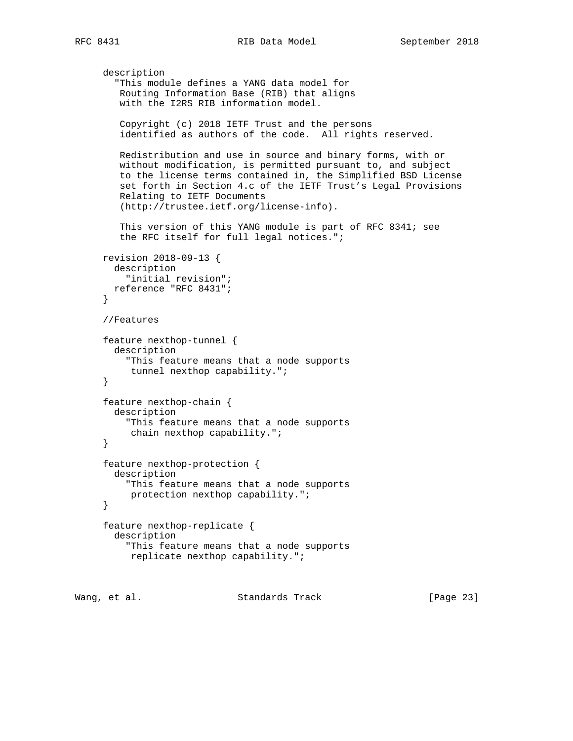```
     description
       "This module defines a YANG data model for
        Routing Information Base (RIB) that aligns
        with the I2RS RIB information model.

        Copyright (c) 2018 IETF Trust and the persons
        identified as authors of the code.  All rights reserved.

        Redistribution and use in source and binary forms, with or
        without modification, is permitted pursuant to, and subject
        to the license terms contained in, the Simplified BSD License
        set forth in Section 4.c of the IETF Trust's Legal Provisions
        Relating to IETF Documents
        (http://trustee.ietf.org/license-info).

        This version of this YANG module is part of RFC 8341; see
        the RFC itself for full legal notices.";

     revision 2018-09-13 {
       description
         "initial revision";
       reference "RFC 8431";
     }

     //Features

     feature nexthop-tunnel {
       description
         "This feature means that a node supports
          tunnel nexthop capability.";
     }

     feature nexthop-chain {
       description
         "This feature means that a node supports
          chain nexthop capability.";
     }

     feature nexthop-protection {
       description
         "This feature means that a node supports
          protection nexthop capability.";
     }

     feature nexthop-replicate {
       description
         "This feature means that a node supports
          replicate nexthop capability.";
```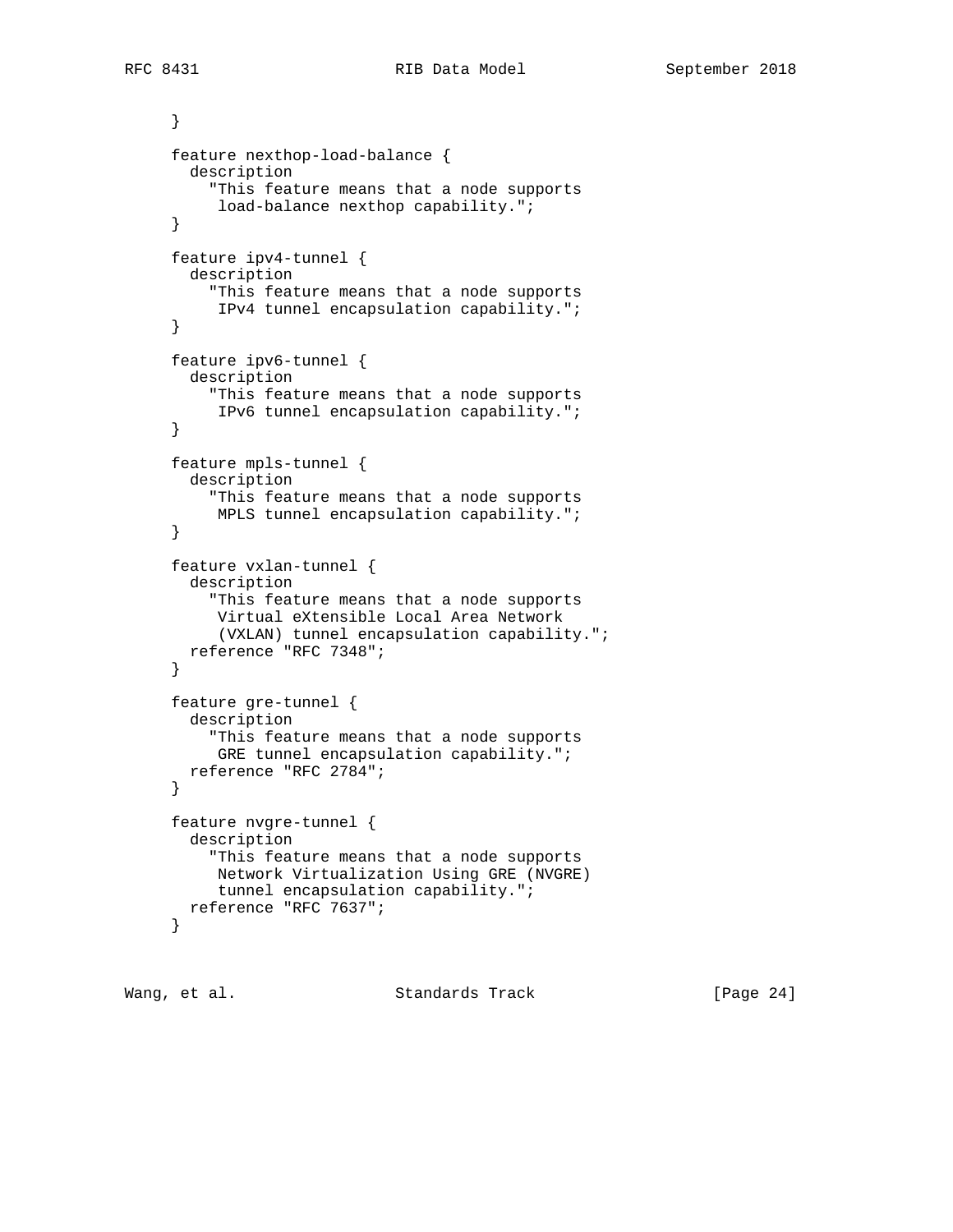```
     }

     feature nexthop-load-balance {
       description
         "This feature means that a node supports
          load-balance nexthop capability.";
     }

     feature ipv4-tunnel {
       description
         "This feature means that a node supports
          IPv4 tunnel encapsulation capability.";
     }

     feature ipv6-tunnel {
       description
         "This feature means that a node supports
          IPv6 tunnel encapsulation capability.";
     }

     feature mpls-tunnel {
       description
         "This feature means that a node supports
          MPLS tunnel encapsulation capability.";
     }

     feature vxlan-tunnel {
       description
         "This feature means that a node supports
          Virtual eXtensible Local Area Network
          (VXLAN) tunnel encapsulation capability.";
       reference "RFC 7348";
     }

     feature gre-tunnel {
       description
         "This feature means that a node supports
          GRE tunnel encapsulation capability.";
       reference "RFC 2784";
     }

     feature nvgre-tunnel {
       description
         "This feature means that a node supports
          Network Virtualization Using GRE (NVGRE)
          tunnel encapsulation capability.";
       reference "RFC 7637";
     }
```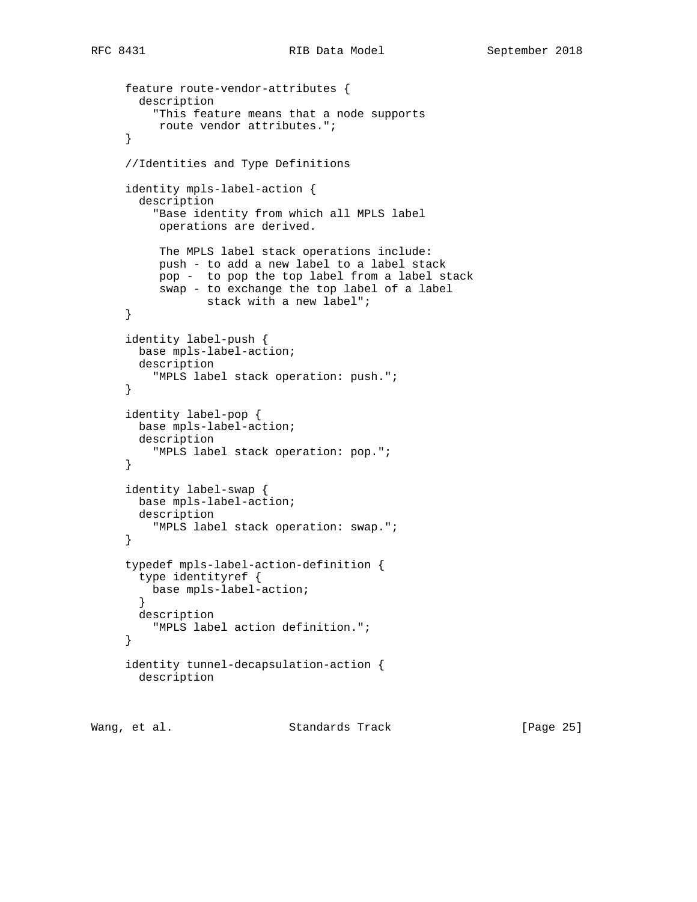```
     feature route-vendor-attributes {
       description
         "This feature means that a node supports
          route vendor attributes.";
     }

     //Identities and Type Definitions

     identity mpls-label-action {
       description
         "Base identity from which all MPLS label
          operations are derived.

          The MPLS label stack operations include:
          push - to add a new label to a label stack
          pop -  to pop the top label from a label stack
          swap - to exchange the top label of a label
                 stack with a new label";
     }

     identity label-push {
       base mpls-label-action;
       description
         "MPLS label stack operation: push.";
     }

     identity label-pop {
       base mpls-label-action;
       description
         "MPLS label stack operation: pop.";
     }

     identity label-swap {
       base mpls-label-action;
       description
         "MPLS label stack operation: swap.";
     }

     typedef mpls-label-action-definition {
       type identityref {
         base mpls-label-action;
       }
       description
         "MPLS label action definition.";
     }

     identity tunnel-decapsulation-action {
       description
```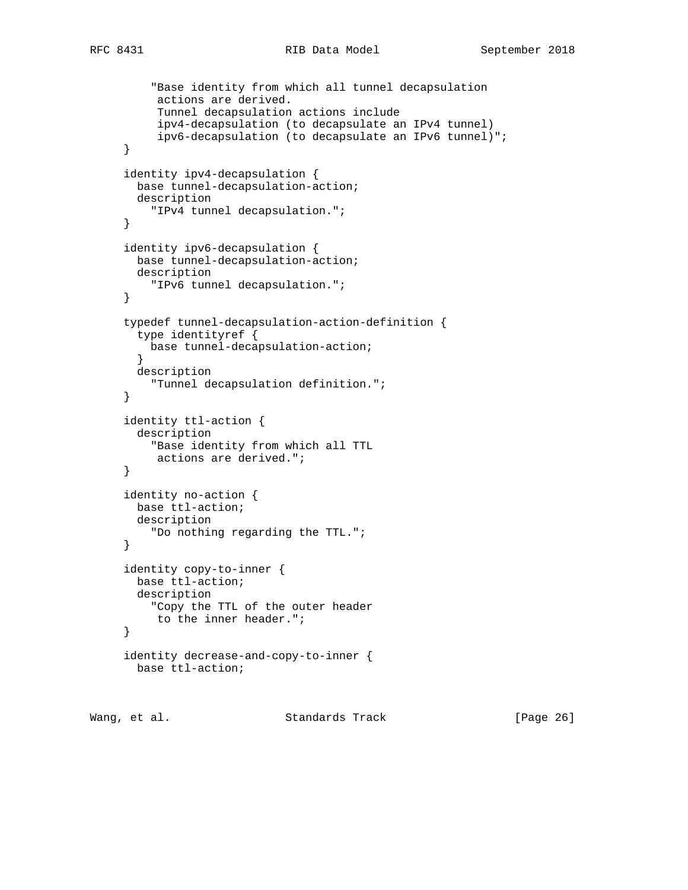```
        "Base identity from which all tunnel decapsulation
         actions are derived.
         Tunnel decapsulation actions include
         ipv4-decapsulation (to decapsulate an IPv4 tunnel)
         ipv6-decapsulation (to decapsulate an IPv6 tunnel)";
    }

    identity ipv4-decapsulation {
      base tunnel-decapsulation-action;
      description
        "IPv4 tunnel decapsulation.";
    }

    identity ipv6-decapsulation {
      base tunnel-decapsulation-action;
      description
        "IPv6 tunnel decapsulation.";
    }

    typedef tunnel-decapsulation-action-definition {
      type identityref {
        base tunnel-decapsulation-action;
      }
      description
        "Tunnel decapsulation definition.";
    }

    identity ttl-action {
      description
        "Base identity from which all TTL
         actions are derived.";
    }

    identity no-action {
      base ttl-action;
      description
        "Do nothing regarding the TTL.";
    }

    identity copy-to-inner {
      base ttl-action;
      description
        "Copy the TTL of the outer header
         to the inner header.";
    }

    identity decrease-and-copy-to-inner {
      base ttl-action;
```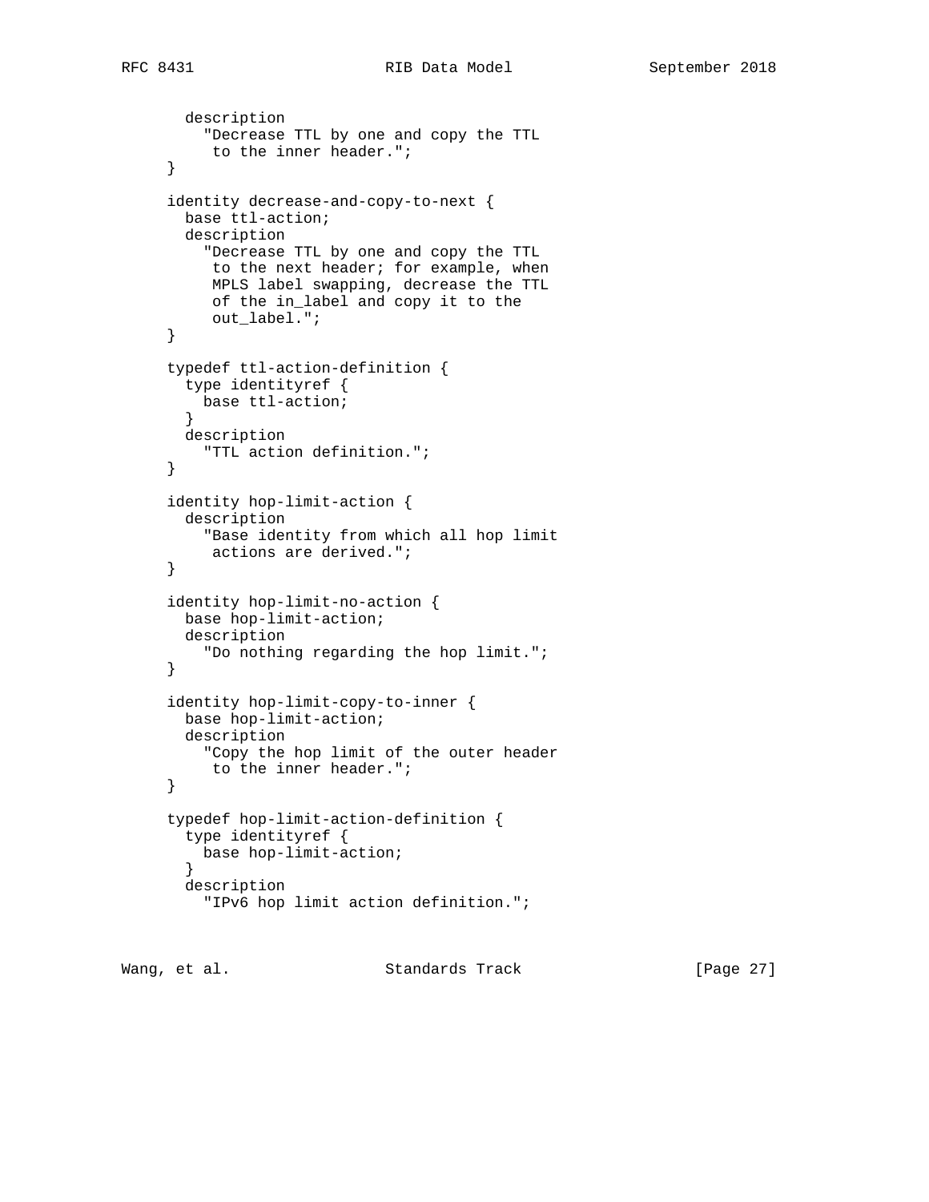```
       description
         "Decrease TTL by one and copy the TTL
          to the inner header.";
     }

     identity decrease-and-copy-to-next {
       base ttl-action;
       description
         "Decrease TTL by one and copy the TTL
          to the next header; for example, when
          MPLS label swapping, decrease the TTL
          of the in_label and copy it to the
          out_label.";
     }

     typedef ttl-action-definition {
       type identityref {
         base ttl-action;
       }
       description
         "TTL action definition.";
     }

     identity hop-limit-action {
       description
         "Base identity from which all hop limit
          actions are derived.";
     }

     identity hop-limit-no-action {
       base hop-limit-action;
       description
         "Do nothing regarding the hop limit.";
     }

     identity hop-limit-copy-to-inner {
       base hop-limit-action;
       description
         "Copy the hop limit of the outer header
          to the inner header.";
     }

     typedef hop-limit-action-definition {
       type identityref {
         base hop-limit-action;
       }
       description
         "IPv6 hop limit action definition.";
```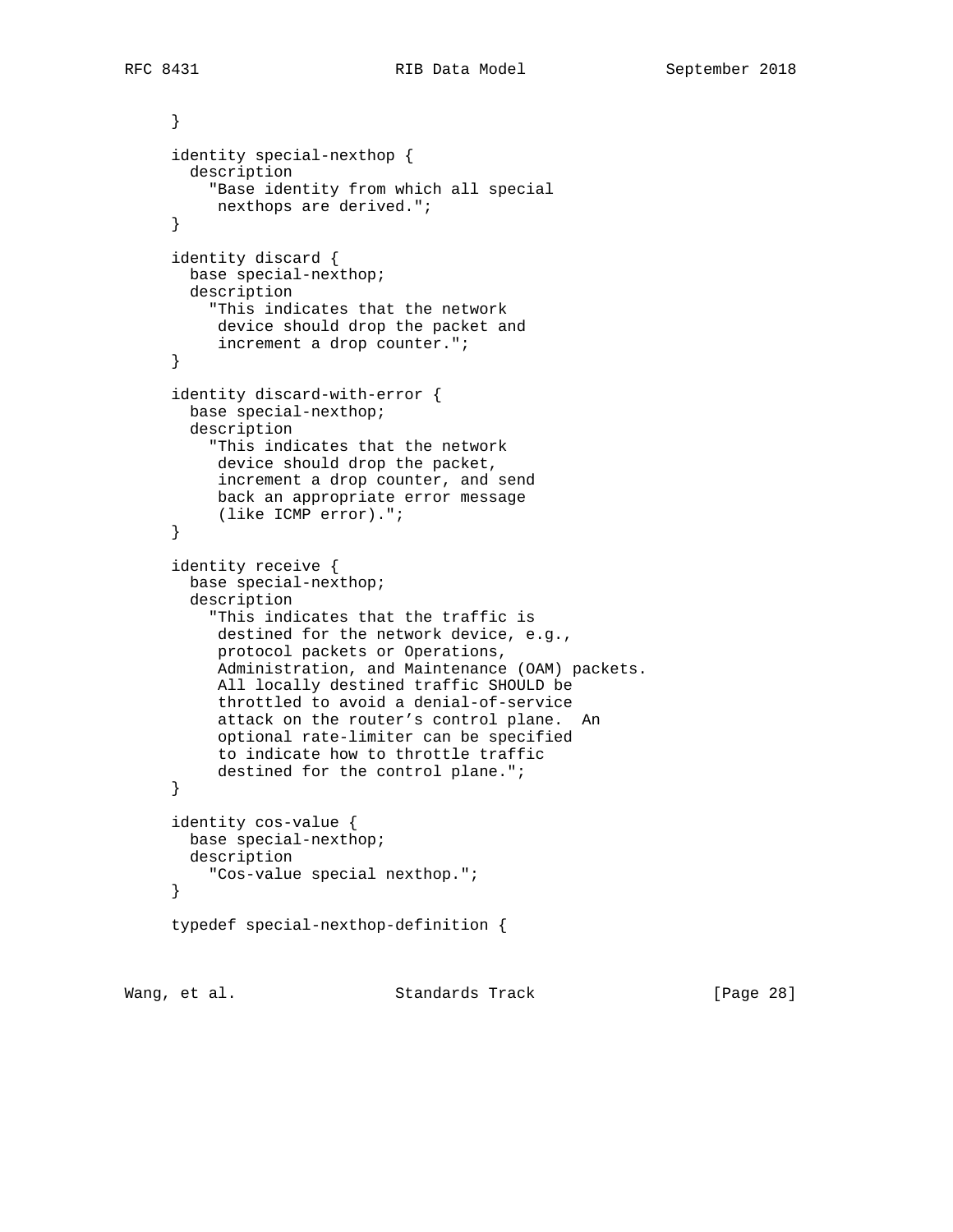```
     }

     identity special-nexthop {
       description
         "Base identity from which all special
          nexthops are derived.";
     }

     identity discard {
       base special-nexthop;
       description
         "This indicates that the network
          device should drop the packet and
          increment a drop counter.";
     }

     identity discard-with-error {
       base special-nexthop;
       description
         "This indicates that the network
          device should drop the packet,
          increment a drop counter, and send
          back an appropriate error message
          (like ICMP error).";
     }

     identity receive {
       base special-nexthop;
       description
         "This indicates that the traffic is
          destined for the network device, e.g.,
          protocol packets or Operations,
          Administration, and Maintenance (OAM) packets.
          All locally destined traffic SHOULD be
          throttled to avoid a denial-of-service
          attack on the router's control plane.  An
          optional rate-limiter can be specified
          to indicate how to throttle traffic
          destined for the control plane.";
     }

     identity cos-value {
       base special-nexthop;
       description
         "Cos-value special nexthop.";
     }

     typedef special-nexthop-definition {
```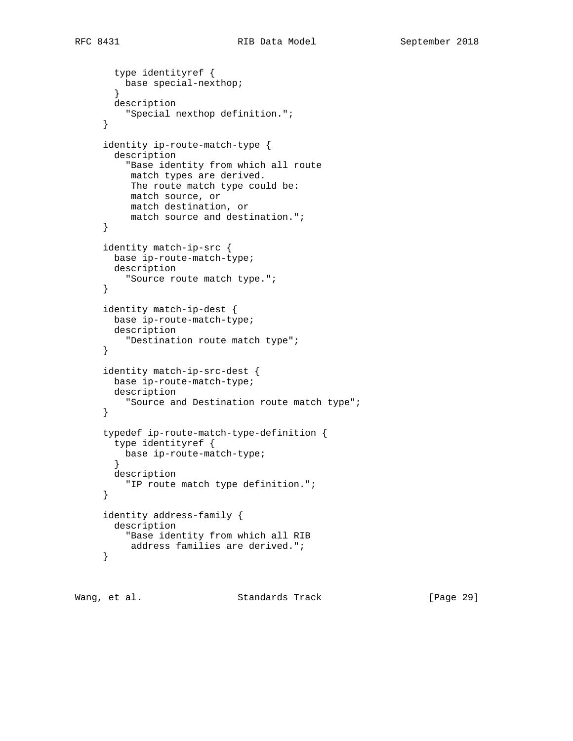```
       type identityref {
         base special-nexthop;
       }
       description
         "Special nexthop definition.";
     }

     identity ip-route-match-type {
       description
         "Base identity from which all route
          match types are derived.
          The route match type could be:
          match source, or
          match destination, or
          match source and destination.";
     }

     identity match-ip-src {
       base ip-route-match-type;
       description
         "Source route match type.";
     }

     identity match-ip-dest {
       base ip-route-match-type;
       description
         "Destination route match type";
     }

     identity match-ip-src-dest {
       base ip-route-match-type;
       description
         "Source and Destination route match type";
     }

     typedef ip-route-match-type-definition {
       type identityref {
         base ip-route-match-type;
       }
       description
         "IP route match type definition.";
     }

     identity address-family {
       description
         "Base identity from which all RIB
          address families are derived.";
     }
```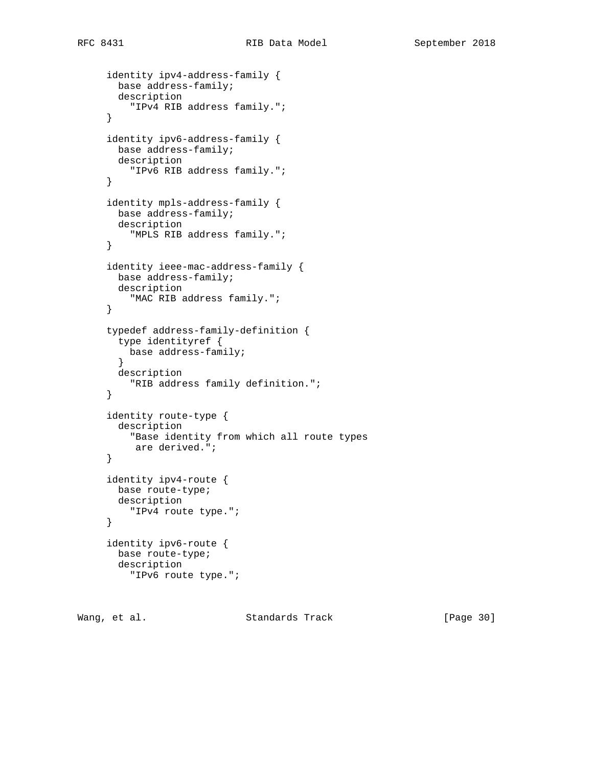```
     identity ipv4-address-family {
       base address-family;
       description
         "IPv4 RIB address family.";
     }

     identity ipv6-address-family {
       base address-family;
       description
         "IPv6 RIB address family.";
     }

     identity mpls-address-family {
       base address-family;
       description
         "MPLS RIB address family.";
     }

     identity ieee-mac-address-family {
       base address-family;
       description
         "MAC RIB address family.";
     }

     typedef address-family-definition {
       type identityref {
         base address-family;
       }
       description
         "RIB address family definition.";
     }

     identity route-type {
       description
         "Base identity from which all route types
          are derived.";
     }

     identity ipv4-route {
       base route-type;
       description
         "IPv4 route type.";
     }

     identity ipv6-route {
       base route-type;
       description
         "IPv6 route type.";
```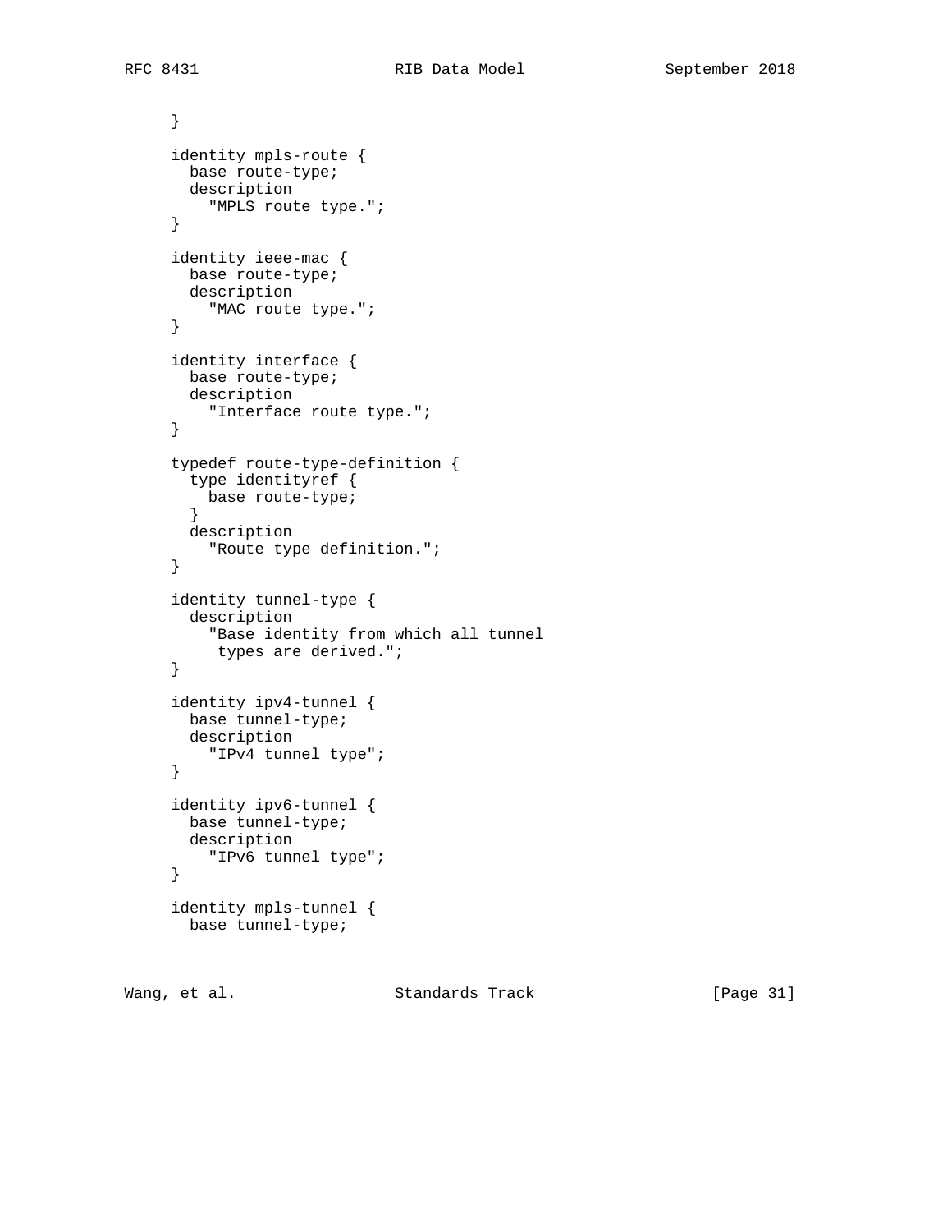```
     }

     identity mpls-route {
       base route-type;
       description
         "MPLS route type.";
     }

     identity ieee-mac {
       base route-type;
       description
         "MAC route type.";
     }

     identity interface {
       base route-type;
       description
         "Interface route type.";
     }

     typedef route-type-definition {
       type identityref {
         base route-type;
       }
       description
         "Route type definition.";
     }

     identity tunnel-type {
       description
         "Base identity from which all tunnel
          types are derived.";
     }

     identity ipv4-tunnel {
       base tunnel-type;
       description
         "IPv4 tunnel type";
     }

     identity ipv6-tunnel {
       base tunnel-type;
       description
         "IPv6 tunnel type";
     }

     identity mpls-tunnel {
       base tunnel-type;
```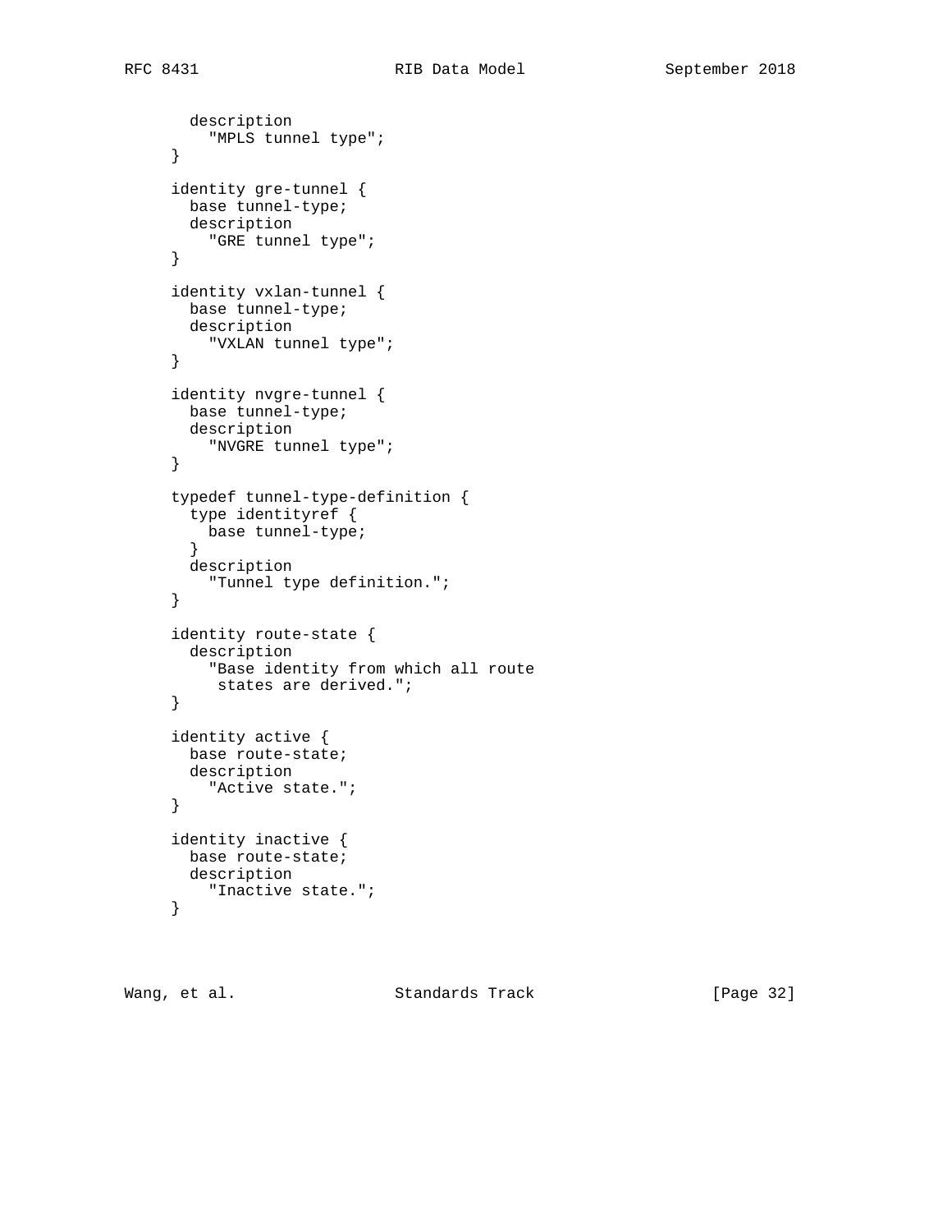```
       description
         "MPLS tunnel type";
     }

     identity gre-tunnel {
       base tunnel-type;
       description
         "GRE tunnel type";
     }

     identity vxlan-tunnel {
       base tunnel-type;
       description
         "VXLAN tunnel type";
     }

     identity nvgre-tunnel {
       base tunnel-type;
       description
         "NVGRE tunnel type";
     }

     typedef tunnel-type-definition {
       type identityref {
         base tunnel-type;
       }
       description
         "Tunnel type definition.";
     }

     identity route-state {
       description
         "Base identity from which all route
          states are derived.";
     }

     identity active {
       base route-state;
       description
         "Active state.";
     }

     identity inactive {
       base route-state;
       description
         "Inactive state.";
     }
```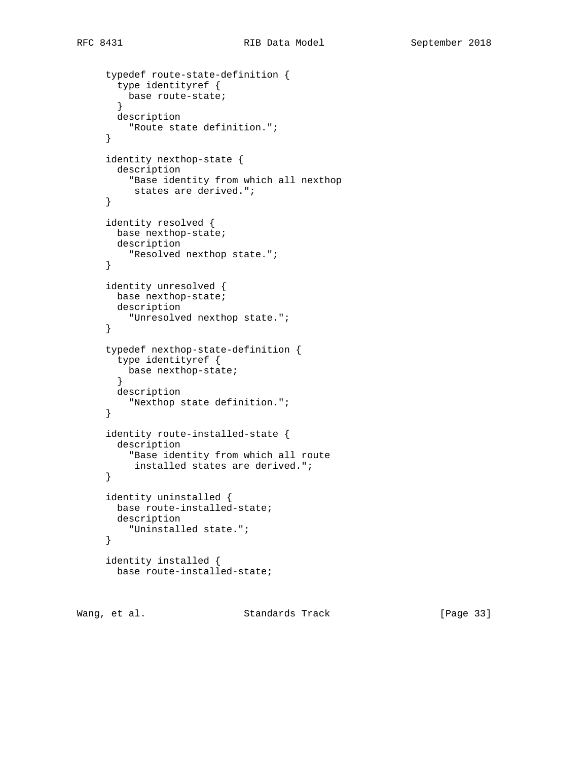```
     typedef route-state-definition {
       type identityref {
         base route-state;
       }
       description
         "Route state definition.";
     }

     identity nexthop-state {
       description
         "Base identity from which all nexthop
          states are derived.";
     }

     identity resolved {
       base nexthop-state;
       description
         "Resolved nexthop state.";
     }

     identity unresolved {
       base nexthop-state;
       description
         "Unresolved nexthop state.";
     }

     typedef nexthop-state-definition {
       type identityref {
         base nexthop-state;
       }
       description
         "Nexthop state definition.";
     }

     identity route-installed-state {
       description
         "Base identity from which all route
          installed states are derived.";
     }

     identity uninstalled {
       base route-installed-state;
       description
         "Uninstalled state.";
     }

     identity installed {
       base route-installed-state;
```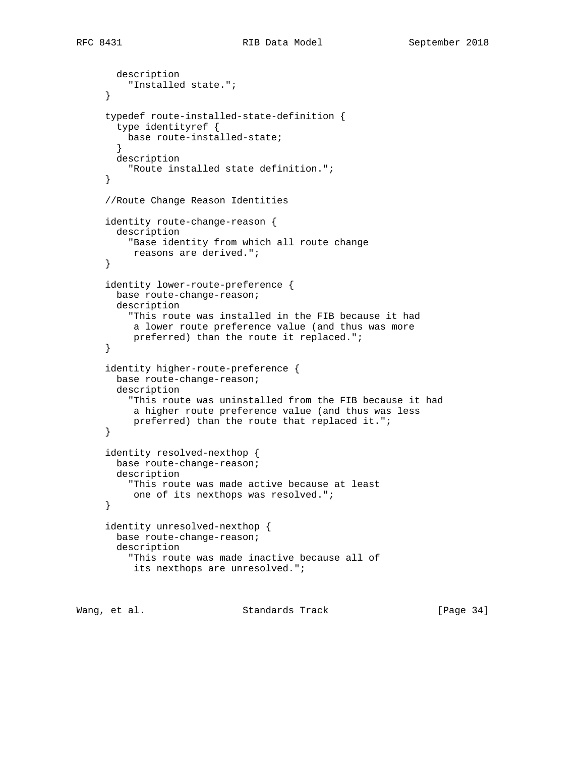```
       description
         "Installed state.";
     }

     typedef route-installed-state-definition {
       type identityref {
         base route-installed-state;
       }
       description
         "Route installed state definition.";
     }

     //Route Change Reason Identities

     identity route-change-reason {
       description
         "Base identity from which all route change
          reasons are derived.";
     }

     identity lower-route-preference {
       base route-change-reason;
       description
         "This route was installed in the FIB because it had
          a lower route preference value (and thus was more
          preferred) than the route it replaced.";
     }

     identity higher-route-preference {
       base route-change-reason;
       description
         "This route was uninstalled from the FIB because it had
          a higher route preference value (and thus was less
          preferred) than the route that replaced it.";
     }

     identity resolved-nexthop {
       base route-change-reason;
       description
         "This route was made active because at least
          one of its nexthops was resolved.";
     }

     identity unresolved-nexthop {
       base route-change-reason;
       description
         "This route was made inactive because all of
          its nexthops are unresolved.";
```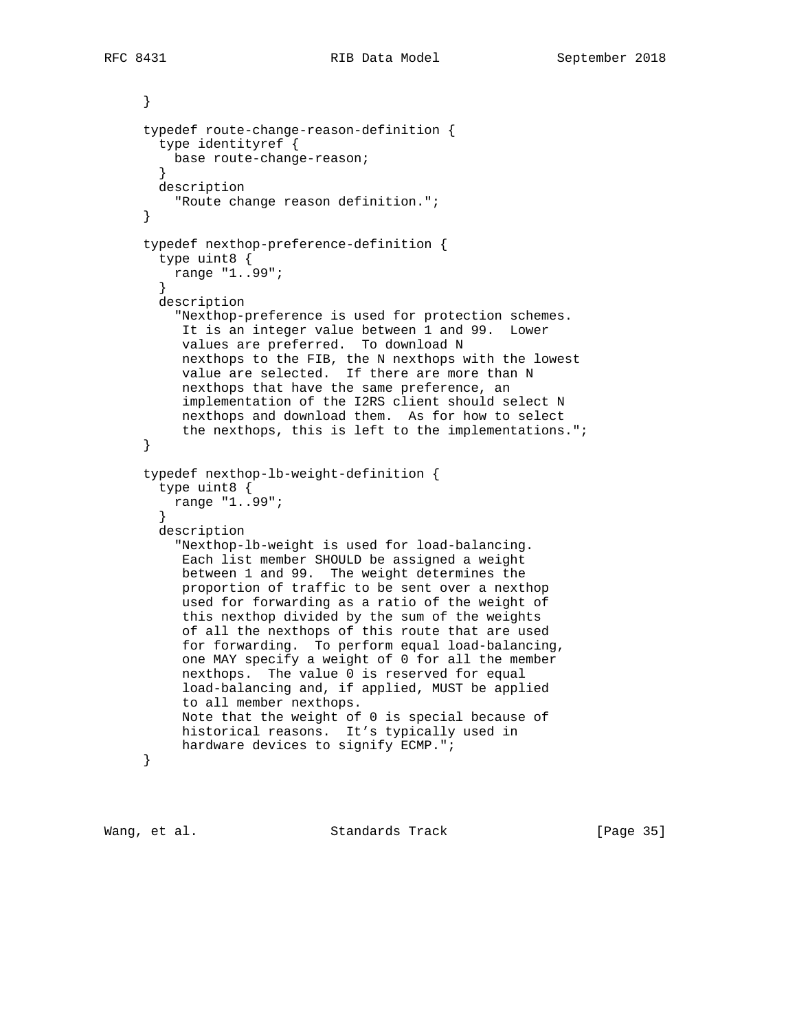```
     }

     typedef route-change-reason-definition {
       type identityref {
         base route-change-reason;
       }
       description
         "Route change reason definition.";
     }

     typedef nexthop-preference-definition {
       type uint8 {
         range "1..99";
       }
       description
         "Nexthop-preference is used for protection schemes.
          It is an integer value between 1 and 99.  Lower
          values are preferred.  To download N
          nexthops to the FIB, the N nexthops with the lowest
          value are selected.  If there are more than N
          nexthops that have the same preference, an
          implementation of the I2RS client should select N
          nexthops and download them.  As for how to select
          the nexthops, this is left to the implementations.";
     }

     typedef nexthop-lb-weight-definition {
       type uint8 {
         range "1..99";
       }
       description
         "Nexthop-lb-weight is used for load-balancing.
          Each list member SHOULD be assigned a weight
          between 1 and 99.  The weight determines the
          proportion of traffic to be sent over a nexthop
          used for forwarding as a ratio of the weight of
          this nexthop divided by the sum of the weights
          of all the nexthops of this route that are used
          for forwarding.  To perform equal load-balancing,
          one MAY specify a weight of 0 for all the member
          nexthops.  The value 0 is reserved for equal
          load-balancing and, if applied, MUST be applied
          to all member nexthops.
          Note that the weight of 0 is special because of
          historical reasons.  It's typically used in
          hardware devices to signify ECMP.";
     }
```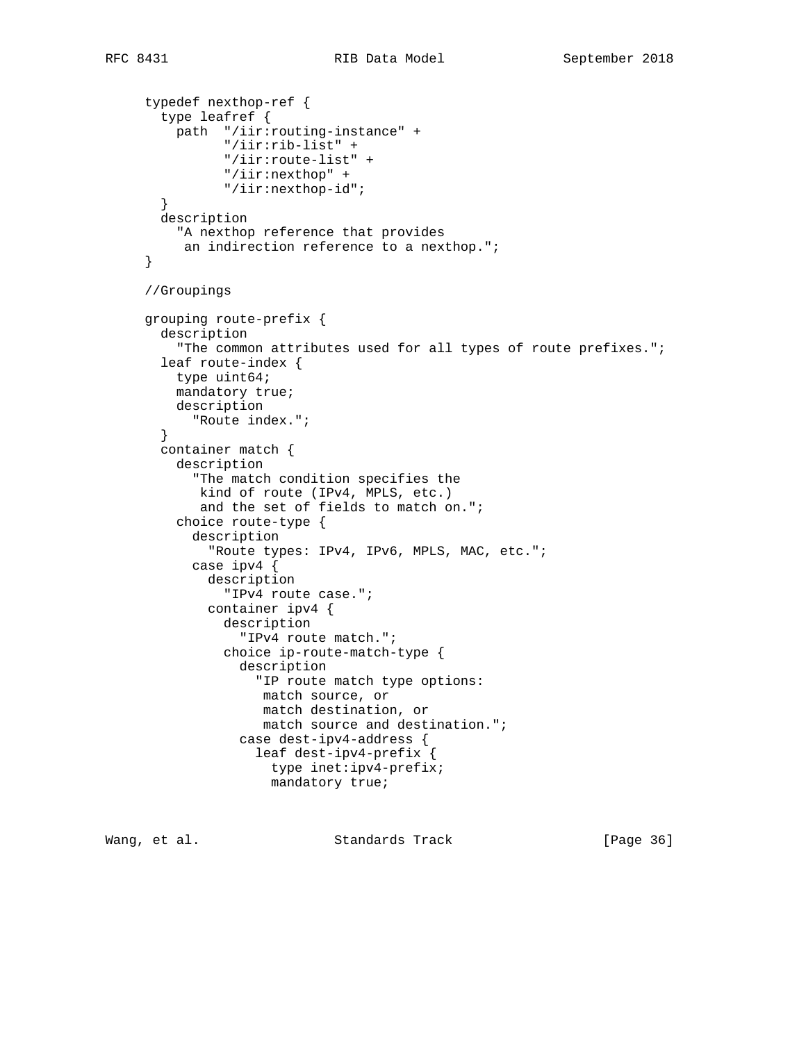```
     typedef nexthop-ref {
       type leafref {
         path  "/iir:routing-instance" +
               "/iir:rib-list" +
               "/iir:route-list" +
               "/iir:nexthop" +
               "/iir:nexthop-id";
       }
       description
         "A nexthop reference that provides
          an indirection reference to a nexthop.";
     }

     //Groupings

     grouping route-prefix {
       description
         "The common attributes used for all types of route prefixes.";
       leaf route-index {
         type uint64;
         mandatory true;
         description
           "Route index.";
       }
       container match {
         description
           "The match condition specifies the
            kind of route (IPv4, MPLS, etc.)
            and the set of fields to match on.";
         choice route-type {
           description
             "Route types: IPv4, IPv6, MPLS, MAC, etc.";
           case ipv4 {
             description
               "IPv4 route case.";
             container ipv4 {
               description
                 "IPv4 route match.";
               choice ip-route-match-type {
                 description
                   "IP route match type options:
                    match source, or
                    match destination, or
                    match source and destination.";
                 case dest-ipv4-address {
                   leaf dest-ipv4-prefix {
                     type inet:ipv4-prefix;
                     mandatory true;
```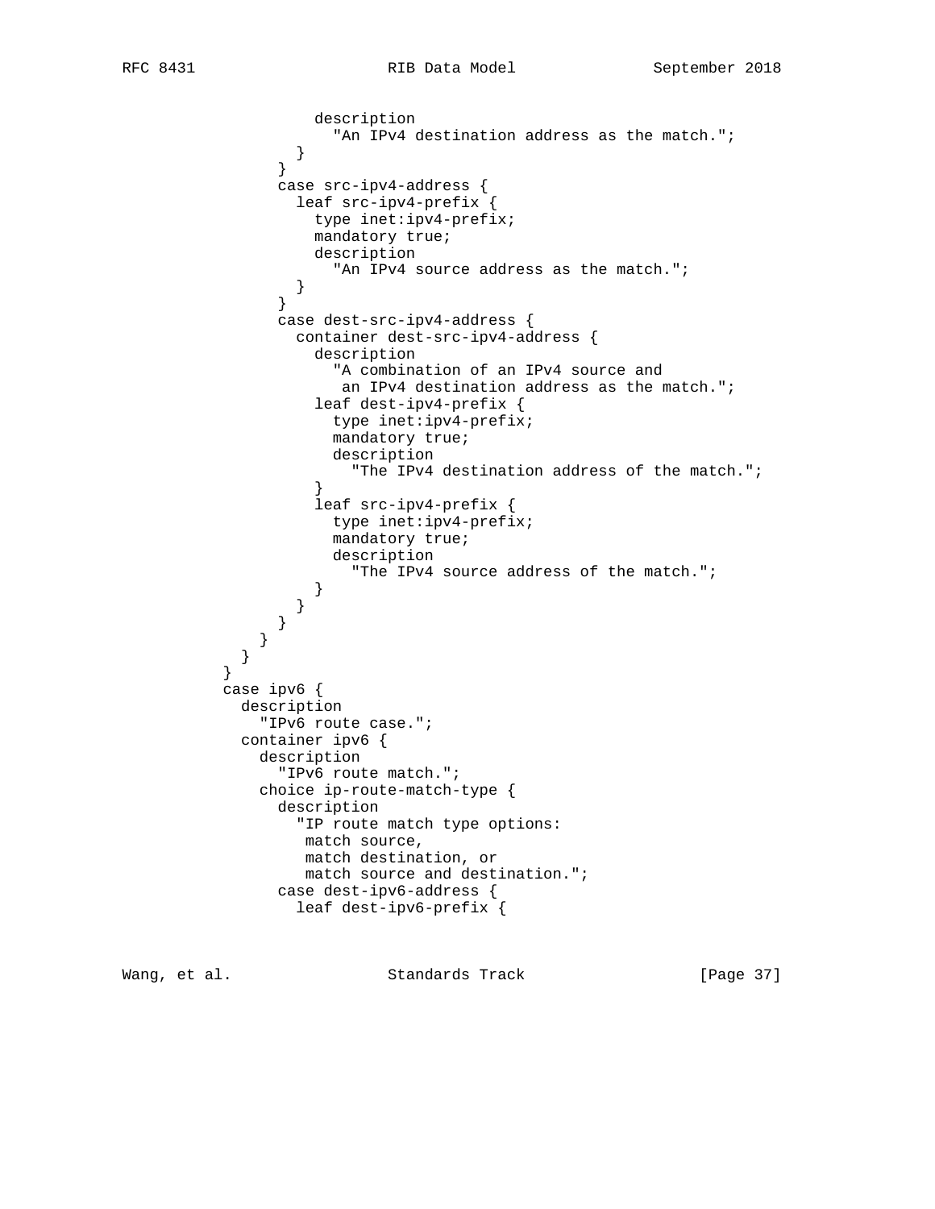```
                  description
                    "An IPv4 destination address as the match.";
                }
              }
              case src-ipv4-address {
                leaf src-ipv4-prefix {
                  type inet:ipv4-prefix;
                  mandatory true;
                  description
                    "An IPv4 source address as the match.";
                }
              }
              case dest-src-ipv4-address {
                container dest-src-ipv4-address {
                  description
                    "A combination of an IPv4 source and
                     an IPv4 destination address as the match.";
                  leaf dest-ipv4-prefix {
                    type inet:ipv4-prefix;
                    mandatory true;
                    description
                      "The IPv4 destination address of the match.";
                  }
                  leaf src-ipv4-prefix {
                    type inet:ipv4-prefix;
                    mandatory true;
                    description
                      "The IPv4 source address of the match.";
                  }
                }
              }
            }
          }
        }
        case ipv6 {
          description
            "IPv6 route case.";
          container ipv6 {
            description
              "IPv6 route match.";
            choice ip-route-match-type {
              description
                "IP route match type options:
                 match source,
                 match destination, or
                 match source and destination.";
              case dest-ipv6-address {
                leaf dest-ipv6-prefix {
```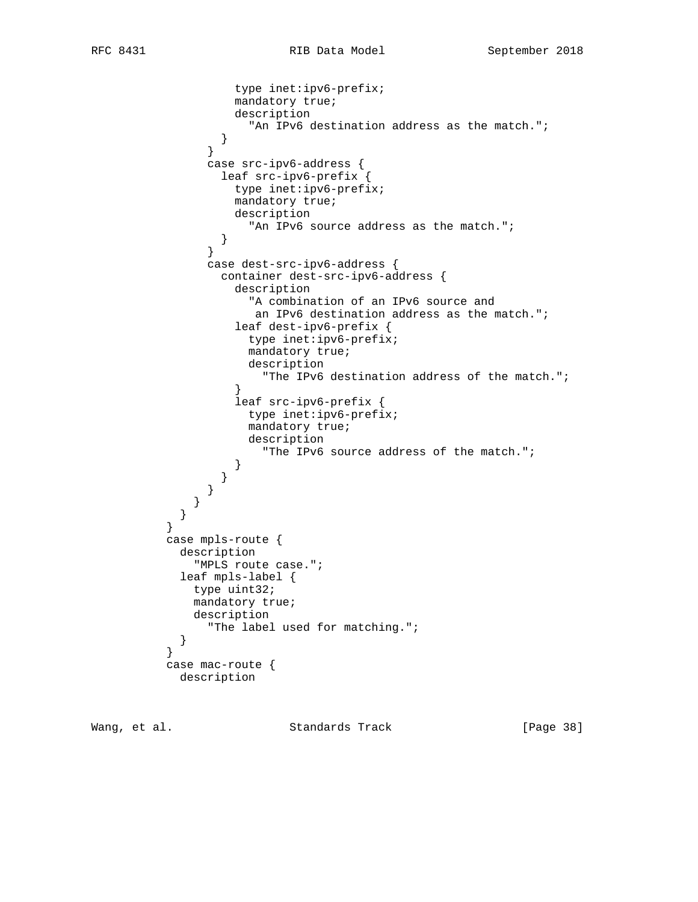```
                  type inet:ipv6-prefix;
                  mandatory true;
                  description
                    "An IPv6 destination address as the match.";
                }
              }
              case src-ipv6-address {
                leaf src-ipv6-prefix {
                  type inet:ipv6-prefix;
                  mandatory true;
                  description
                    "An IPv6 source address as the match.";
                }
              }
              case dest-src-ipv6-address {
                container dest-src-ipv6-address {
                  description
                    "A combination of an IPv6 source and
                     an IPv6 destination address as the match.";
                  leaf dest-ipv6-prefix {
                    type inet:ipv6-prefix;
                    mandatory true;
                    description
                      "The IPv6 destination address of the match.";
                  }
                  leaf src-ipv6-prefix {
                    type inet:ipv6-prefix;
                    mandatory true;
                    description
                      "The IPv6 source address of the match.";
                  }
                }
              }
            }
          }
        }
        case mpls-route {
          description
            "MPLS route case.";
          leaf mpls-label {
            type uint32;
            mandatory true;
            description
              "The label used for matching.";
          }
        }
        case mac-route {
          description
```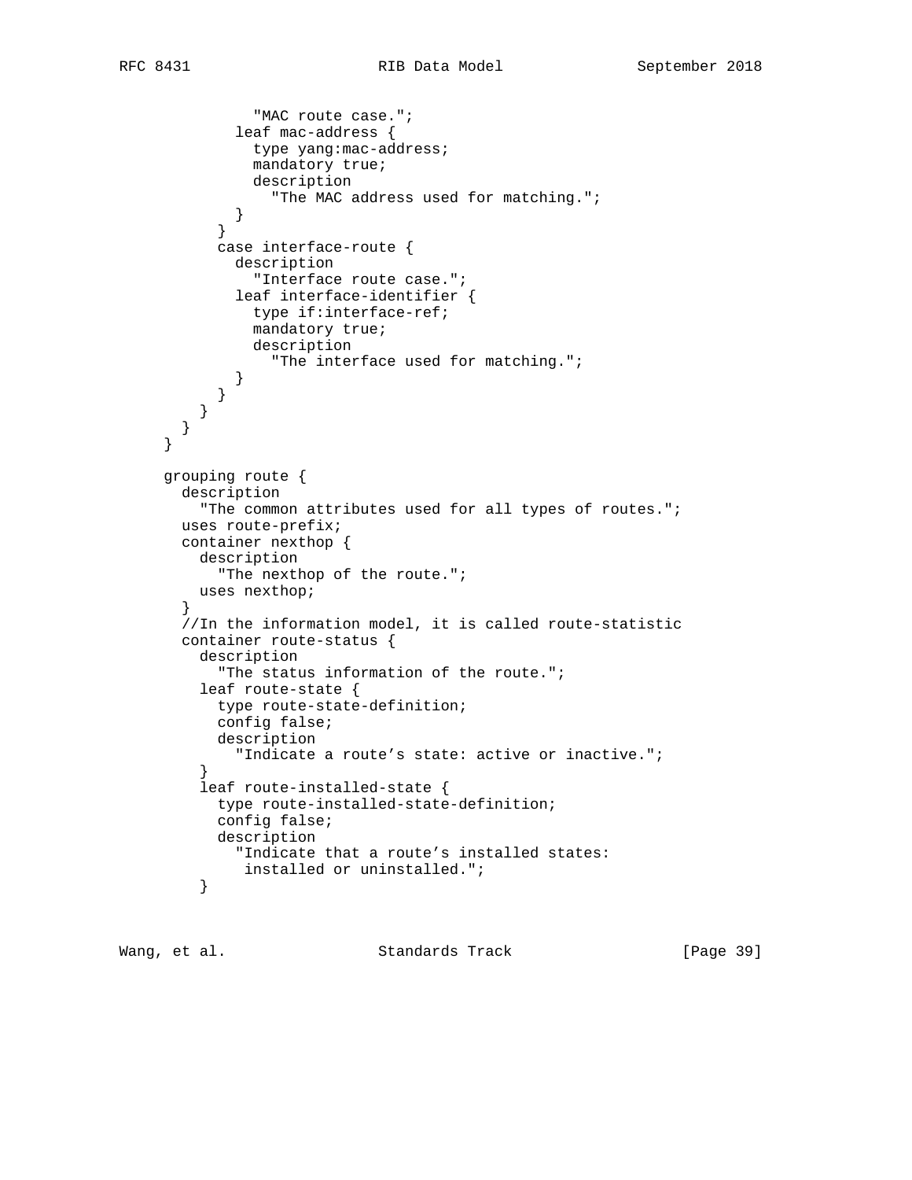```
              "MAC route case.";
            leaf mac-address {
              type yang:mac-address;
              mandatory true;
              description
                "The MAC address used for matching.";
            }
          }
          case interface-route {
            description
              "Interface route case.";
            leaf interface-identifier {
              type if:interface-ref;
              mandatory true;
              description
                "The interface used for matching.";
            }
          }
        }
      }
    }

    grouping route {
      description
        "The common attributes used for all types of routes.";
      uses route-prefix;
      container nexthop {
        description
          "The nexthop of the route.";
        uses nexthop;
      }
      //In the information model, it is called route-statistic
      container route-status {
        description
          "The status information of the route.";
        leaf route-state {
          type route-state-definition;
          config false;
          description
            "Indicate a route’s state: active or inactive.";
        }
        leaf route-installed-state {
          type route-installed-state-definition;
          config false;
          description
            "Indicate that a route’s installed states:
             installed or uninstalled.";
        }
```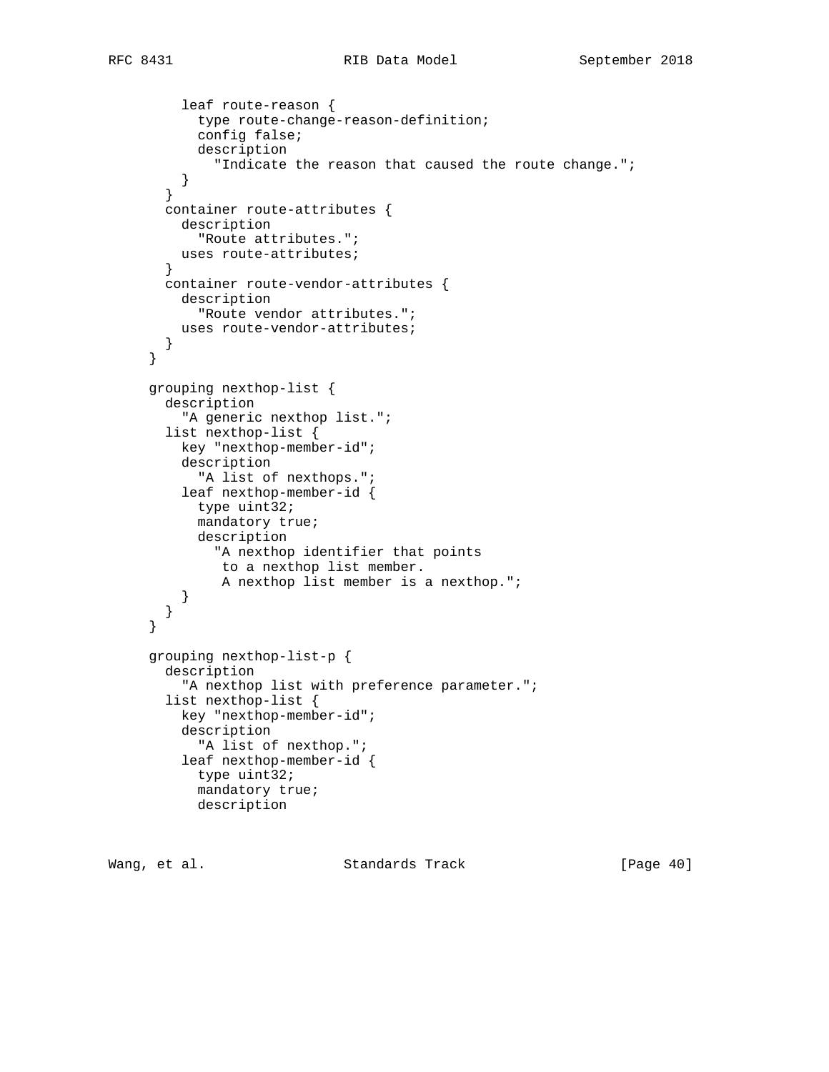```
          leaf route-reason {
            type route-change-reason-definition;
            config false;
            description
              "Indicate the reason that caused the route change.";
          }
        }
        container route-attributes {
          description
            "Route attributes.";
          uses route-attributes;
        }
        container route-vendor-attributes {
          description
            "Route vendor attributes.";
          uses route-vendor-attributes;
        }
      }

      grouping nexthop-list {
        description
          "A generic nexthop list.";
        list nexthop-list {
          key "nexthop-member-id";
          description
            "A list of nexthops.";
          leaf nexthop-member-id {
            type uint32;
            mandatory true;
            description
              "A nexthop identifier that points
               to a nexthop list member.
               A nexthop list member is a nexthop.";
          }
        }
      }

      grouping nexthop-list-p {
        description
          "A nexthop list with preference parameter.";
        list nexthop-list {
          key "nexthop-member-id";
          description
            "A list of nexthop.";
          leaf nexthop-member-id {
            type uint32;
            mandatory true;
            description
```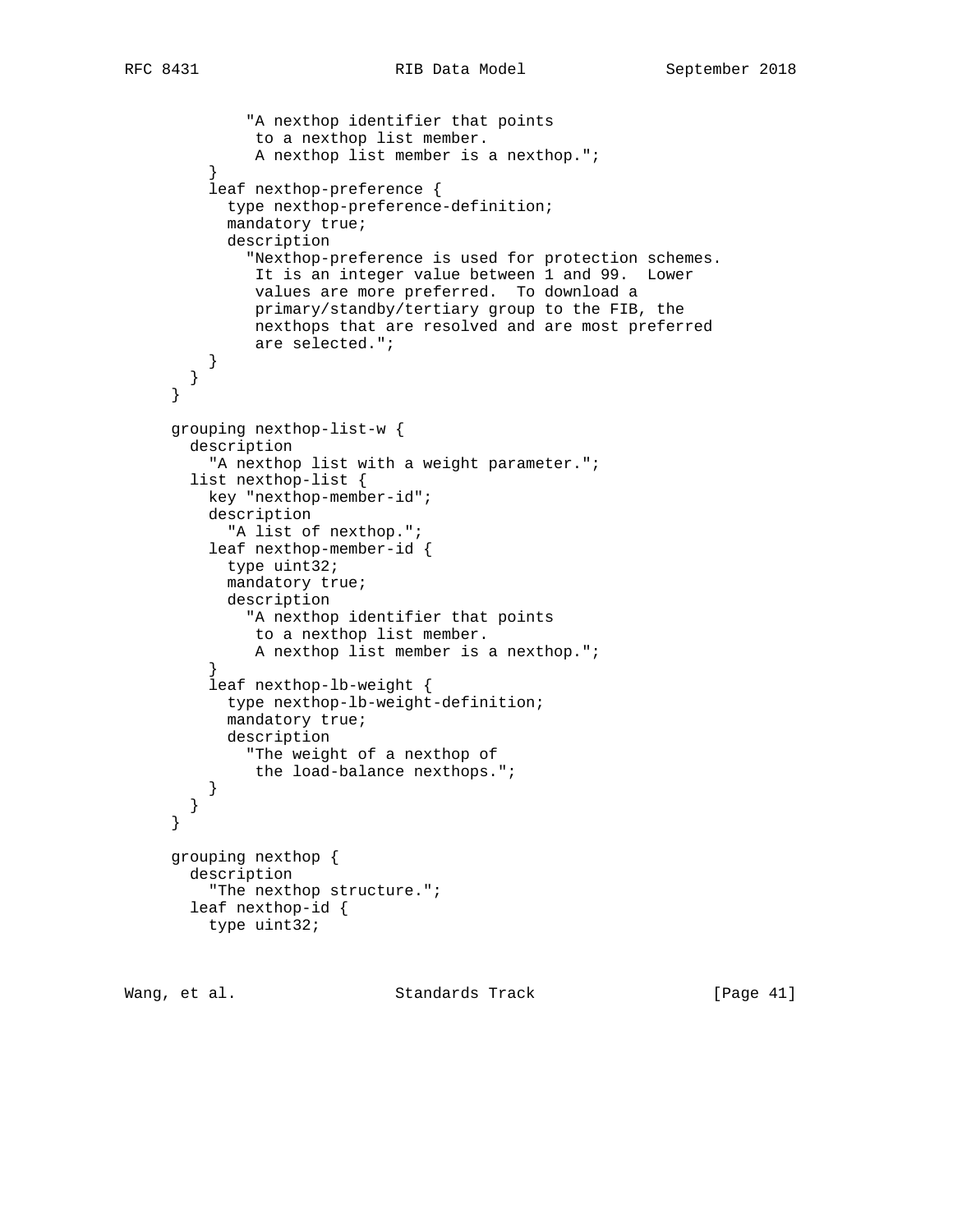```
             "A nexthop identifier that points
              to a nexthop list member.
              A nexthop list member is a nexthop.";
         }
         leaf nexthop-preference {
           type nexthop-preference-definition;
           mandatory true;
           description
             "Nexthop-preference is used for protection schemes.
              It is an integer value between 1 and 99.  Lower
              values are more preferred.  To download a
              primary/standby/tertiary group to the FIB, the
              nexthops that are resolved and are most preferred
              are selected.";
         }
       }
     }

     grouping nexthop-list-w {
       description
         "A nexthop list with a weight parameter.";
       list nexthop-list {
         key "nexthop-member-id";
         description
           "A list of nexthop.";
         leaf nexthop-member-id {
           type uint32;
           mandatory true;
           description
             "A nexthop identifier that points
              to a nexthop list member.
              A nexthop list member is a nexthop.";
         }
         leaf nexthop-lb-weight {
           type nexthop-lb-weight-definition;
           mandatory true;
           description
             "The weight of a nexthop of
              the load-balance nexthops.";
         }
       }
     }

     grouping nexthop {
       description
         "The nexthop structure.";
       leaf nexthop-id {
         type uint32;
```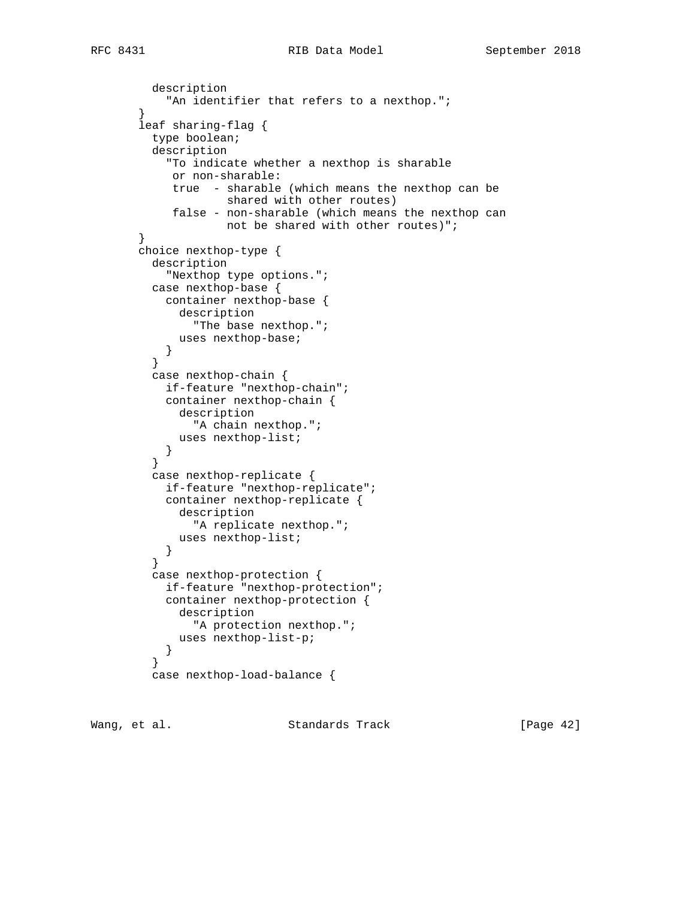```
          description
            "An identifier that refers to a nexthop.";
        }
        leaf sharing-flag {
          type boolean;
          description
            "To indicate whether a nexthop is sharable
             or non-sharable:
             true  - sharable (which means the nexthop can be
                     shared with other routes)
             false - non-sharable (which means the nexthop can
                     not be shared with other routes)";
        }
        choice nexthop-type {
          description
            "Nexthop type options.";
          case nexthop-base {
            container nexthop-base {
              description
                "The base nexthop.";
              uses nexthop-base;
            }
          }
          case nexthop-chain {
            if-feature "nexthop-chain";
            container nexthop-chain {
              description
                "A chain nexthop.";
              uses nexthop-list;
            }
          }
          case nexthop-replicate {
            if-feature "nexthop-replicate";
            container nexthop-replicate {
              description
                "A replicate nexthop.";
              uses nexthop-list;
            }
          }
          case nexthop-protection {
            if-feature "nexthop-protection";
            container nexthop-protection {
              description
                "A protection nexthop.";
              uses nexthop-list-p;
            }
          }
          case nexthop-load-balance {
```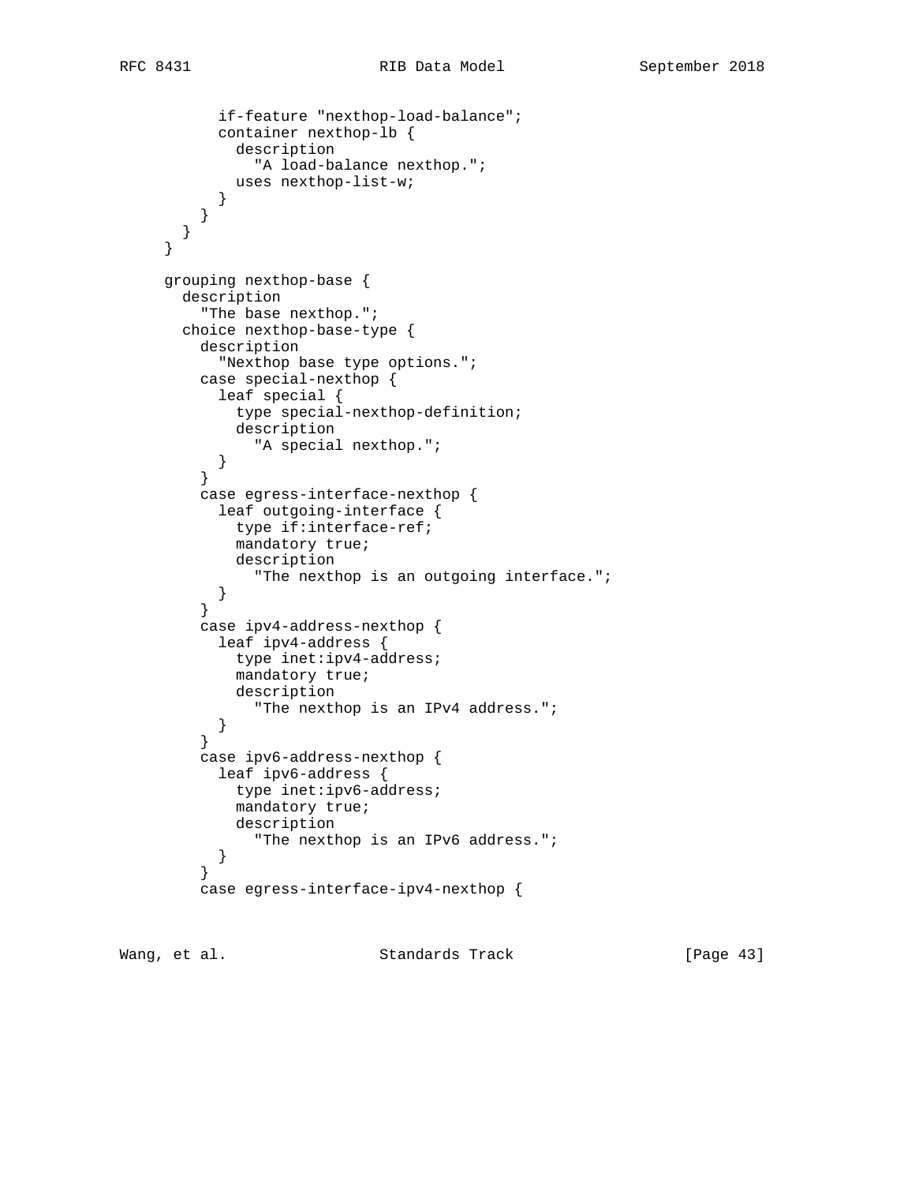```
          if-feature "nexthop-load-balance";
          container nexthop-lb {
            description
              "A load-balance nexthop.";
            uses nexthop-list-w;
          }
        }
      }
    }

    grouping nexthop-base {
      description
        "The base nexthop.";
      choice nexthop-base-type {
        description
          "Nexthop base type options.";
        case special-nexthop {
          leaf special {
            type special-nexthop-definition;
            description
              "A special nexthop.";
          }
        }
        case egress-interface-nexthop {
          leaf outgoing-interface {
            type if:interface-ref;
            mandatory true;
            description
              "The nexthop is an outgoing interface.";
          }
        }
        case ipv4-address-nexthop {
          leaf ipv4-address {
            type inet:ipv4-address;
            mandatory true;
            description
              "The nexthop is an IPv4 address.";
          }
        }
        case ipv6-address-nexthop {
          leaf ipv6-address {
            type inet:ipv6-address;
            mandatory true;
            description
              "The nexthop is an IPv6 address.";
          }
        }
        case egress-interface-ipv4-nexthop {
```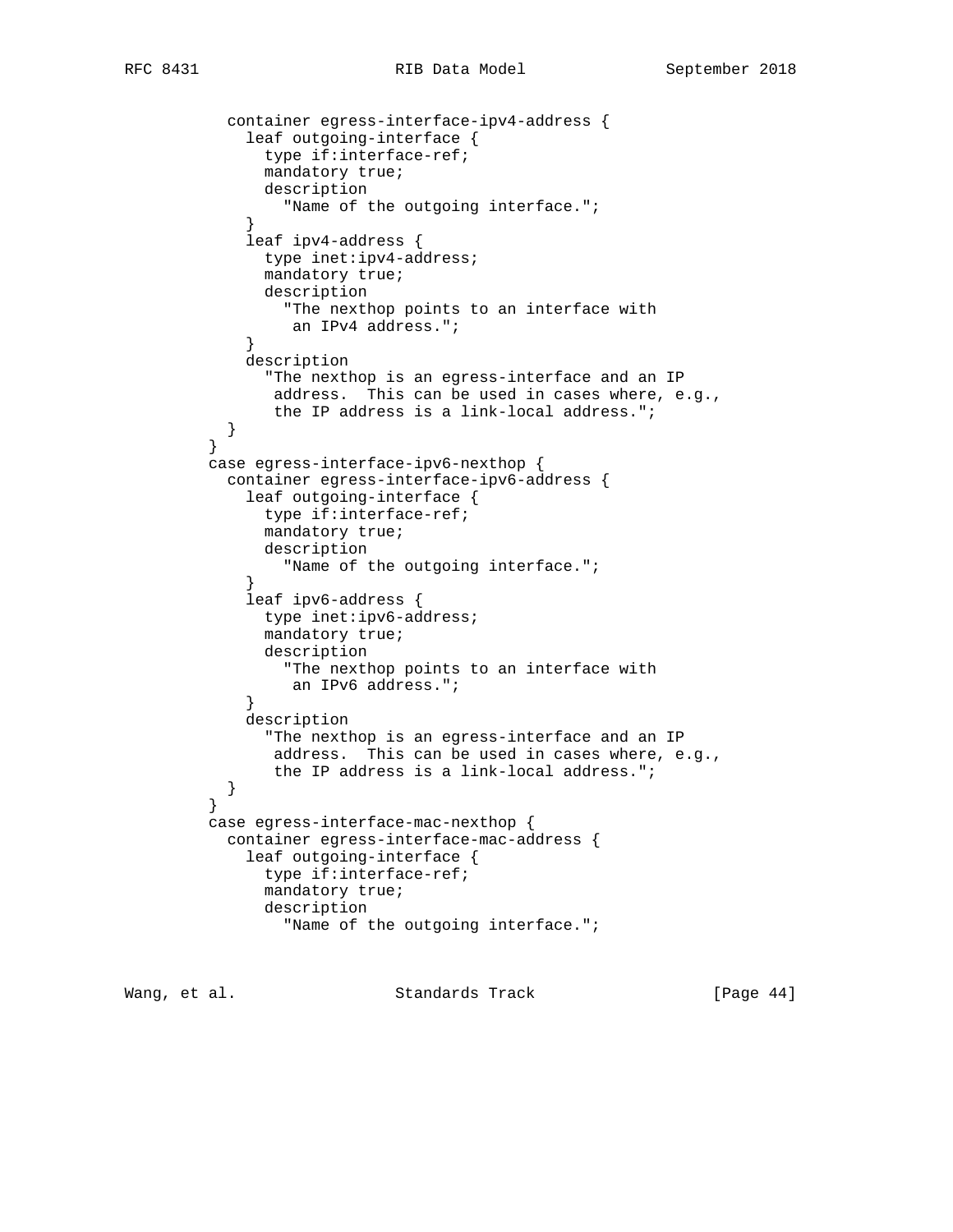```
          container egress-interface-ipv4-address {
            leaf outgoing-interface {
              type if:interface-ref;
              mandatory true;
              description
                "Name of the outgoing interface.";
            }
            leaf ipv4-address {
              type inet:ipv4-address;
              mandatory true;
              description
                "The nexthop points to an interface with
                 an IPv4 address.";
            }
            description
              "The nexthop is an egress-interface and an IP
               address.  This can be used in cases where, e.g.,
               the IP address is a link-local address.";
          }
        }
        case egress-interface-ipv6-nexthop {
          container egress-interface-ipv6-address {
            leaf outgoing-interface {
              type if:interface-ref;
              mandatory true;
              description
                "Name of the outgoing interface.";
            }
            leaf ipv6-address {
              type inet:ipv6-address;
              mandatory true;
              description
                "The nexthop points to an interface with
                 an IPv6 address.";
            }
            description
              "The nexthop is an egress-interface and an IP
               address.  This can be used in cases where, e.g.,
               the IP address is a link-local address.";
          }
        }
        case egress-interface-mac-nexthop {
          container egress-interface-mac-address {
            leaf outgoing-interface {
              type if:interface-ref;
              mandatory true;
              description
                "Name of the outgoing interface.";
```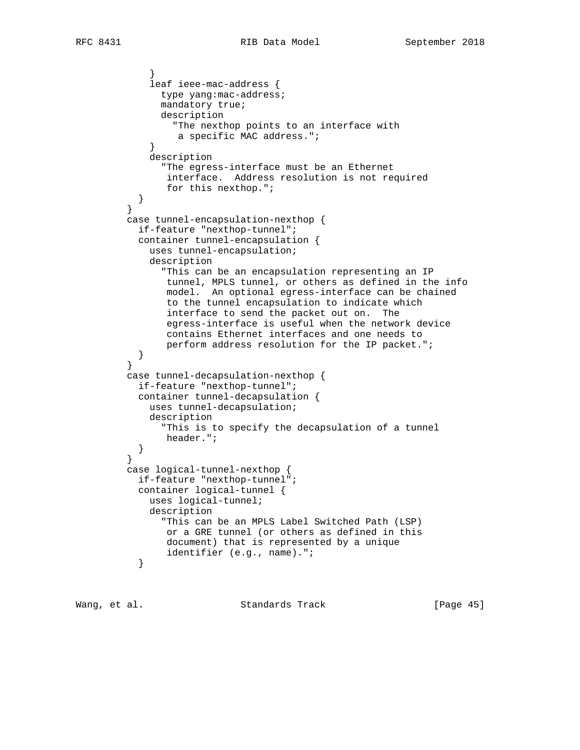```
            }
            leaf ieee-mac-address {
              type yang:mac-address;
              mandatory true;
              description
                "The nexthop points to an interface with
                 a specific MAC address.";
            }
            description
              "The egress-interface must be an Ethernet
               interface.  Address resolution is not required
               for this nexthop.";
          }
        }
        case tunnel-encapsulation-nexthop {
          if-feature "nexthop-tunnel";
          container tunnel-encapsulation {
            uses tunnel-encapsulation;
            description
              "This can be an encapsulation representing an IP
               tunnel, MPLS tunnel, or others as defined in the info
               model.  An optional egress-interface can be chained
               to the tunnel encapsulation to indicate which
               interface to send the packet out on.  The
               egress-interface is useful when the network device
               contains Ethernet interfaces and one needs to
               perform address resolution for the IP packet.";
          }
        }
        case tunnel-decapsulation-nexthop {
          if-feature "nexthop-tunnel";
          container tunnel-decapsulation {
            uses tunnel-decapsulation;
            description
              "This is to specify the decapsulation of a tunnel
               header.";
          }
        }
        case logical-tunnel-nexthop {
          if-feature "nexthop-tunnel";
          container logical-tunnel {
            uses logical-tunnel;
            description
              "This can be an MPLS Label Switched Path (LSP)
               or a GRE tunnel (or others as defined in this
               document) that is represented by a unique
               identifier (e.g., name).";
          }
```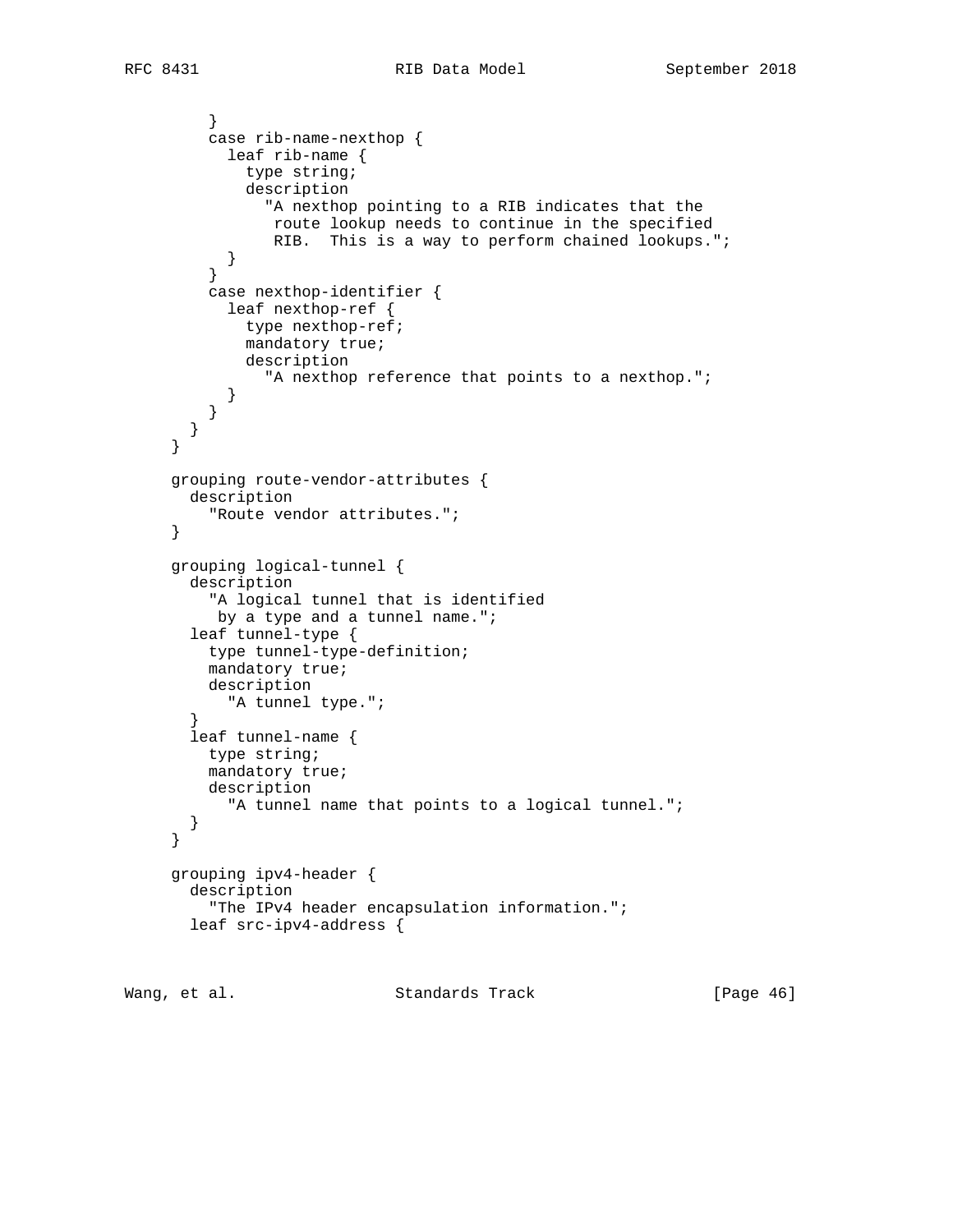```
        }
        case rib-name-nexthop {
          leaf rib-name {
            type string;
            description
              "A nexthop pointing to a RIB indicates that the
               route lookup needs to continue in the specified
               RIB.  This is a way to perform chained lookups.";
          }
        }
        case nexthop-identifier {
          leaf nexthop-ref {
            type nexthop-ref;
            mandatory true;
            description
              "A nexthop reference that points to a nexthop.";
          }
        }
      }
    }

    grouping route-vendor-attributes {
      description
        "Route vendor attributes.";
    }

    grouping logical-tunnel {
      description
        "A logical tunnel that is identified
         by a type and a tunnel name.";
      leaf tunnel-type {
        type tunnel-type-definition;
        mandatory true;
        description
          "A tunnel type.";
      }
      leaf tunnel-name {
        type string;
        mandatory true;
        description
          "A tunnel name that points to a logical tunnel.";
      }
    }

    grouping ipv4-header {
      description
        "The IPv4 header encapsulation information.";
      leaf src-ipv4-address {
```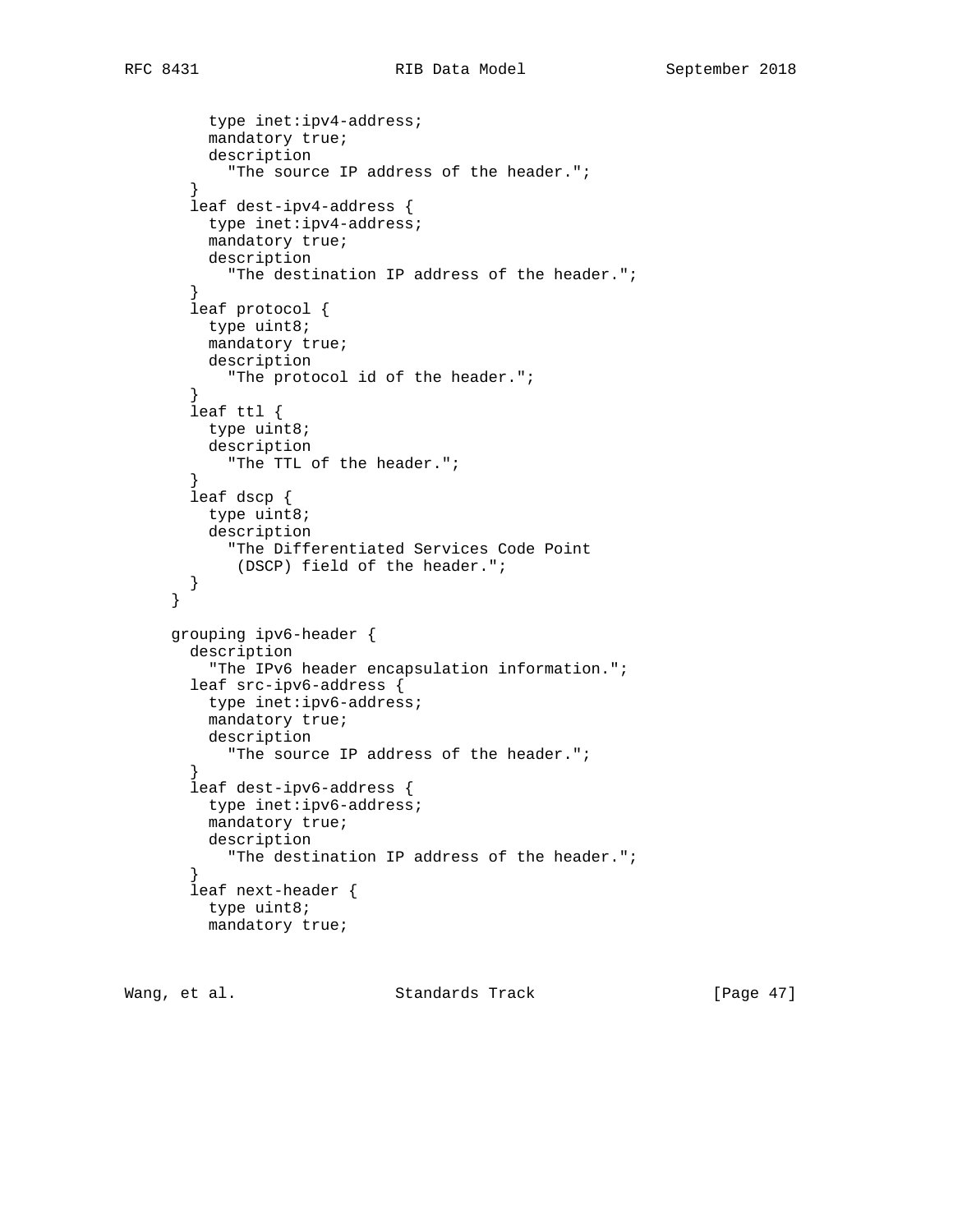```
          type inet:ipv4-address;
          mandatory true;
          description
            "The source IP address of the header.";
        }
        leaf dest-ipv4-address {
          type inet:ipv4-address;
          mandatory true;
          description
            "The destination IP address of the header.";
        }
        leaf protocol {
          type uint8;
          mandatory true;
          description
            "The protocol id of the header.";
        }
        leaf ttl {
          type uint8;
          description
            "The TTL of the header.";
        }
        leaf dscp {
          type uint8;
          description
            "The Differentiated Services Code Point
             (DSCP) field of the header.";
        }
      }

      grouping ipv6-header {
        description
          "The IPv6 header encapsulation information.";
        leaf src-ipv6-address {
          type inet:ipv6-address;
          mandatory true;
          description
            "The source IP address of the header.";
        }
        leaf dest-ipv6-address {
          type inet:ipv6-address;
          mandatory true;
          description
            "The destination IP address of the header.";
        }
        leaf next-header {
          type uint8;
          mandatory true;
```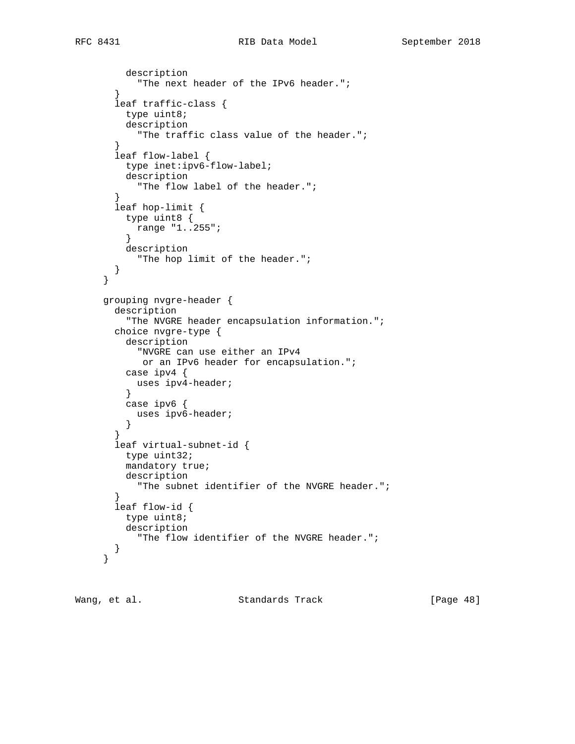```
        description
          "The next header of the IPv6 header.";
      }
      leaf traffic-class {
        type uint8;
        description
          "The traffic class value of the header.";
      }
      leaf flow-label {
        type inet:ipv6-flow-label;
        description
          "The flow label of the header.";
      }
      leaf hop-limit {
        type uint8 {
          range "1..255";
        }
        description
          "The hop limit of the header.";
      }
    }

    grouping nvgre-header {
      description
        "The NVGRE header encapsulation information.";
      choice nvgre-type {
        description
          "NVGRE can use either an IPv4
           or an IPv6 header for encapsulation.";
        case ipv4 {
          uses ipv4-header;
        }
        case ipv6 {
          uses ipv6-header;
        }
      }
      leaf virtual-subnet-id {
        type uint32;
        mandatory true;
        description
          "The subnet identifier of the NVGRE header.";
      }
      leaf flow-id {
        type uint8;
        description
          "The flow identifier of the NVGRE header.";
      }
    }
```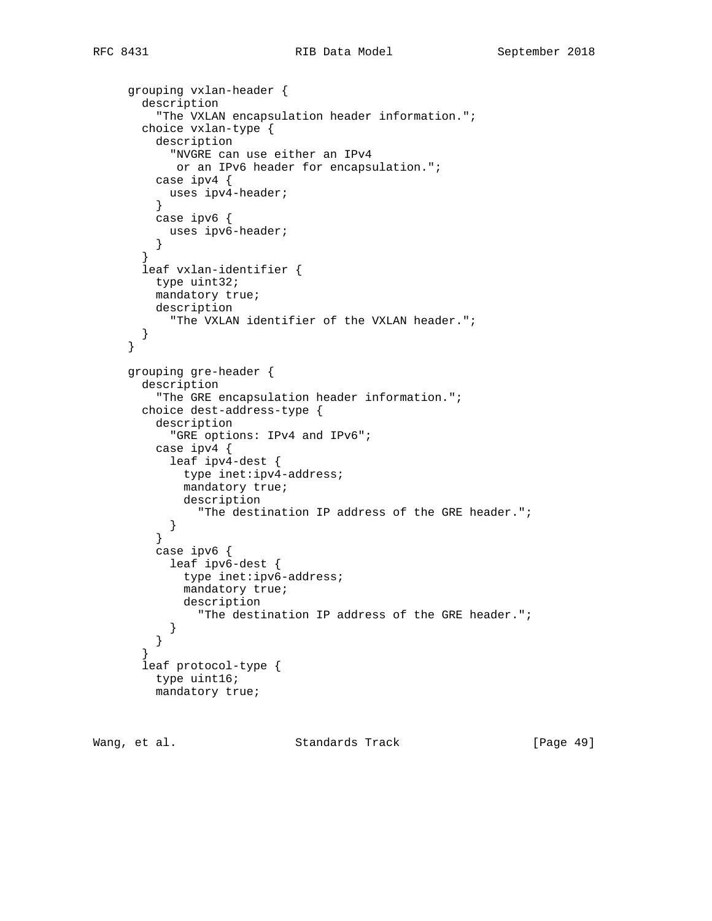```
     grouping vxlan-header {
       description
         "The VXLAN encapsulation header information.";
       choice vxlan-type {
         description
           "NVGRE can use either an IPv4
            or an IPv6 header for encapsulation.";
         case ipv4 {
           uses ipv4-header;
         }
         case ipv6 {
           uses ipv6-header;
         }
       }
       leaf vxlan-identifier {
         type uint32;
         mandatory true;
         description
           "The VXLAN identifier of the VXLAN header.";
       }
     }

     grouping gre-header {
       description
         "The GRE encapsulation header information.";
       choice dest-address-type {
         description
           "GRE options: IPv4 and IPv6";
         case ipv4 {
           leaf ipv4-dest {
             type inet:ipv4-address;
             mandatory true;
             description
               "The destination IP address of the GRE header.";
           }
         }
         case ipv6 {
           leaf ipv6-dest {
             type inet:ipv6-address;
             mandatory true;
             description
               "The destination IP address of the GRE header.";
           }
         }
       }
       leaf protocol-type {
         type uint16;
         mandatory true;
```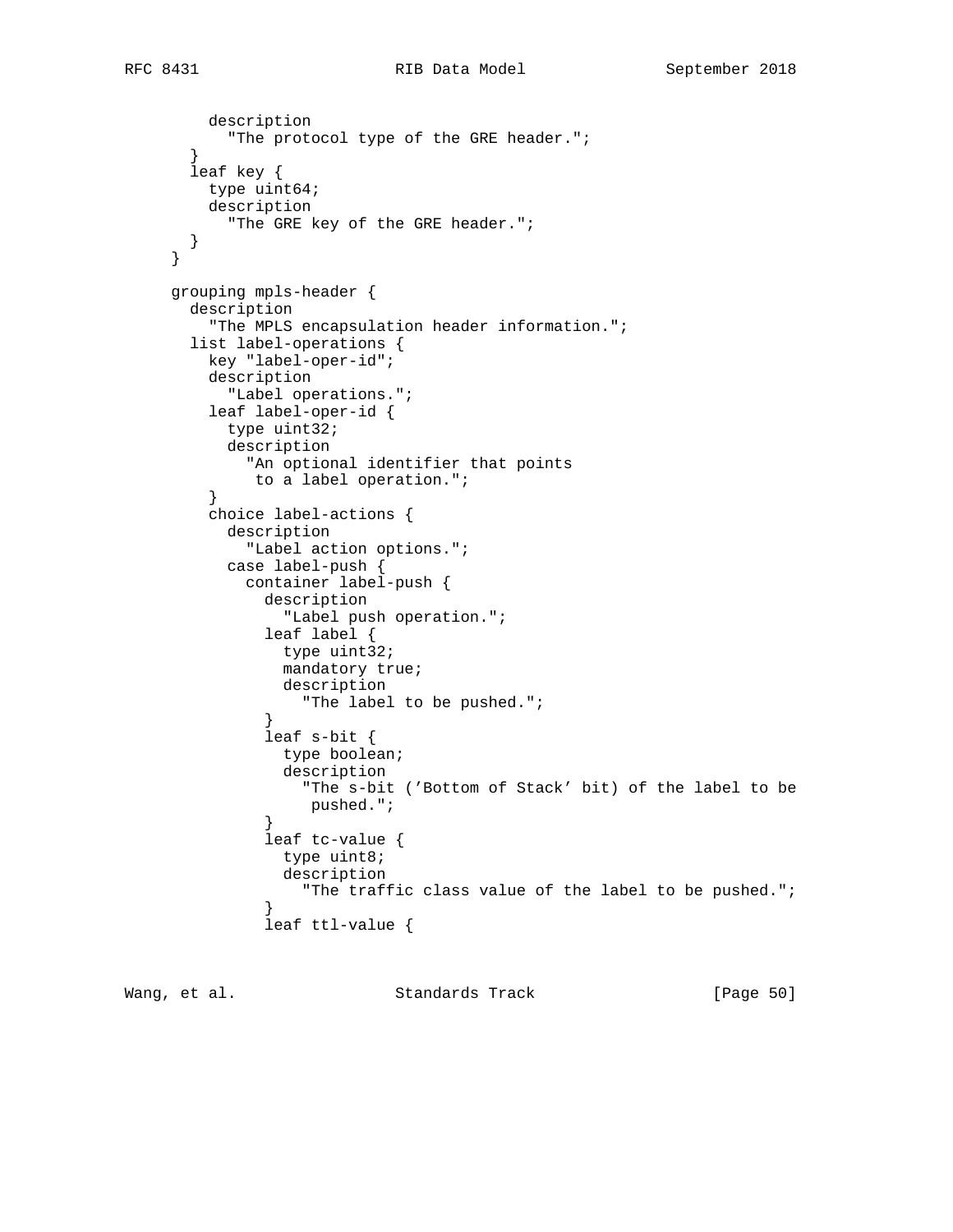```
        description
          "The protocol type of the GRE header.";
      }
      leaf key {
        type uint64;
        description
          "The GRE key of the GRE header.";
      }
    }

    grouping mpls-header {
      description
        "The MPLS encapsulation header information.";
      list label-operations {
        key "label-oper-id";
        description
          "Label operations.";
        leaf label-oper-id {
          type uint32;
          description
            "An optional identifier that points
             to a label operation.";
        }
        choice label-actions {
          description
            "Label action options.";
          case label-push {
            container label-push {
              description
                "Label push operation.";
              leaf label {
                type uint32;
                mandatory true;
                description
                  "The label to be pushed.";
              }
              leaf s-bit {
                type boolean;
                description
                  "The s-bit ('Bottom of Stack' bit) of the label to be
                   pushed.";
              }
              leaf tc-value {
                type uint8;
                description
                  "The traffic class value of the label to be pushed.";
              }
              leaf ttl-value {
```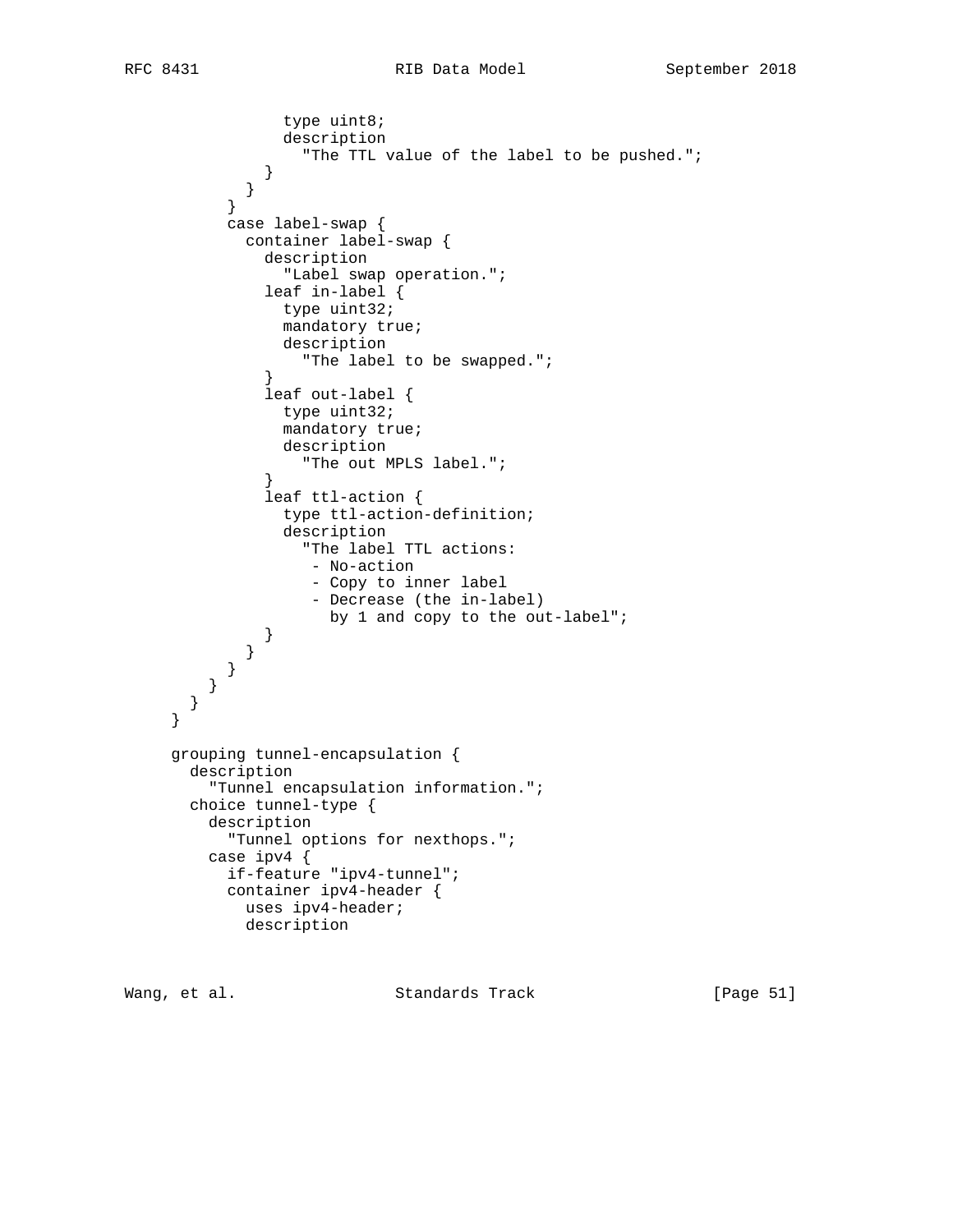```
                type uint8;
                description
                  "The TTL value of the label to be pushed.";
              }
            }
          }
          case label-swap {
            container label-swap {
              description
                "Label swap operation.";
              leaf in-label {
                type uint32;
                mandatory true;
                description
                  "The label to be swapped.";
              }
              leaf out-label {
                type uint32;
                mandatory true;
                description
                  "The out MPLS label.";
              }
              leaf ttl-action {
                type ttl-action-definition;
                description
                  "The label TTL actions:
                   - No-action
                   - Copy to inner label
                   - Decrease (the in-label)
                     by 1 and copy to the out-label";
              }
            }
          }
        }
      }
    }

    grouping tunnel-encapsulation {
      description
        "Tunnel encapsulation information.";
      choice tunnel-type {
        description
          "Tunnel options for nexthops.";
        case ipv4 {
          if-feature "ipv4-tunnel";
          container ipv4-header {
            uses ipv4-header;
            description
```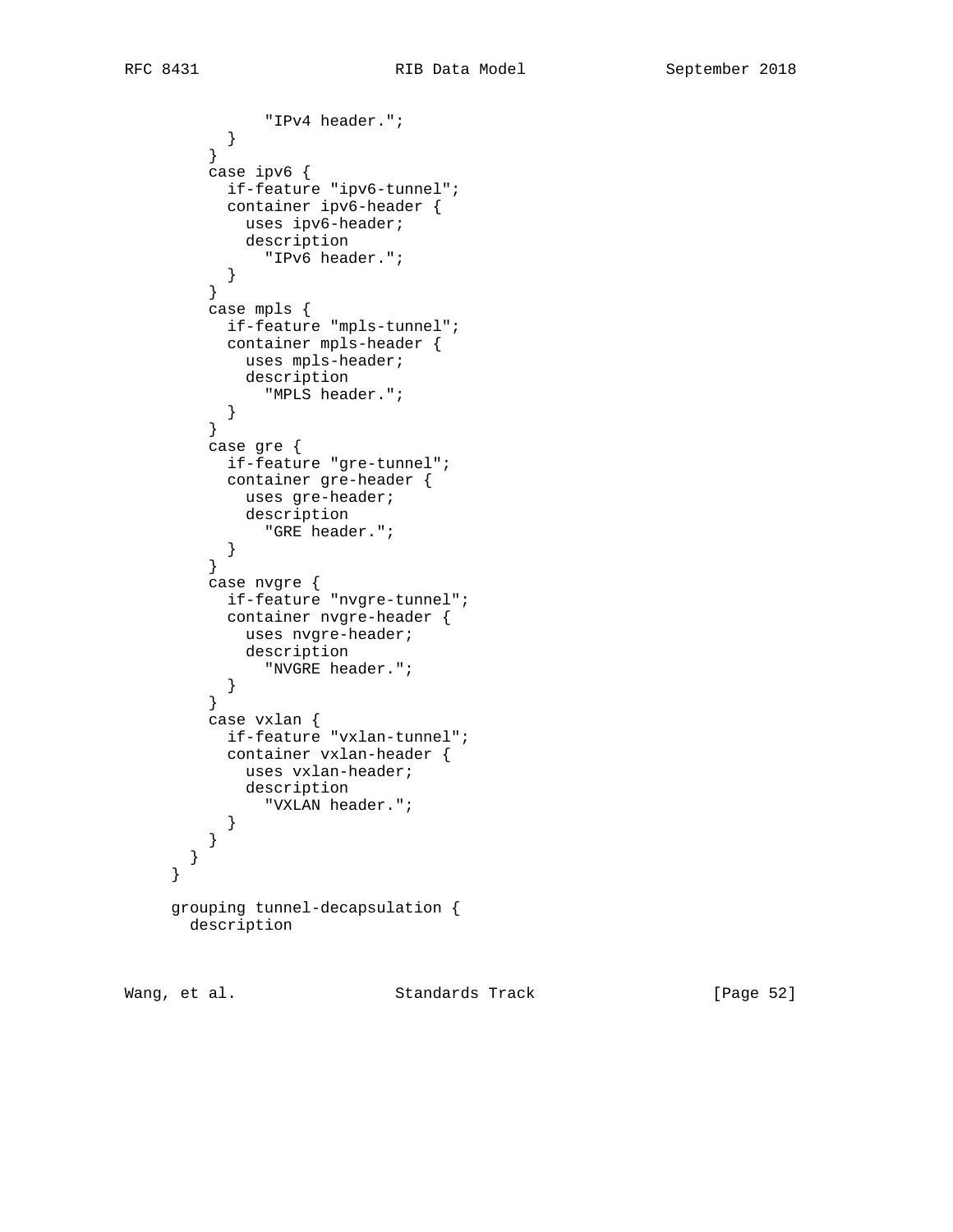```
              "IPv4 header.";
          }
        }
        case ipv6 {
          if-feature "ipv6-tunnel";
          container ipv6-header {
            uses ipv6-header;
            description
              "IPv6 header.";
          }
        }
        case mpls {
          if-feature "mpls-tunnel";
          container mpls-header {
            uses mpls-header;
            description
              "MPLS header.";
          }
        }
        case gre {
          if-feature "gre-tunnel";
          container gre-header {
            uses gre-header;
            description
              "GRE header.";
          }
        }
        case nvgre {
          if-feature "nvgre-tunnel";
          container nvgre-header {
            uses nvgre-header;
            description
              "NVGRE header.";
          }
        }
        case vxlan {
          if-feature "vxlan-tunnel";
          container vxlan-header {
            uses vxlan-header;
            description
              "VXLAN header.";
          }
        }
      }
    }

    grouping tunnel-decapsulation {
      description
```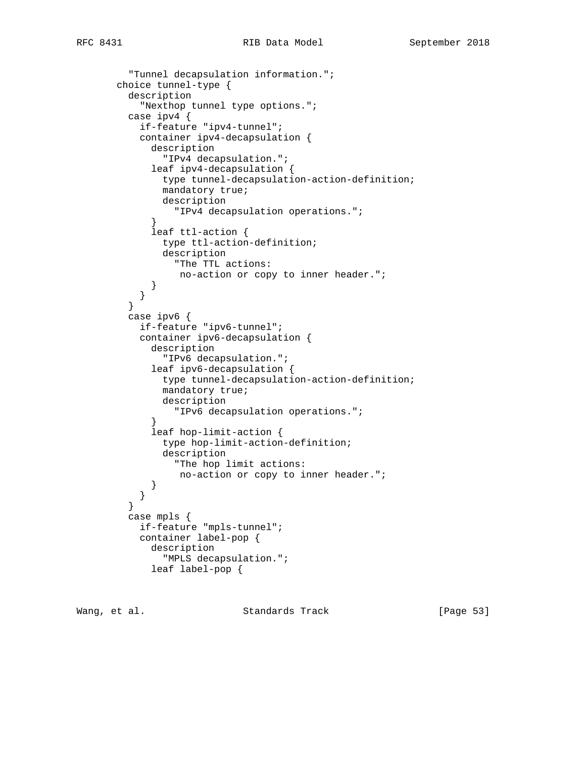```
          "Tunnel decapsulation information.";
        choice tunnel-type {
          description
            "Nexthop tunnel type options.";
          case ipv4 {
            if-feature "ipv4-tunnel";
            container ipv4-decapsulation {
              description
                "IPv4 decapsulation.";
              leaf ipv4-decapsulation {
                type tunnel-decapsulation-action-definition;
                mandatory true;
                description
                  "IPv4 decapsulation operations.";
              }
              leaf ttl-action {
                type ttl-action-definition;
                description
                  "The TTL actions:
                   no-action or copy to inner header.";
              }
            }
          }
          case ipv6 {
            if-feature "ipv6-tunnel";
            container ipv6-decapsulation {
              description
                "IPv6 decapsulation.";
              leaf ipv6-decapsulation {
                type tunnel-decapsulation-action-definition;
                mandatory true;
                description
                  "IPv6 decapsulation operations.";
              }
              leaf hop-limit-action {
                type hop-limit-action-definition;
                description
                  "The hop limit actions:
                   no-action or copy to inner header.";
              }
            }
          }
          case mpls {
            if-feature "mpls-tunnel";
            container label-pop {
              description
                "MPLS decapsulation.";
              leaf label-pop {
```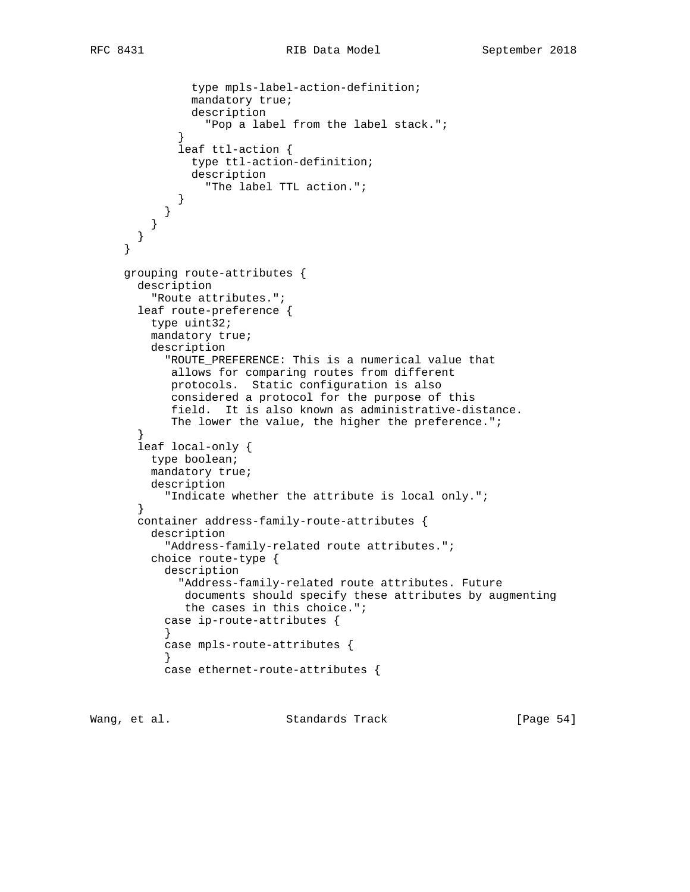```
              type mpls-label-action-definition;
              mandatory true;
              description
                "Pop a label from the label stack.";
            }
            leaf ttl-action {
              type ttl-action-definition;
              description
                "The label TTL action.";
            }
          }
        }
      }
    }

    grouping route-attributes {
      description
        "Route attributes.";
      leaf route-preference {
        type uint32;
        mandatory true;
        description
          "ROUTE_PREFERENCE: This is a numerical value that
           allows for comparing routes from different
           protocols.  Static configuration is also
           considered a protocol for the purpose of this
           field.  It is also known as administrative-distance.
           The lower the value, the higher the preference.";
      }
      leaf local-only {
        type boolean;
        mandatory true;
        description
          "Indicate whether the attribute is local only.";
      }
      container address-family-route-attributes {
        description
          "Address-family-related route attributes.";
        choice route-type {
          description
            "Address-family-related route attributes. Future
             documents should specify these attributes by augmenting
             the cases in this choice.";
          case ip-route-attributes {
          }
          case mpls-route-attributes {
          }
          case ethernet-route-attributes {
```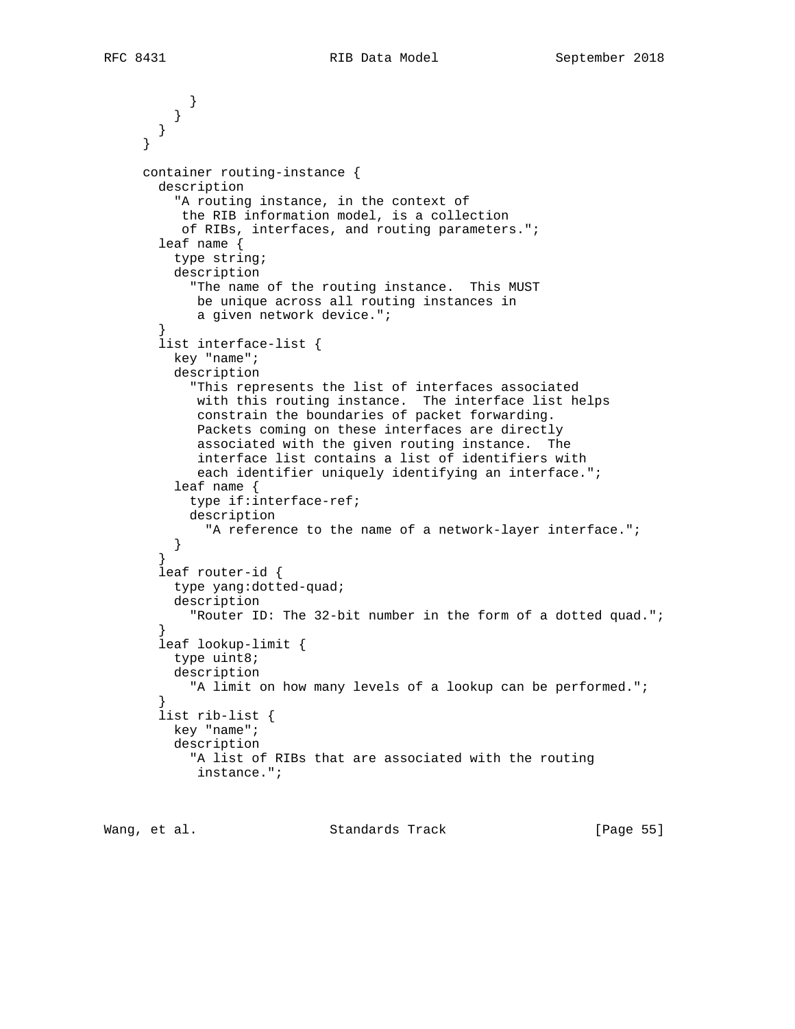```
          }
        }
      }
    }

    container routing-instance {
      description
        "A routing instance, in the context of
         the RIB information model, is a collection
         of RIBs, interfaces, and routing parameters.";
      leaf name {
        type string;
        description
          "The name of the routing instance.  This MUST
           be unique across all routing instances in
           a given network device.";
      }
      list interface-list {
        key "name";
        description
          "This represents the list of interfaces associated
           with this routing instance.  The interface list helps
           constrain the boundaries of packet forwarding.
           Packets coming on these interfaces are directly
           associated with the given routing instance.  The
           interface list contains a list of identifiers with
           each identifier uniquely identifying an interface.";
        leaf name {
          type if:interface-ref;
          description
            "A reference to the name of a network-layer interface.";
        }
      }
      leaf router-id {
        type yang:dotted-quad;
        description
          "Router ID: The 32-bit number in the form of a dotted quad.";
      }
      leaf lookup-limit {
        type uint8;
        description
          "A limit on how many levels of a lookup can be performed.";
      }
      list rib-list {
        key "name";
        description
          "A list of RIBs that are associated with the routing
           instance.";
```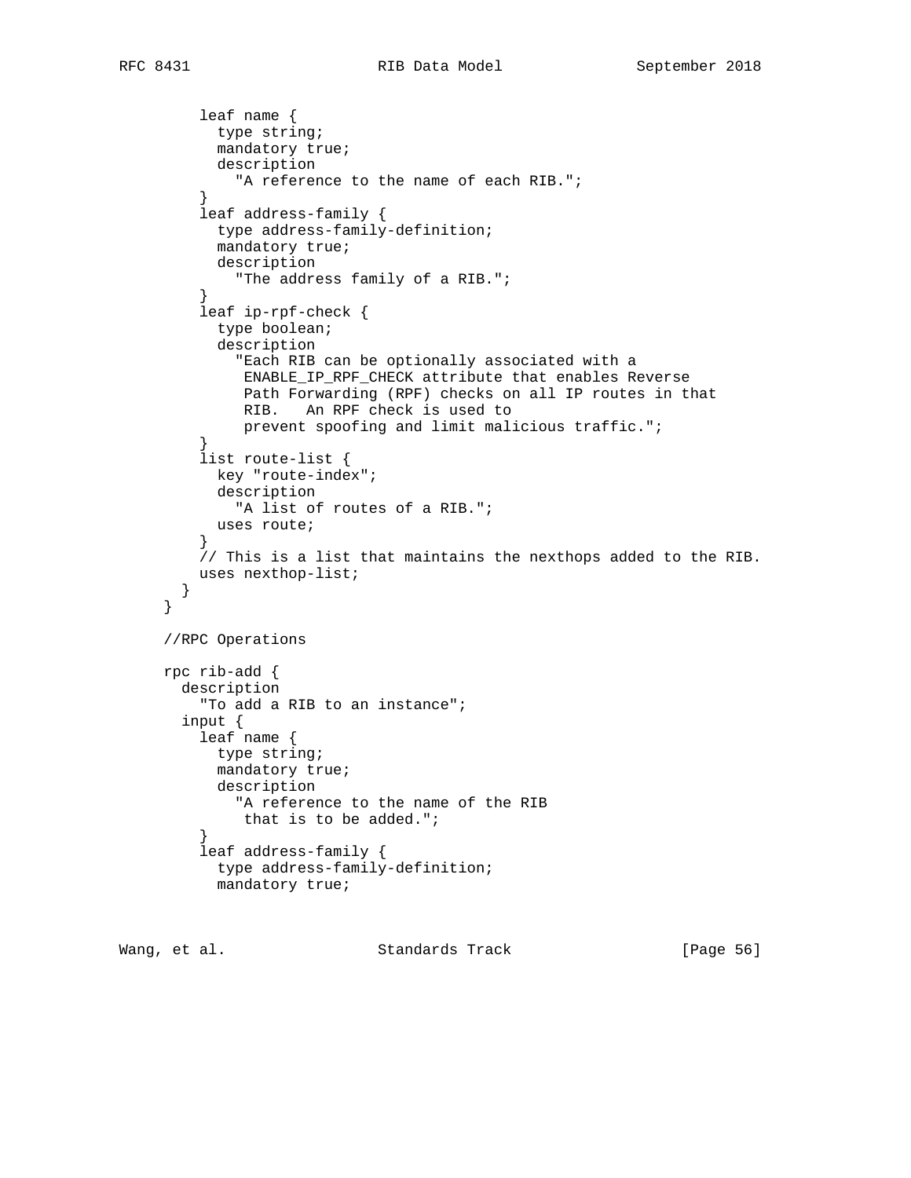```
        leaf name {
          type string;
          mandatory true;
          description
            "A reference to the name of each RIB.";
        }
        leaf address-family {
          type address-family-definition;
          mandatory true;
          description
            "The address family of a RIB.";
        }
        leaf ip-rpf-check {
          type boolean;
          description
            "Each RIB can be optionally associated with a
             ENABLE_IP_RPF_CHECK attribute that enables Reverse
             Path Forwarding (RPF) checks on all IP routes in that
             RIB.   An RPF check is used to
             prevent spoofing and limit malicious traffic.";
        }
        list route-list {
          key "route-index";
          description
            "A list of routes of a RIB.";
          uses route;
        }
        // This is a list that maintains the nexthops added to the RIB.
        uses nexthop-list;
      }
    }

    //RPC Operations

    rpc rib-add {
      description
        "To add a RIB to an instance";
      input {
        leaf name {
          type string;
          mandatory true;
          description
            "A reference to the name of the RIB
             that is to be added.";
        }
        leaf address-family {
          type address-family-definition;
          mandatory true;
```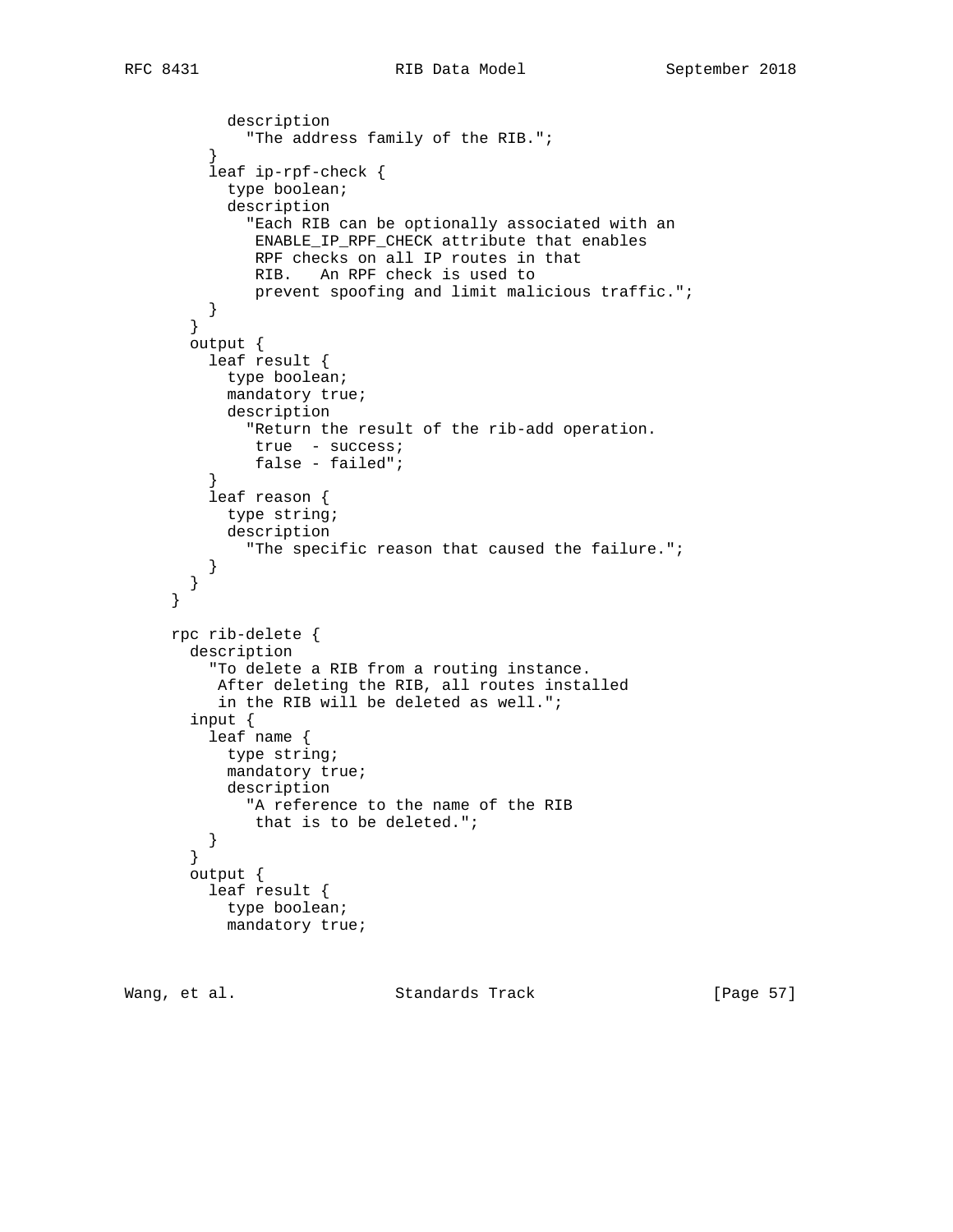```
          description
            "The address family of the RIB.";
        }
        leaf ip-rpf-check {
          type boolean;
          description
            "Each RIB can be optionally associated with an
             ENABLE_IP_RPF_CHECK attribute that enables
             RPF checks on all IP routes in that
             RIB.   An RPF check is used to
             prevent spoofing and limit malicious traffic.";
        }
      }
      output {
        leaf result {
          type boolean;
          mandatory true;
          description
            "Return the result of the rib-add operation.
             true  - success;
             false - failed";
        }
        leaf reason {
          type string;
          description
            "The specific reason that caused the failure.";
        }
      }
    }

    rpc rib-delete {
      description
        "To delete a RIB from a routing instance.
         After deleting the RIB, all routes installed
         in the RIB will be deleted as well.";
      input {
        leaf name {
          type string;
          mandatory true;
          description
            "A reference to the name of the RIB
             that is to be deleted.";
        }
      }
      output {
        leaf result {
          type boolean;
          mandatory true;
```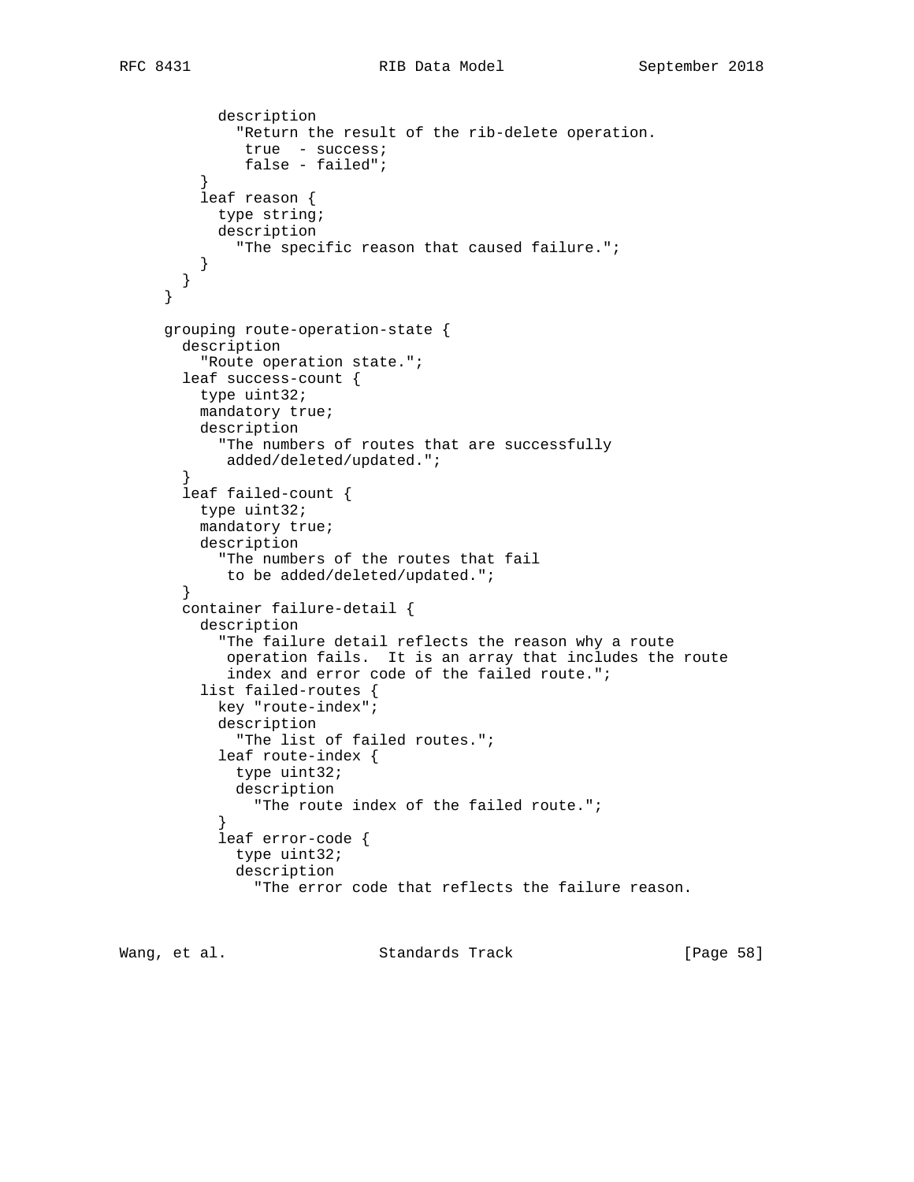```
          description
            "Return the result of the rib-delete operation.
             true  - success;
             false - failed";
        }
        leaf reason {
          type string;
          description
            "The specific reason that caused failure.";
        }
      }
    }

    grouping route-operation-state {
      description
        "Route operation state.";
      leaf success-count {
        type uint32;
        mandatory true;
        description
          "The numbers of routes that are successfully
           added/deleted/updated.";
      }
      leaf failed-count {
        type uint32;
        mandatory true;
        description
          "The numbers of the routes that fail
           to be added/deleted/updated.";
      }
      container failure-detail {
        description
          "The failure detail reflects the reason why a route
           operation fails.  It is an array that includes the route
           index and error code of the failed route.";
        list failed-routes {
          key "route-index";
          description
            "The list of failed routes.";
          leaf route-index {
            type uint32;
            description
              "The route index of the failed route.";
          }
          leaf error-code {
            type uint32;
            description
              "The error code that reflects the failure reason.
```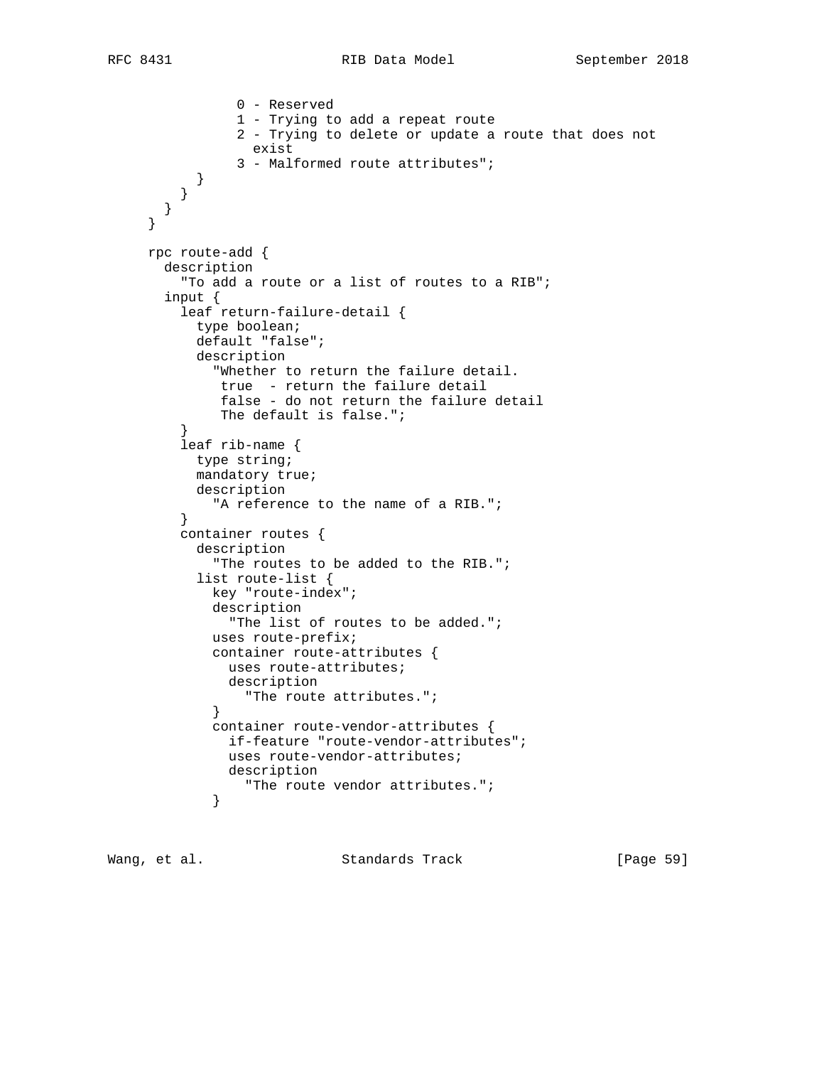```
                0 - Reserved
                1 - Trying to add a repeat route
                2 - Trying to delete or update a route that does not
                  exist
                3 - Malformed route attributes";
           }
         }
       }
     }

     rpc route-add {
       description
         "To add a route or a list of routes to a RIB";
       input {
         leaf return-failure-detail {
           type boolean;
           default "false";
           description
             "Whether to return the failure detail.
              true  - return the failure detail
              false - do not return the failure detail
              The default is false.";
         }
         leaf rib-name {
           type string;
           mandatory true;
           description
             "A reference to the name of a RIB.";
         }
         container routes {
           description
             "The routes to be added to the RIB.";
           list route-list {
             key "route-index";
             description
               "The list of routes to be added.";
             uses route-prefix;
             container route-attributes {
               uses route-attributes;
               description
                 "The route attributes.";
             }
             container route-vendor-attributes {
               if-feature "route-vendor-attributes";
               uses route-vendor-attributes;
               description
                 "The route vendor attributes.";
             }
```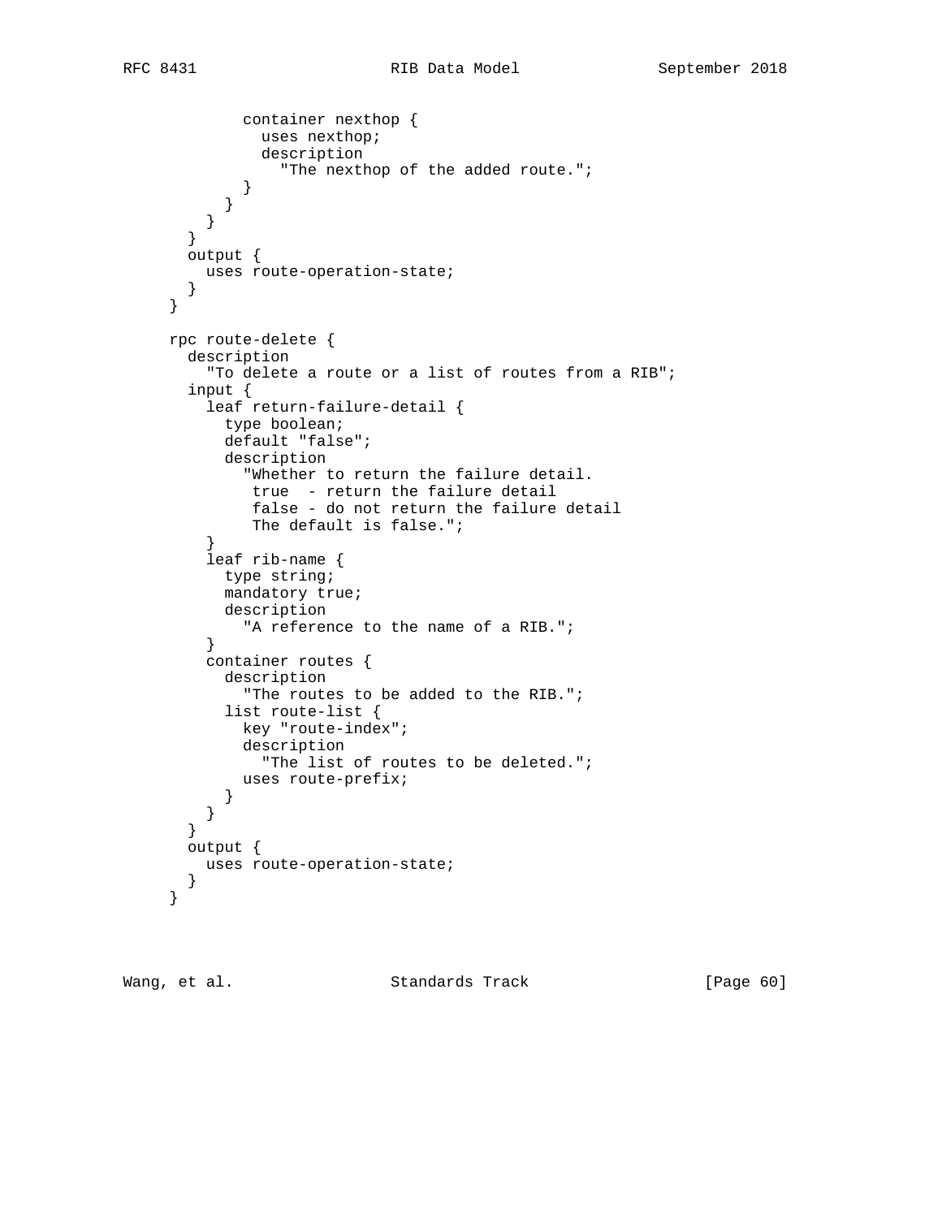```
            container nexthop {
              uses nexthop;
              description
                "The nexthop of the added route.";
            }
          }
        }
      }
      output {
        uses route-operation-state;
      }
    }

    rpc route-delete {
      description
        "To delete a route or a list of routes from a RIB";
      input {
        leaf return-failure-detail {
          type boolean;
          default "false";
          description
            "Whether to return the failure detail.
             true  - return the failure detail
             false - do not return the failure detail
             The default is false.";
        }
        leaf rib-name {
          type string;
          mandatory true;
          description
            "A reference to the name of a RIB.";
        }
        container routes {
          description
            "The routes to be added to the RIB.";
          list route-list {
            key "route-index";
            description
              "The list of routes to be deleted.";
            uses route-prefix;
          }
        }
      }
      output {
        uses route-operation-state;
      }
    }
```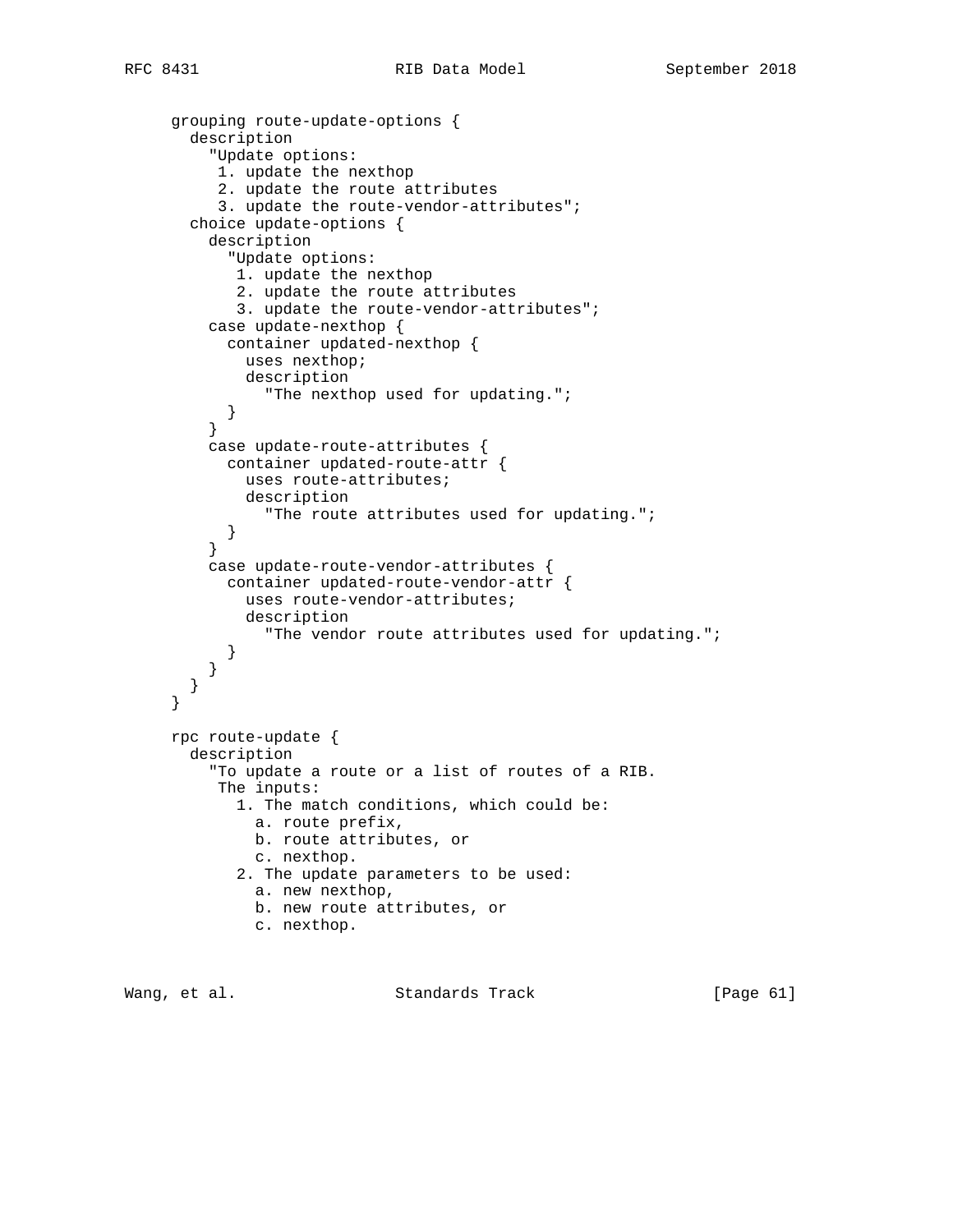```
     grouping route-update-options {
       description
         "Update options:
          1. update the nexthop
          2. update the route attributes
          3. update the route-vendor-attributes";
       choice update-options {
         description
           "Update options:
            1. update the nexthop
            2. update the route attributes
            3. update the route-vendor-attributes";
         case update-nexthop {
           container updated-nexthop {
             uses nexthop;
             description
               "The nexthop used for updating.";
           }
         }
         case update-route-attributes {
           container updated-route-attr {
             uses route-attributes;
             description
               "The route attributes used for updating.";
           }
         }
         case update-route-vendor-attributes {
           container updated-route-vendor-attr {
             uses route-vendor-attributes;
             description
               "The vendor route attributes used for updating.";
           }
         }
       }
     }

     rpc route-update {
       description
         "To update a route or a list of routes of a RIB.
          The inputs:
            1. The match conditions, which could be:
              a. route prefix,
              b. route attributes, or
              c. nexthop.
            2. The update parameters to be used:
              a. new nexthop,
              b. new route attributes, or
              c. nexthop.
```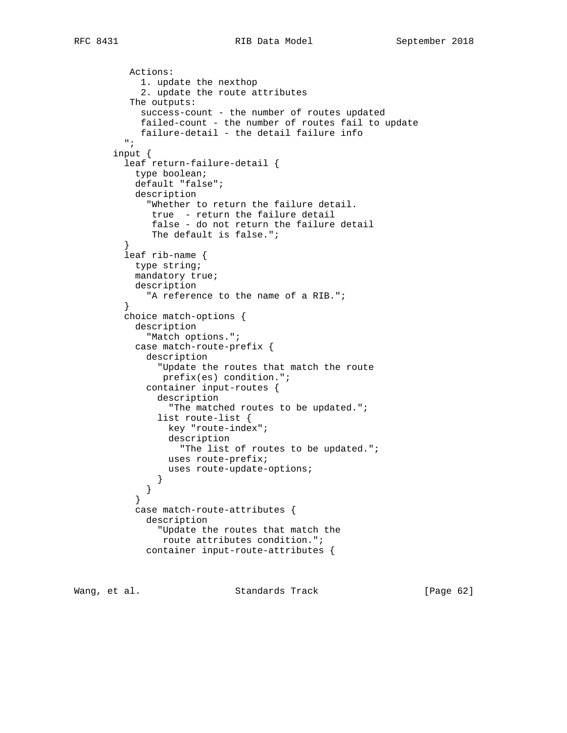```
           Actions:
             1. update the nexthop
             2. update the route attributes
           The outputs:
             success-count - the number of routes updated
             failed-count - the number of routes fail to update
             failure-detail - the detail failure info
          ";
        input {
          leaf return-failure-detail {
            type boolean;
            default "false";
            description
              "Whether to return the failure detail.
               true  - return the failure detail
               false - do not return the failure detail
               The default is false.";
          }
          leaf rib-name {
            type string;
            mandatory true;
            description
              "A reference to the name of a RIB.";
          }
          choice match-options {
            description
              "Match options.";
            case match-route-prefix {
              description
                "Update the routes that match the route
                 prefix(es) condition.";
              container input-routes {
                description
                  "The matched routes to be updated.";
                list route-list {
                  key "route-index";
                  description
                    "The list of routes to be updated.";
                  uses route-prefix;
                  uses route-update-options;
                }
              }
            }
            case match-route-attributes {
              description
                "Update the routes that match the
                 route attributes condition.";
              container input-route-attributes {
```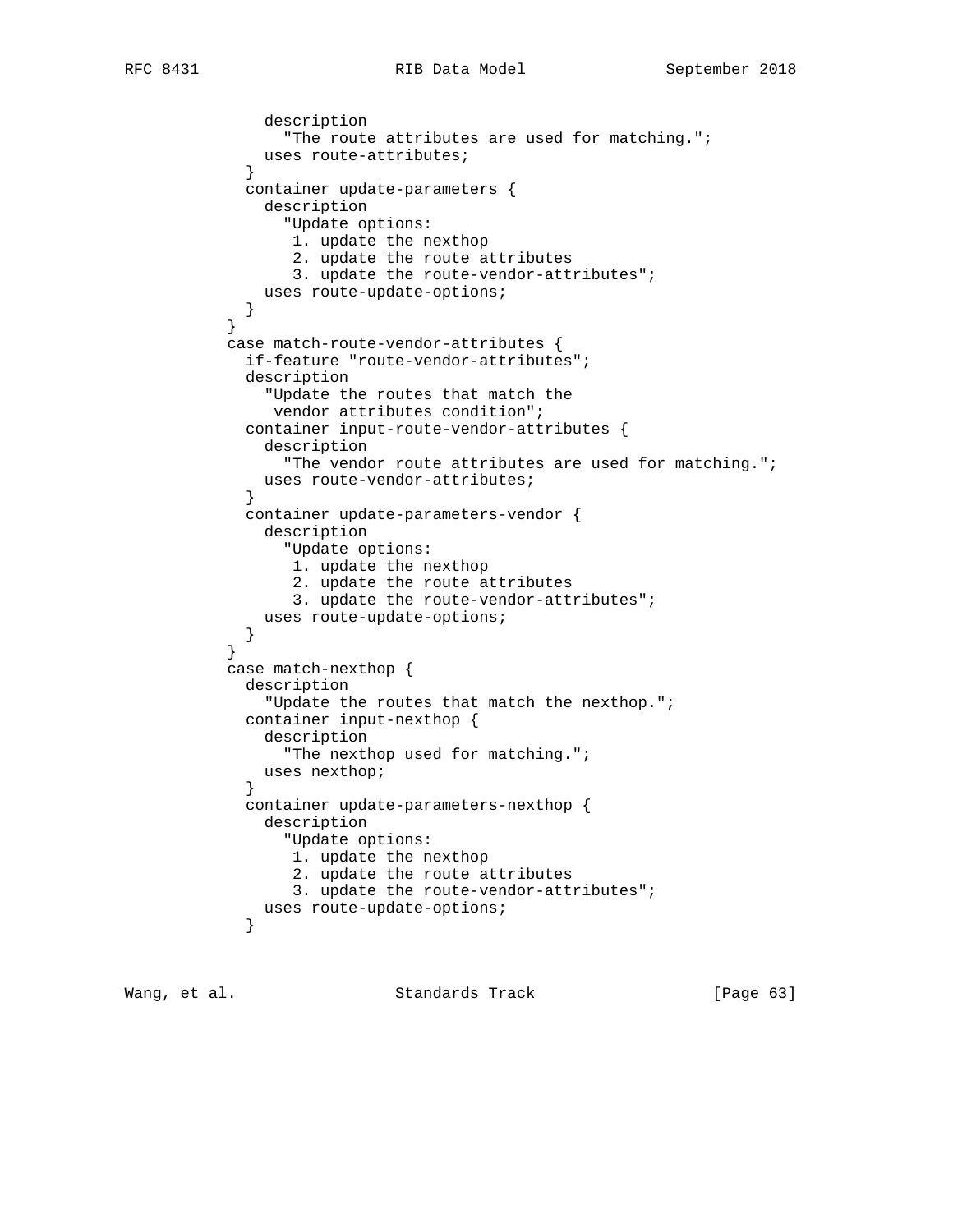```
              description
                "The route attributes are used for matching.";
              uses route-attributes;
            }
            container update-parameters {
              description
                "Update options:
                 1. update the nexthop
                 2. update the route attributes
                 3. update the route-vendor-attributes";
              uses route-update-options;
            }
          }
          case match-route-vendor-attributes {
            if-feature "route-vendor-attributes";
            description
              "Update the routes that match the
               vendor attributes condition";
            container input-route-vendor-attributes {
              description
                "The vendor route attributes are used for matching.";
              uses route-vendor-attributes;
            }
            container update-parameters-vendor {
              description
                "Update options:
                 1. update the nexthop
                 2. update the route attributes
                 3. update the route-vendor-attributes";
              uses route-update-options;
            }
          }
          case match-nexthop {
            description
              "Update the routes that match the nexthop.";
            container input-nexthop {
              description
                "The nexthop used for matching.";
              uses nexthop;
            }
            container update-parameters-nexthop {
              description
                "Update options:
                 1. update the nexthop
                 2. update the route attributes
                 3. update the route-vendor-attributes";
              uses route-update-options;
            }
```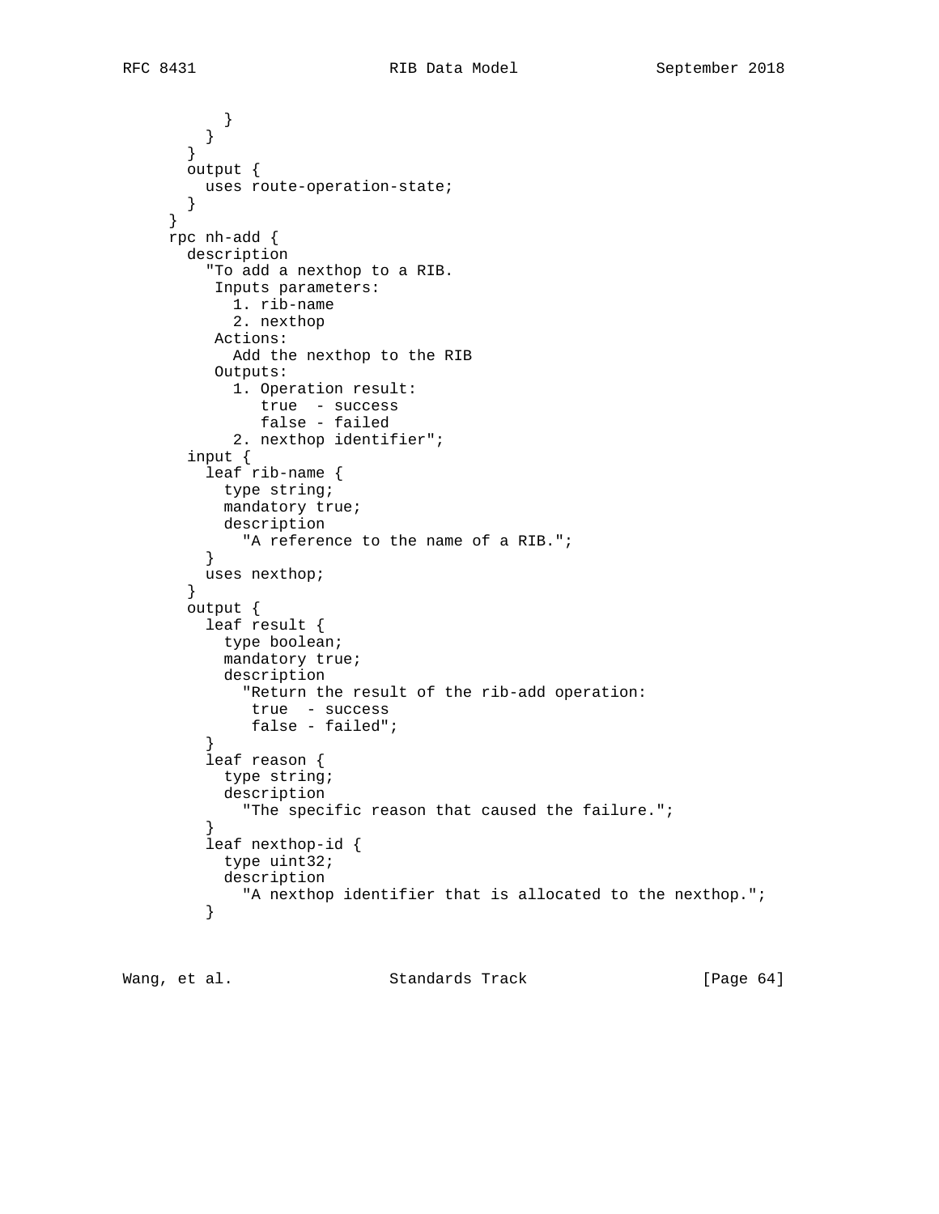```
          }
        }
      }
      output {
        uses route-operation-state;
      }
    }
    rpc nh-add {
      description
        "To add a nexthop to a RIB.
         Inputs parameters:
           1. rib-name
           2. nexthop
         Actions:
           Add the nexthop to the RIB
         Outputs:
           1. Operation result:
              true  - success
              false - failed
           2. nexthop identifier";
      input {
        leaf rib-name {
          type string;
          mandatory true;
          description
            "A reference to the name of a RIB.";
        }
        uses nexthop;
      }
      output {
        leaf result {
          type boolean;
          mandatory true;
          description
            "Return the result of the rib-add operation:
             true  - success
             false - failed";
        }
        leaf reason {
          type string;
          description
            "The specific reason that caused the failure.";
        }
        leaf nexthop-id {
          type uint32;
          description
            "A nexthop identifier that is allocated to the nexthop.";
        }
```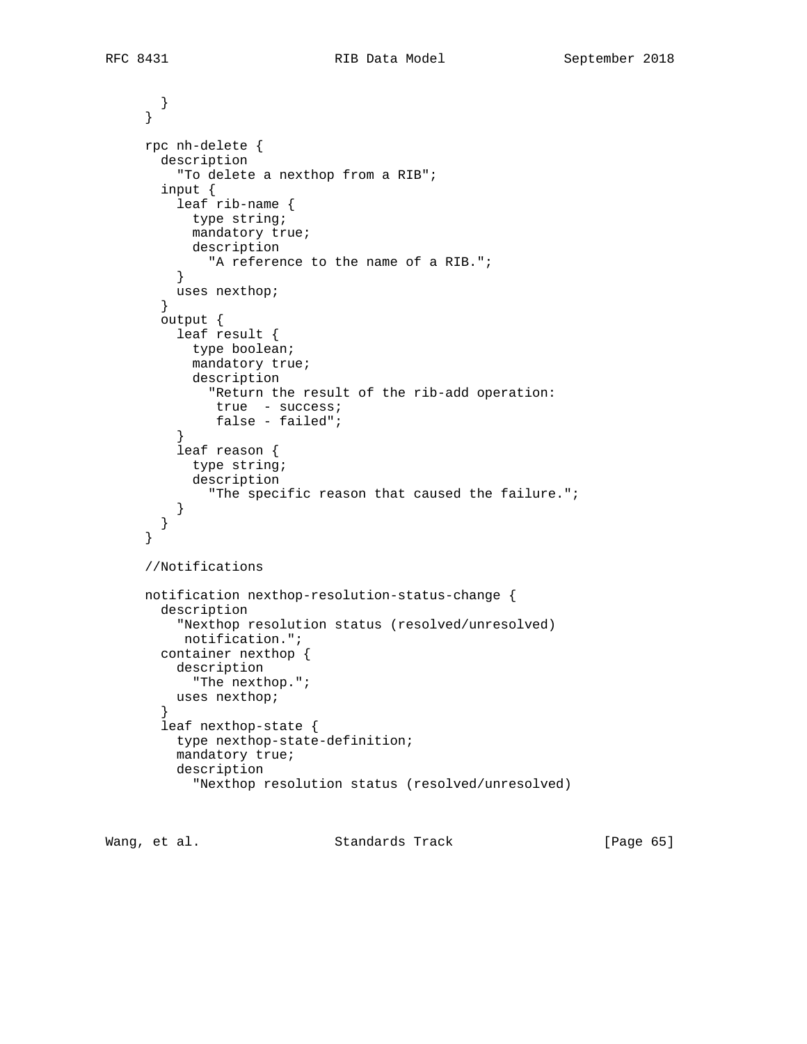```
      }
    }

    rpc nh-delete {
      description
        "To delete a nexthop from a RIB";
      input {
        leaf rib-name {
          type string;
          mandatory true;
          description
            "A reference to the name of a RIB.";
        }
        uses nexthop;
      }
      output {
        leaf result {
          type boolean;
          mandatory true;
          description
            "Return the result of the rib-add operation:
             true  - success;
             false - failed";
        }
        leaf reason {
          type string;
          description
            "The specific reason that caused the failure.";
        }
      }
    }

    //Notifications

    notification nexthop-resolution-status-change {
      description
        "Nexthop resolution status (resolved/unresolved)
         notification.";
      container nexthop {
        description
          "The nexthop.";
        uses nexthop;
      }
      leaf nexthop-state {
        type nexthop-state-definition;
        mandatory true;
        description
          "Nexthop resolution status (resolved/unresolved)
```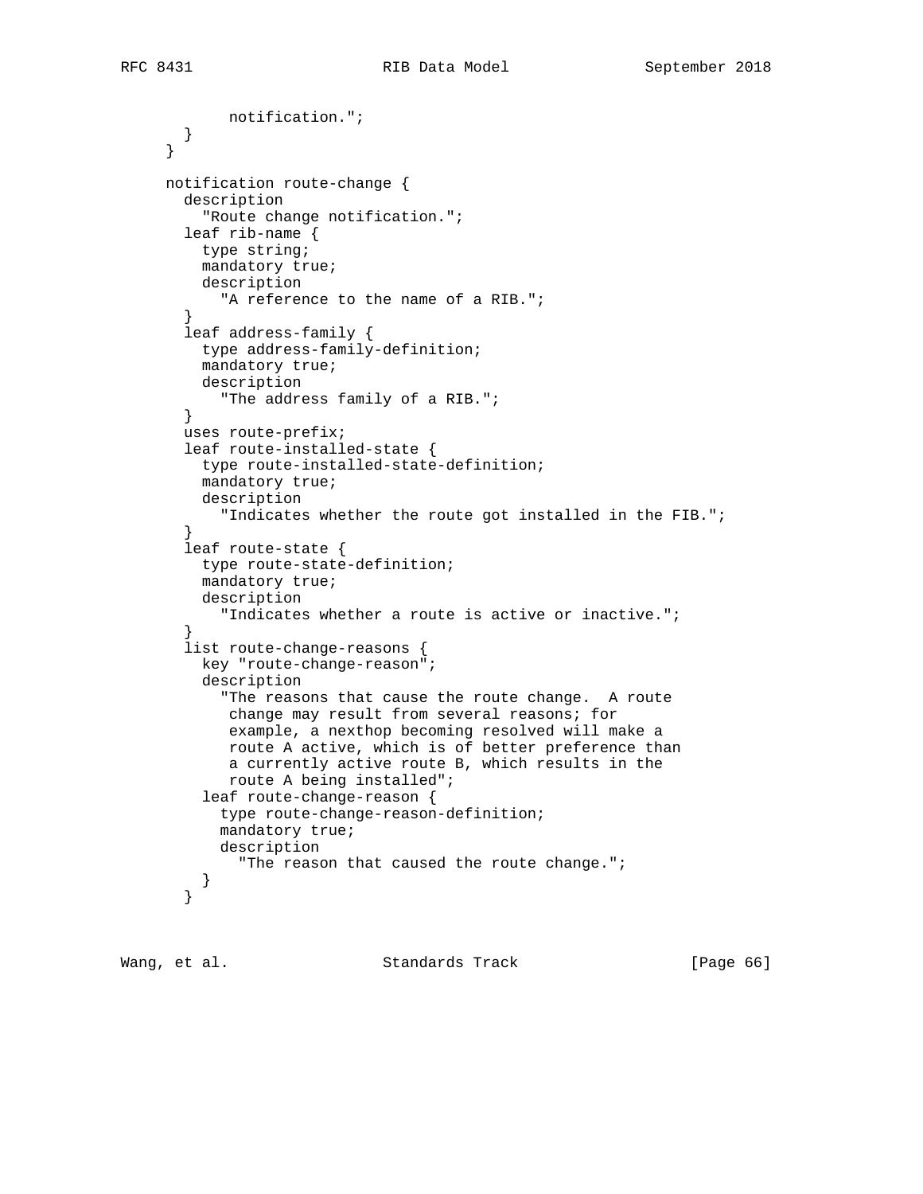```
           notification.";
       }
     }

     notification route-change {
       description
         "Route change notification.";
       leaf rib-name {
         type string;
         mandatory true;
         description
           "A reference to the name of a RIB.";
       }
       leaf address-family {
         type address-family-definition;
         mandatory true;
         description
           "The address family of a RIB.";
       }
       uses route-prefix;
       leaf route-installed-state {
         type route-installed-state-definition;
         mandatory true;
         description
           "Indicates whether the route got installed in the FIB.";
       }
       leaf route-state {
         type route-state-definition;
         mandatory true;
         description
           "Indicates whether a route is active or inactive.";
       }
       list route-change-reasons {
         key "route-change-reason";
         description
           "The reasons that cause the route change.  A route
            change may result from several reasons; for
            example, a nexthop becoming resolved will make a
            route A active, which is of better preference than
            a currently active route B, which results in the
            route A being installed";
         leaf route-change-reason {
           type route-change-reason-definition;
           mandatory true;
           description
             "The reason that caused the route change.";
         }
       }
```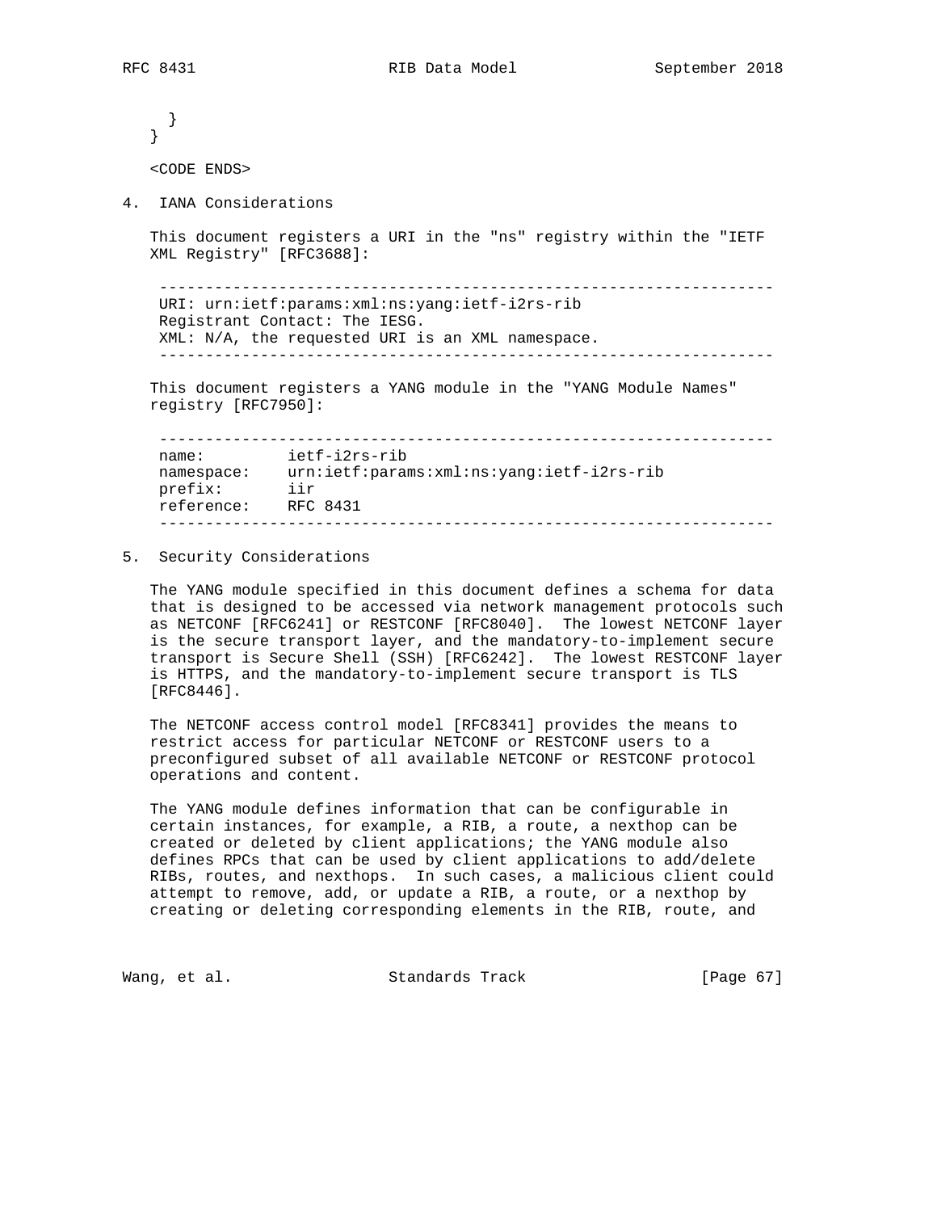```
    }
  }

  <CODE ENDS>
```

## 4. IANA Considerations

This document registers a URI in the "ns" registry within the "IETF XML Registry" [RFC3688]:

```
--------------------------------------------------------------------
URI: urn:ietf:params:xml:ns:yang:ietf-i2rs-rib
Registrant Contact: The IESG.
XML: N/A, the requested URI is an XML namespace.
--------------------------------------------------------------------
```

This document registers a YANG module in the "YANG Module Names" registry [RFC7950]:

```
--------------------------------------------------------------------
name:         ietf-i2rs-rib
namespace:    urn:ietf:params:xml:ns:yang:ietf-i2rs-rib
prefix:       iir
reference:    RFC 8431
--------------------------------------------------------------------
```

## 5. Security Considerations

The YANG module specified in this document defines a schema for data that is designed to be accessed via network management protocols such as NETCONF [RFC6241] or RESTCONF [RFC8040]. The lowest NETCONF layer is the secure transport layer, and the mandatory-to-implement secure transport is Secure Shell (SSH) [RFC6242]. The lowest RESTCONF layer is HTTPS, and the mandatory-to-implement secure transport is TLS [RFC8446].

The NETCONF access control model [RFC8341] provides the means to restrict access for particular NETCONF or RESTCONF users to a preconfigured subset of all available NETCONF or RESTCONF protocol operations and content.

The YANG module defines information that can be configurable in certain instances, for example, a RIB, a route, a nexthop can be created or deleted by client applications; the YANG module also defines RPCs that can be used by client applications to add/delete RIBs, routes, and nexthops. In such cases, a malicious client could attempt to remove, add, or update a RIB, a route, or a nexthop by creating or deleting corresponding elements in the RIB, route, and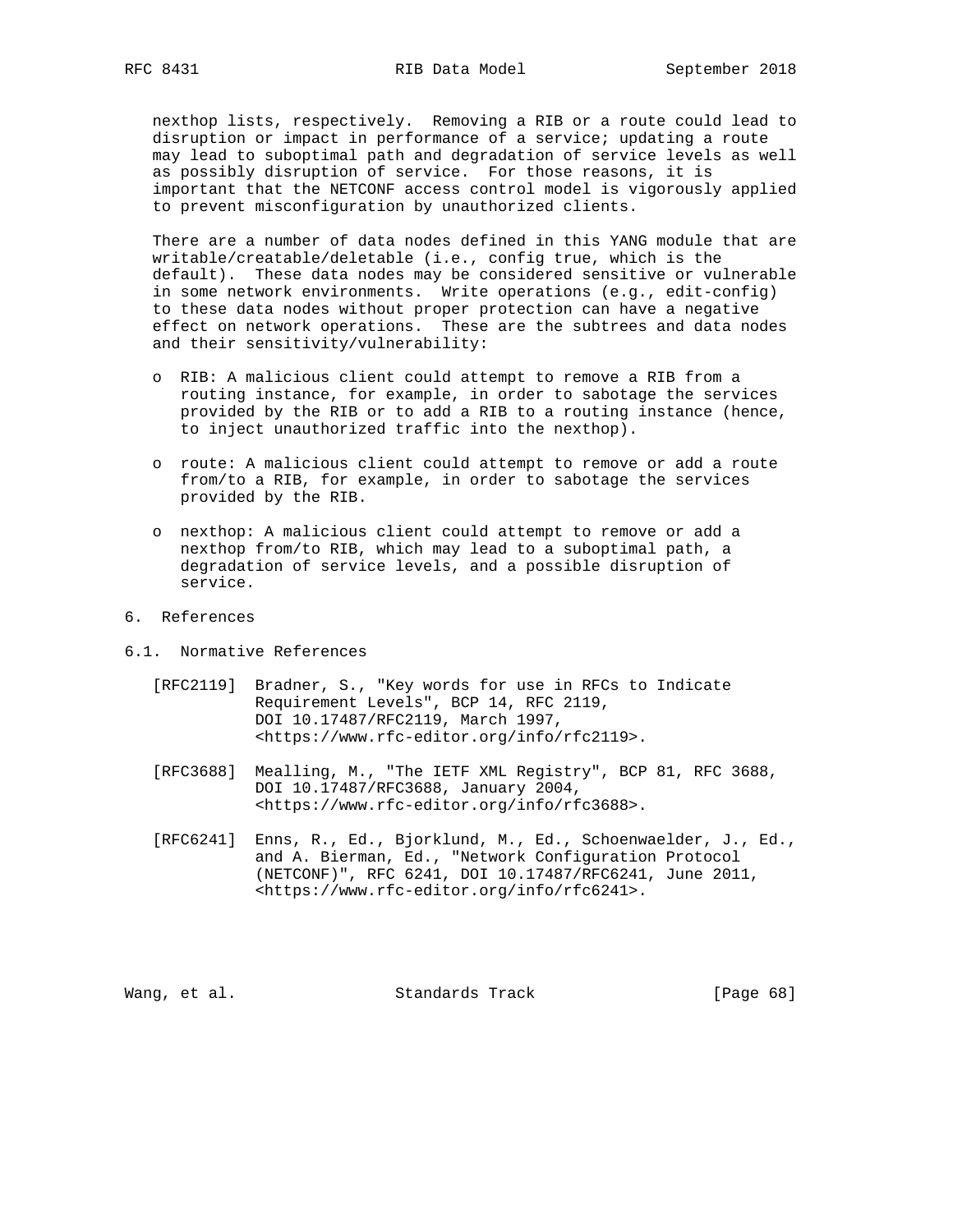nexthop lists, respectively. Removing a RIB or a route could lead to disruption or impact in performance of a service; updating a route may lead to suboptimal path and degradation of service levels as well as possibly disruption of service. For those reasons, it is important that the NETCONF access control model is vigorously applied to prevent misconfiguration by unauthorized clients.

There are a number of data nodes defined in this YANG module that are writable/creatable/deletable (i.e., config true, which is the default). These data nodes may be considered sensitive or vulnerable in some network environments. Write operations (e.g., edit-config) to these data nodes without proper protection can have a negative effect on network operations. These are the subtrees and data nodes and their sensitivity/vulnerability:

- RIB: A malicious client could attempt to remove a RIB from a routing instance, for example, in order to sabotage the services provided by the RIB or to add a RIB to a routing instance (hence, to inject unauthorized traffic into the nexthop).
- route: A malicious client could attempt to remove or add a route from/to a RIB, for example, in order to sabotage the services provided by the RIB.
- nexthop: A malicious client could attempt to remove or add a nexthop from/to RIB, which may lead to a suboptimal path, a degradation of service levels, and a possible disruption of service.

# 6. References

## 6.1. Normative References

[RFC2119] Bradner, S., "Key words for use in RFCs to Indicate Requirement Levels", BCP 14, RFC 2119, DOI 10.17487/RFC2119, March 1997, <https://www.rfc-editor.org/info/rfc2119>.

[RFC3688] Mealling, M., "The IETF XML Registry", BCP 81, RFC 3688, DOI 10.17487/RFC3688, January 2004, <https://www.rfc-editor.org/info/rfc3688>.

[RFC6241] Enns, R., Ed., Bjorklund, M., Ed., Schoenwaelder, J., Ed., and A. Bierman, Ed., "Network Configuration Protocol (NETCONF)", RFC 6241, DOI 10.17487/RFC6241, June 2011, <https://www.rfc-editor.org/info/rfc6241>.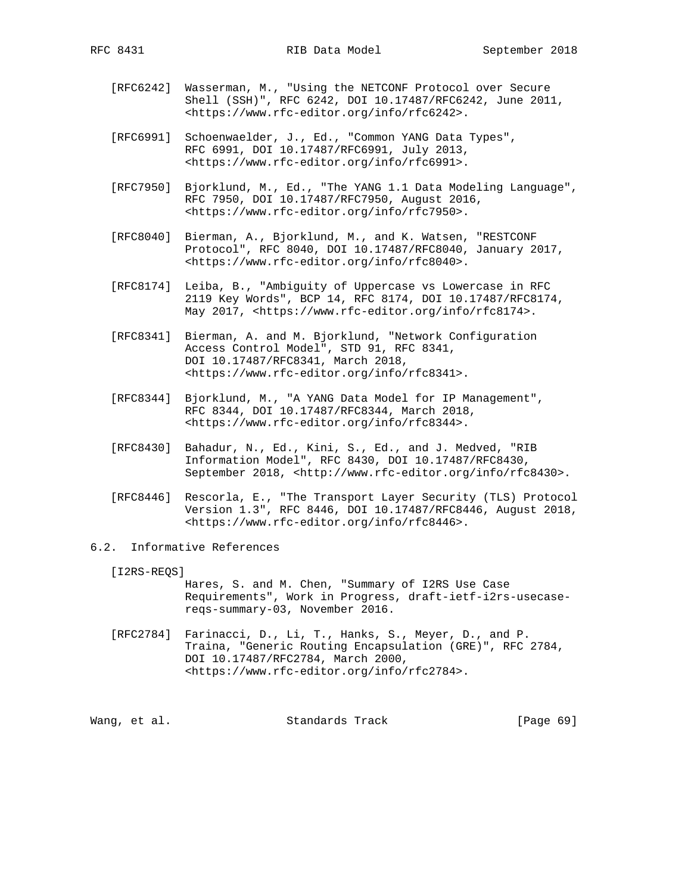[RFC6242] Wasserman, M., "Using the NETCONF Protocol over Secure Shell (SSH)", RFC 6242, DOI 10.17487/RFC6242, June 2011, <https://www.rfc-editor.org/info/rfc6242>.

[RFC6991] Schoenwaelder, J., Ed., "Common YANG Data Types", RFC 6991, DOI 10.17487/RFC6991, July 2013, <https://www.rfc-editor.org/info/rfc6991>.

[RFC7950] Bjorklund, M., Ed., "The YANG 1.1 Data Modeling Language", RFC 7950, DOI 10.17487/RFC7950, August 2016, <https://www.rfc-editor.org/info/rfc7950>.

[RFC8040] Bierman, A., Bjorklund, M., and K. Watsen, "RESTCONF Protocol", RFC 8040, DOI 10.17487/RFC8040, January 2017, <https://www.rfc-editor.org/info/rfc8040>.

[RFC8174] Leiba, B., "Ambiguity of Uppercase vs Lowercase in RFC 2119 Key Words", BCP 14, RFC 8174, DOI 10.17487/RFC8174, May 2017, <https://www.rfc-editor.org/info/rfc8174>.

[RFC8341] Bierman, A. and M. Bjorklund, "Network Configuration Access Control Model", STD 91, RFC 8341, DOI 10.17487/RFC8341, March 2018, <https://www.rfc-editor.org/info/rfc8341>.

[RFC8344] Bjorklund, M., "A YANG Data Model for IP Management", RFC 8344, DOI 10.17487/RFC8344, March 2018, <https://www.rfc-editor.org/info/rfc8344>.

[RFC8430] Bahadur, N., Ed., Kini, S., Ed., and J. Medved, "RIB Information Model", RFC 8430, DOI 10.17487/RFC8430, September 2018, <http://www.rfc-editor.org/info/rfc8430>.

[RFC8446] Rescorla, E., "The Transport Layer Security (TLS) Protocol Version 1.3", RFC 8446, DOI 10.17487/RFC8446, August 2018, <https://www.rfc-editor.org/info/rfc8446>.

## 6.2. Informative References

[I2RS-REQS] Hares, S. and M. Chen, "Summary of I2RS Use Case Requirements", Work in Progress, draft-ietf-i2rs-usecase-reqs-summary-03, November 2016.

[RFC2784] Farinacci, D., Li, T., Hanks, S., Meyer, D., and P. Traina, "Generic Routing Encapsulation (GRE)", RFC 2784, DOI 10.17487/RFC2784, March 2000, <https://www.rfc-editor.org/info/rfc2784>.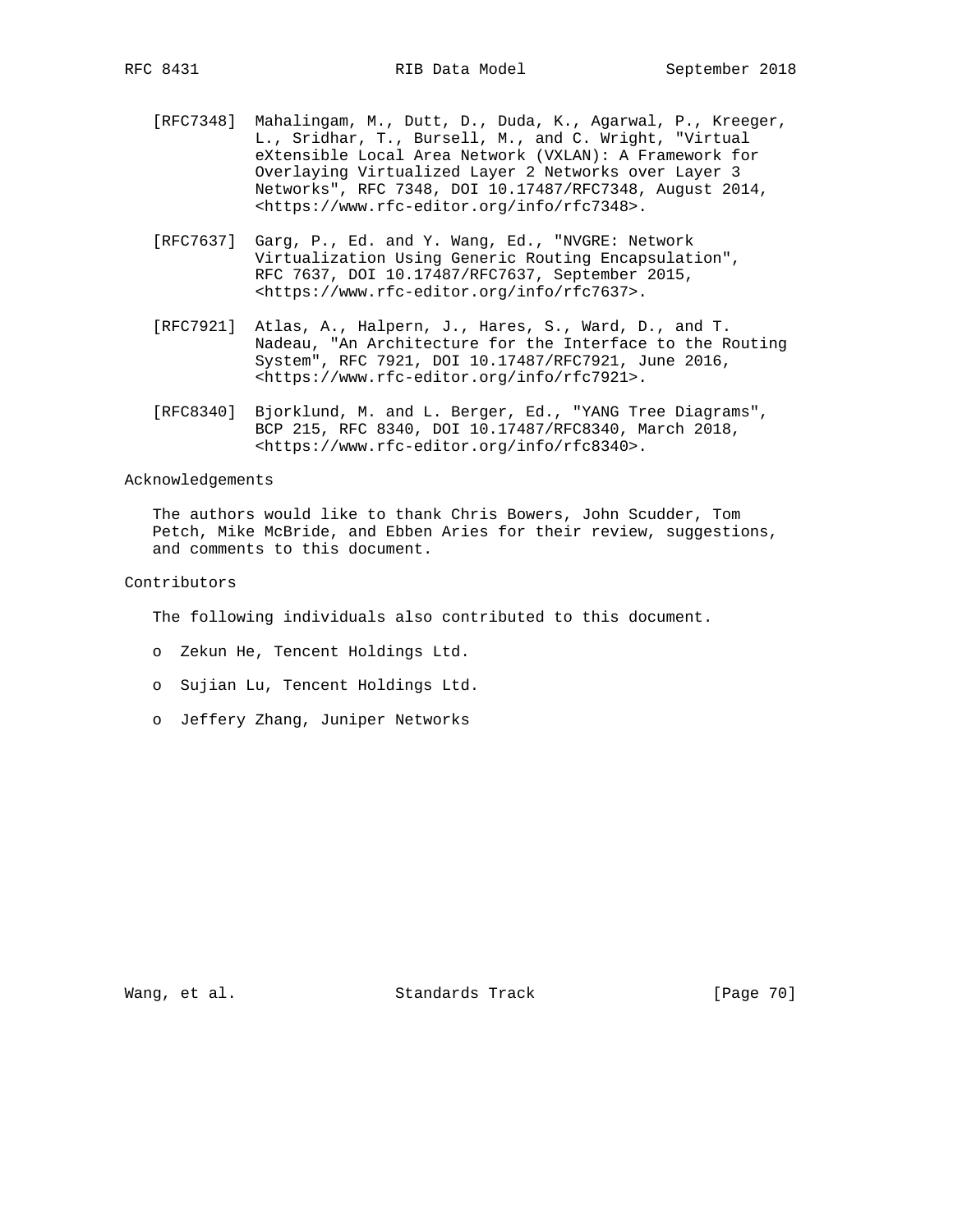[RFC7348] Mahalingam, M., Dutt, D., Duda, K., Agarwal, P., Kreeger, L., Sridhar, T., Bursell, M., and C. Wright, "Virtual eXtensible Local Area Network (VXLAN): A Framework for Overlaying Virtualized Layer 2 Networks over Layer 3 Networks", RFC 7348, DOI 10.17487/RFC7348, August 2014, <https://www.rfc-editor.org/info/rfc7348>.

[RFC7637] Garg, P., Ed. and Y. Wang, Ed., "NVGRE: Network Virtualization Using Generic Routing Encapsulation", RFC 7637, DOI 10.17487/RFC7637, September 2015, <https://www.rfc-editor.org/info/rfc7637>.

[RFC7921] Atlas, A., Halpern, J., Hares, S., Ward, D., and T. Nadeau, "An Architecture for the Interface to the Routing System", RFC 7921, DOI 10.17487/RFC7921, June 2016, <https://www.rfc-editor.org/info/rfc7921>.

[RFC8340] Bjorklund, M. and L. Berger, Ed., "YANG Tree Diagrams", BCP 215, RFC 8340, DOI 10.17487/RFC8340, March 2018, <https://www.rfc-editor.org/info/rfc8340>.

## Acknowledgements

The authors would like to thank Chris Bowers, John Scudder, Tom Petch, Mike McBride, and Ebben Aries for their review, suggestions, and comments to this document.

## Contributors

The following individuals also contributed to this document.

- Zekun He, Tencent Holdings Ltd.
- Sujian Lu, Tencent Holdings Ltd.
- Jeffery Zhang, Juniper Networks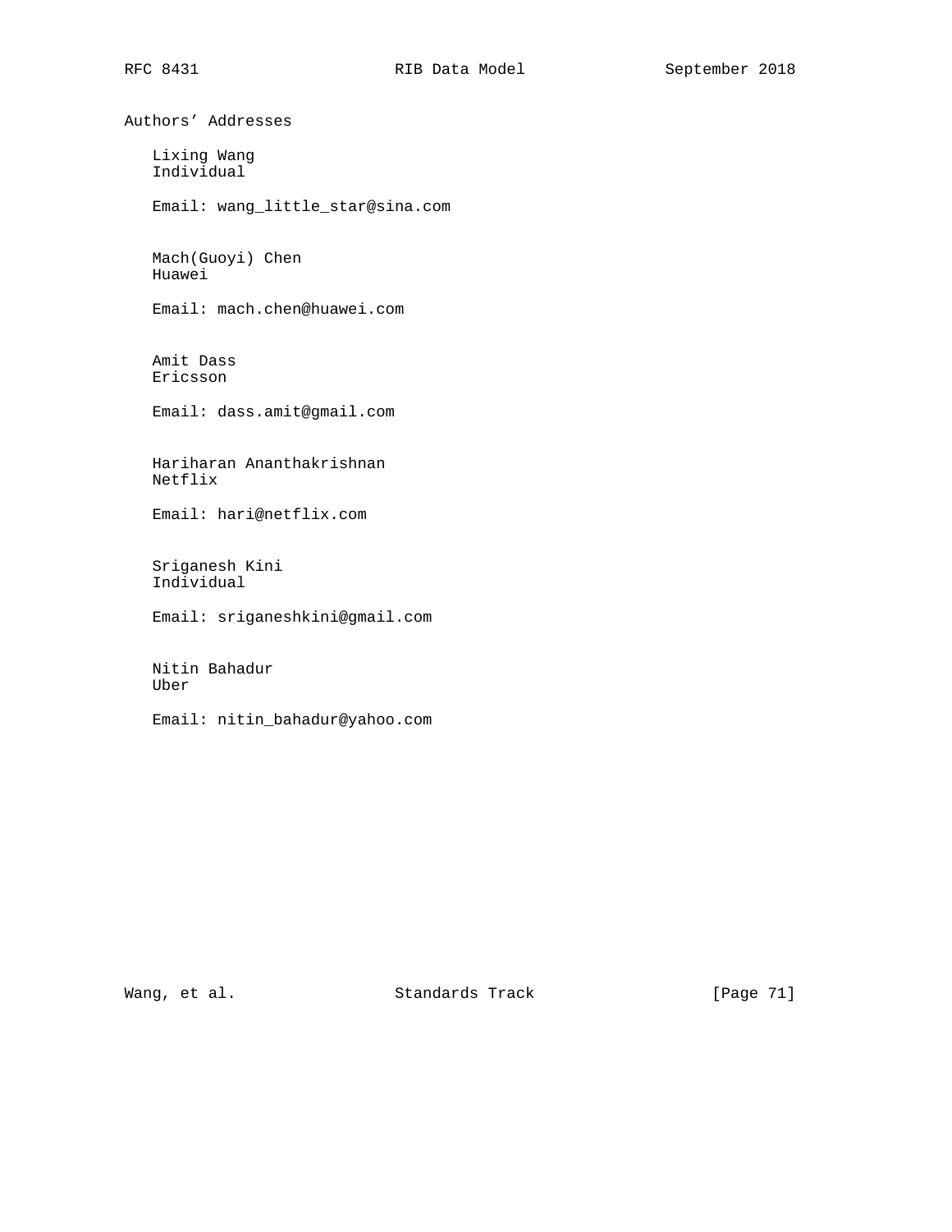## Authors' Addresses

Lixing Wang
Individual

Email: wang_little_star@sina.com

Mach(Guoyi) Chen
Huawei

Email: mach.chen@huawei.com

Amit Dass
Ericsson

Email: dass.amit@gmail.com

Hariharan Ananthakrishnan
Netflix

Email: hari@netflix.com

Sriganesh Kini
Individual

Email: sriganeshkini@gmail.com

Nitin Bahadur
Uber

Email: nitin_bahadur@yahoo.com